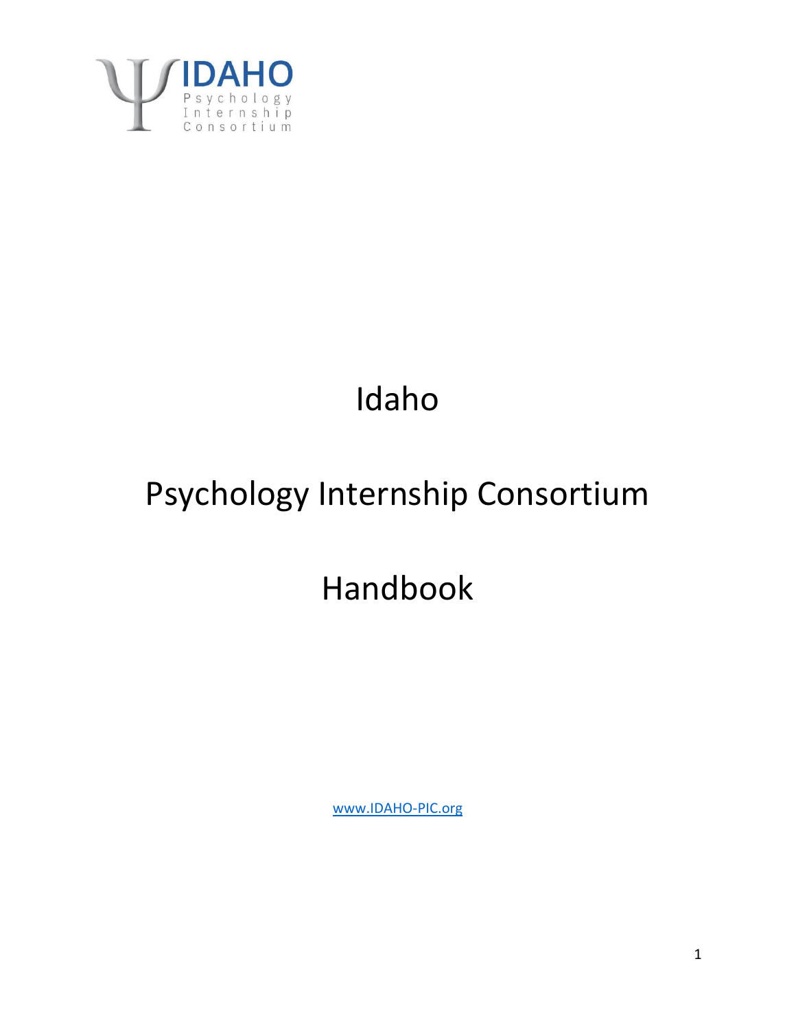# Idaho

# Psychology Internship Consortium

# Handbook

www.IDAHO-PIC.org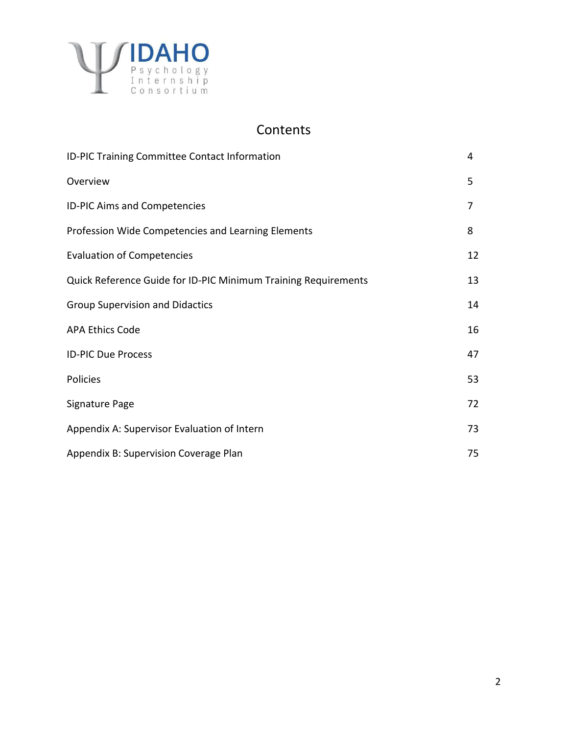IDAHO Psychology Internship Consortium

# Contents

| | |
|---|---|
| ID-PIC Training Committee Contact Information | 4 |
| Overview | 5 |
| ID-PIC Aims and Competencies | 7 |
| Profession Wide Competencies and Learning Elements | 8 |
| Evaluation of Competencies | 12 |
| Quick Reference Guide for ID-PIC Minimum Training Requirements | 13 |
| Group Supervision and Didactics | 14 |
| APA Ethics Code | 16 |
| ID-PIC Due Process | 47 |
| Policies | 53 |
| Signature Page | 72 |
| Appendix A: Supervisor Evaluation of Intern | 73 |
| Appendix B: Supervision Coverage Plan | 75 |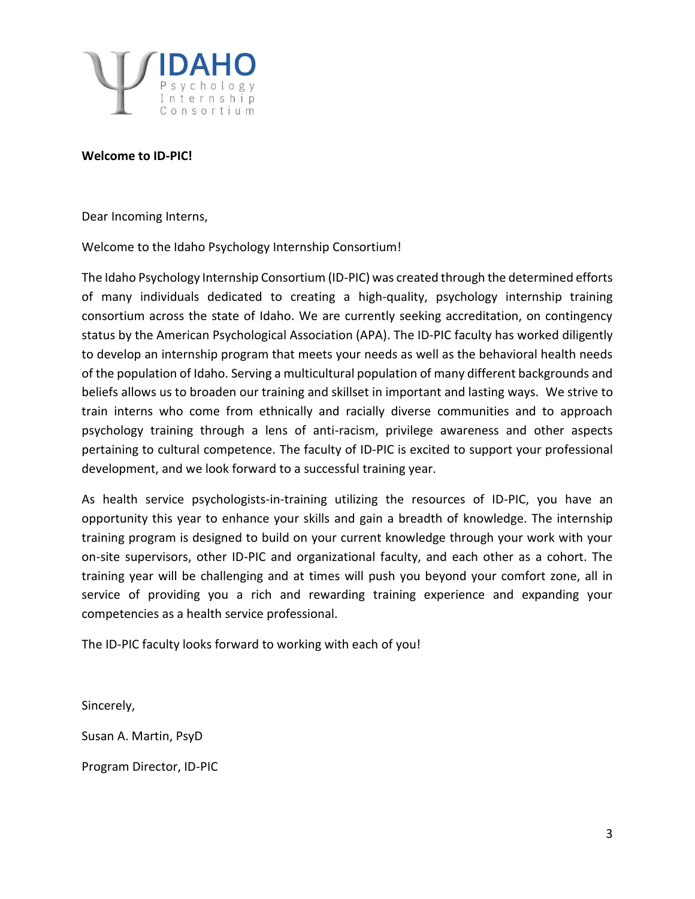**Welcome to ID-PIC!**

Dear Incoming Interns,

Welcome to the Idaho Psychology Internship Consortium!

The Idaho Psychology Internship Consortium (ID-PIC) was created through the determined efforts of many individuals dedicated to creating a high-quality, psychology internship training consortium across the state of Idaho. We are currently seeking accreditation, on contingency status by the American Psychological Association (APA). The ID-PIC faculty has worked diligently to develop an internship program that meets your needs as well as the behavioral health needs of the population of Idaho. Serving a multicultural population of many different backgrounds and beliefs allows us to broaden our training and skillset in important and lasting ways. We strive to train interns who come from ethnically and racially diverse communities and to approach psychology training through a lens of anti-racism, privilege awareness and other aspects pertaining to cultural competence. The faculty of ID-PIC is excited to support your professional development, and we look forward to a successful training year.

As health service psychologists-in-training utilizing the resources of ID-PIC, you have an opportunity this year to enhance your skills and gain a breadth of knowledge. The internship training program is designed to build on your current knowledge through your work with your on-site supervisors, other ID-PIC and organizational faculty, and each other as a cohort. The training year will be challenging and at times will push you beyond your comfort zone, all in service of providing you a rich and rewarding training experience and expanding your competencies as a health service professional.

The ID-PIC faculty looks forward to working with each of you!

Sincerely,

Susan A. Martin, PsyD

Program Director, ID-PIC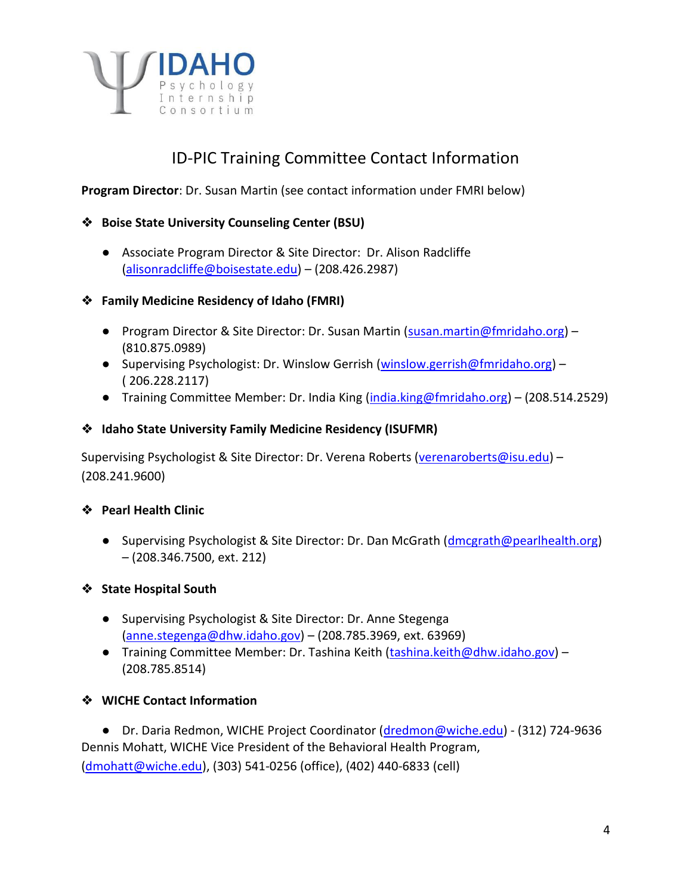# ID-PIC Training Committee Contact Information

**Program Director**: Dr. Susan Martin (see contact information under FMRI below)

❖ **Boise State University Counseling Center (BSU)**

- Associate Program Director & Site Director: Dr. Alison Radcliffe (alisonradcliffe@boisestate.edu) – (208.426.2987)

❖ **Family Medicine Residency of Idaho (FMRI)**

- Program Director & Site Director: Dr. Susan Martin (susan.martin@fmridaho.org) – (810.875.0989)
- Supervising Psychologist: Dr. Winslow Gerrish (winslow.gerrish@fmridaho.org) – ( 206.228.2117)
- Training Committee Member: Dr. India King (india.king@fmridaho.org) – (208.514.2529)

❖ **Idaho State University Family Medicine Residency (ISUFMR)**

Supervising Psychologist & Site Director: Dr. Verena Roberts (verenaroberts@isu.edu) – (208.241.9600)

❖ **Pearl Health Clinic**

- Supervising Psychologist & Site Director: Dr. Dan McGrath (dmcgrath@pearlhealth.org) – (208.346.7500, ext. 212)

❖ **State Hospital South**

- Supervising Psychologist & Site Director: Dr. Anne Stegenga (anne.stegenga@dhw.idaho.gov) – (208.785.3969, ext. 63969)
- Training Committee Member: Dr. Tashina Keith (tashina.keith@dhw.idaho.gov) – (208.785.8514)

❖ **WICHE Contact Information**

- Dr. Daria Redmon, WICHE Project Coordinator (dredmon@wiche.edu) - (312) 724-9636

Dennis Mohatt, WICHE Vice President of the Behavioral Health Program, (dmohatt@wiche.edu), (303) 541-0256 (office), (402) 440-6833 (cell)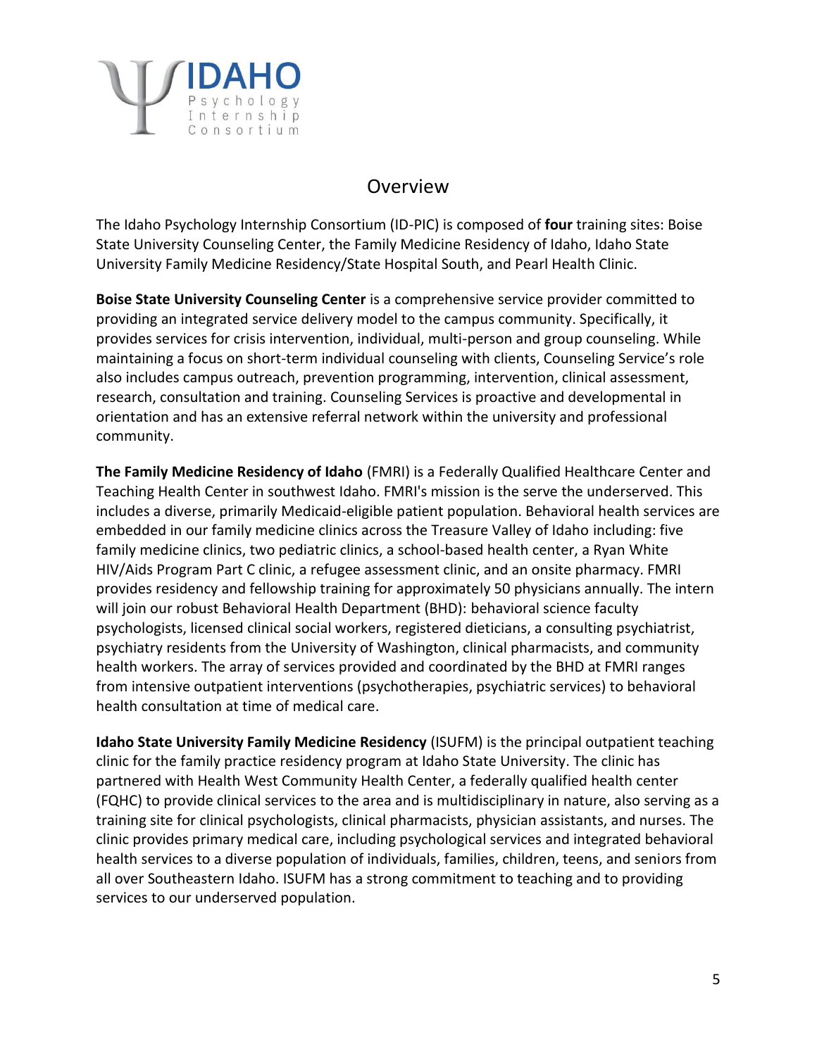## Overview

The Idaho Psychology Internship Consortium (ID-PIC) is composed of **four** training sites: Boise State University Counseling Center, the Family Medicine Residency of Idaho, Idaho State University Family Medicine Residency/State Hospital South, and Pearl Health Clinic.

**Boise State University Counseling Center** is a comprehensive service provider committed to providing an integrated service delivery model to the campus community. Specifically, it provides services for crisis intervention, individual, multi-person and group counseling. While maintaining a focus on short-term individual counseling with clients, Counseling Service's role also includes campus outreach, prevention programming, intervention, clinical assessment, research, consultation and training. Counseling Services is proactive and developmental in orientation and has an extensive referral network within the university and professional community.

**The Family Medicine Residency of Idaho** (FMRI) is a Federally Qualified Healthcare Center and Teaching Health Center in southwest Idaho. FMRI's mission is the serve the underserved. This includes a diverse, primarily Medicaid-eligible patient population. Behavioral health services are embedded in our family medicine clinics across the Treasure Valley of Idaho including: five family medicine clinics, two pediatric clinics, a school-based health center, a Ryan White HIV/Aids Program Part C clinic, a refugee assessment clinic, and an onsite pharmacy. FMRI provides residency and fellowship training for approximately 50 physicians annually. The intern will join our robust Behavioral Health Department (BHD): behavioral science faculty psychologists, licensed clinical social workers, registered dieticians, a consulting psychiatrist, psychiatry residents from the University of Washington, clinical pharmacists, and community health workers. The array of services provided and coordinated by the BHD at FMRI ranges from intensive outpatient interventions (psychotherapies, psychiatric services) to behavioral health consultation at time of medical care.

**Idaho State University Family Medicine Residency** (ISUFM) is the principal outpatient teaching clinic for the family practice residency program at Idaho State University. The clinic has partnered with Health West Community Health Center, a federally qualified health center (FQHC) to provide clinical services to the area and is multidisciplinary in nature, also serving as a training site for clinical psychologists, clinical pharmacists, physician assistants, and nurses. The clinic provides primary medical care, including psychological services and integrated behavioral health services to a diverse population of individuals, families, children, teens, and seniors from all over Southeastern Idaho. ISUFM has a strong commitment to teaching and to providing services to our underserved population.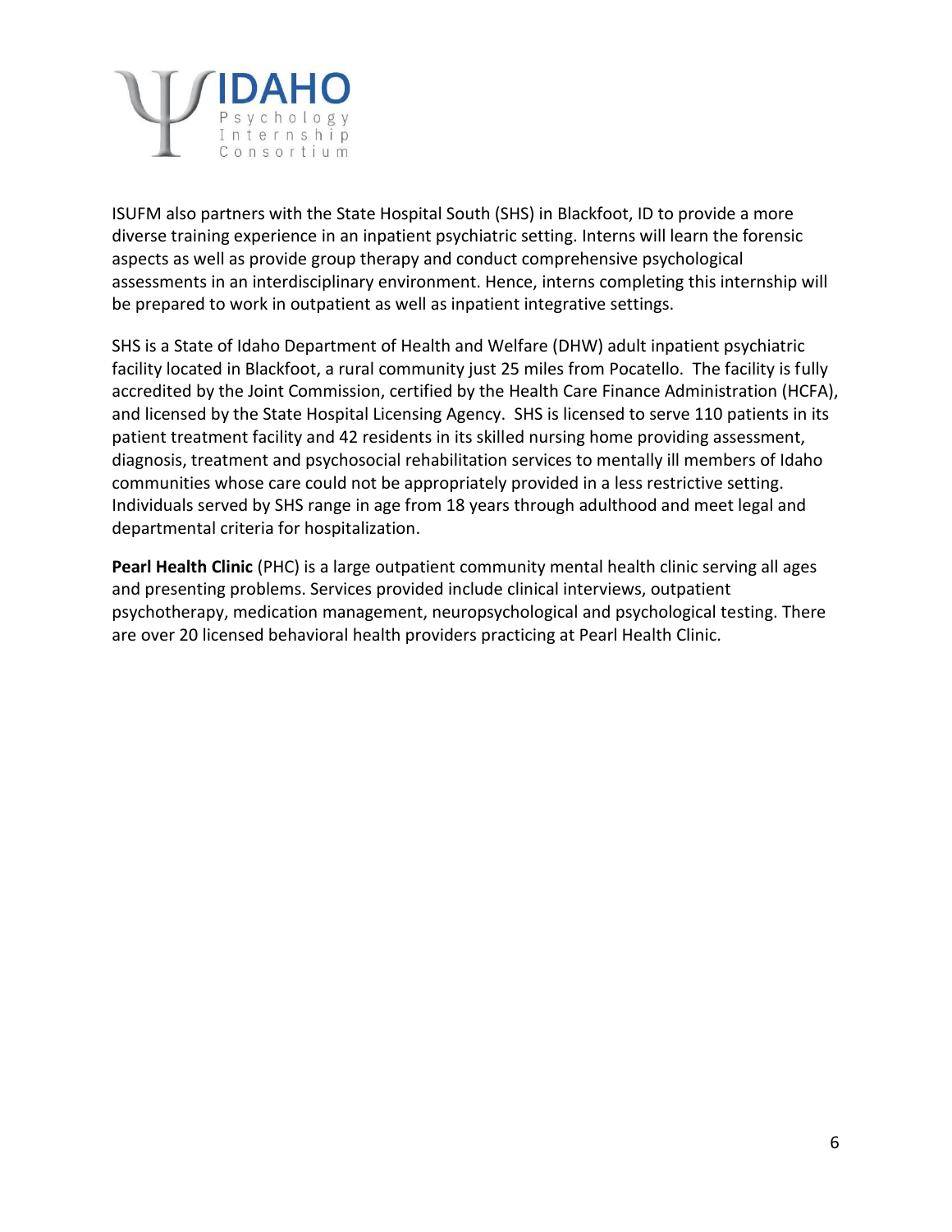ISUFM also partners with the State Hospital South (SHS) in Blackfoot, ID to provide a more diverse training experience in an inpatient psychiatric setting. Interns will learn the forensic aspects as well as provide group therapy and conduct comprehensive psychological assessments in an interdisciplinary environment. Hence, interns completing this internship will be prepared to work in outpatient as well as inpatient integrative settings.

SHS is a State of Idaho Department of Health and Welfare (DHW) adult inpatient psychiatric facility located in Blackfoot, a rural community just 25 miles from Pocatello. The facility is fully accredited by the Joint Commission, certified by the Health Care Finance Administration (HCFA), and licensed by the State Hospital Licensing Agency. SHS is licensed to serve 110 patients in its patient treatment facility and 42 residents in its skilled nursing home providing assessment, diagnosis, treatment and psychosocial rehabilitation services to mentally ill members of Idaho communities whose care could not be appropriately provided in a less restrictive setting. Individuals served by SHS range in age from 18 years through adulthood and meet legal and departmental criteria for hospitalization.

**Pearl Health Clinic** (PHC) is a large outpatient community mental health clinic serving all ages and presenting problems. Services provided include clinical interviews, outpatient psychotherapy, medication management, neuropsychological and psychological testing. There are over 20 licensed behavioral health providers practicing at Pearl Health Clinic.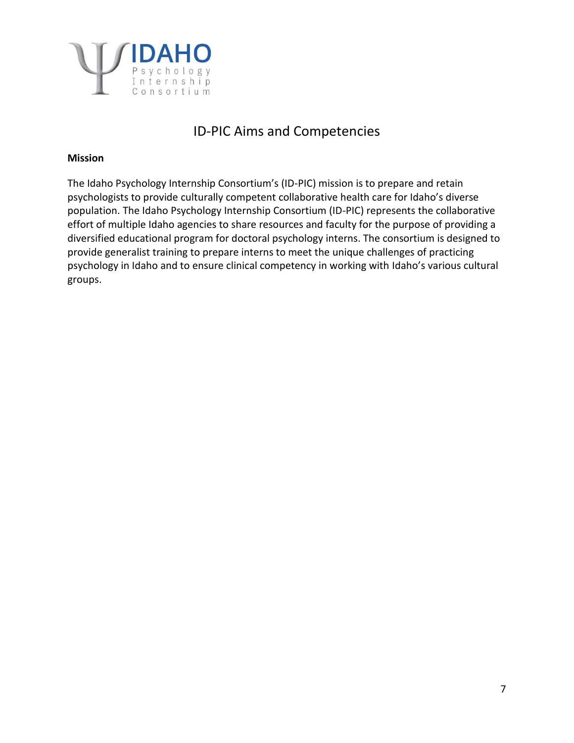# ID-PIC Aims and Competencies

**Mission**

The Idaho Psychology Internship Consortium's (ID-PIC) mission is to prepare and retain psychologists to provide culturally competent collaborative health care for Idaho's diverse population. The Idaho Psychology Internship Consortium (ID-PIC) represents the collaborative effort of multiple Idaho agencies to share resources and faculty for the purpose of providing a diversified educational program for doctoral psychology interns. The consortium is designed to provide generalist training to prepare interns to meet the unique challenges of practicing psychology in Idaho and to ensure clinical competency in working with Idaho's various cultural groups.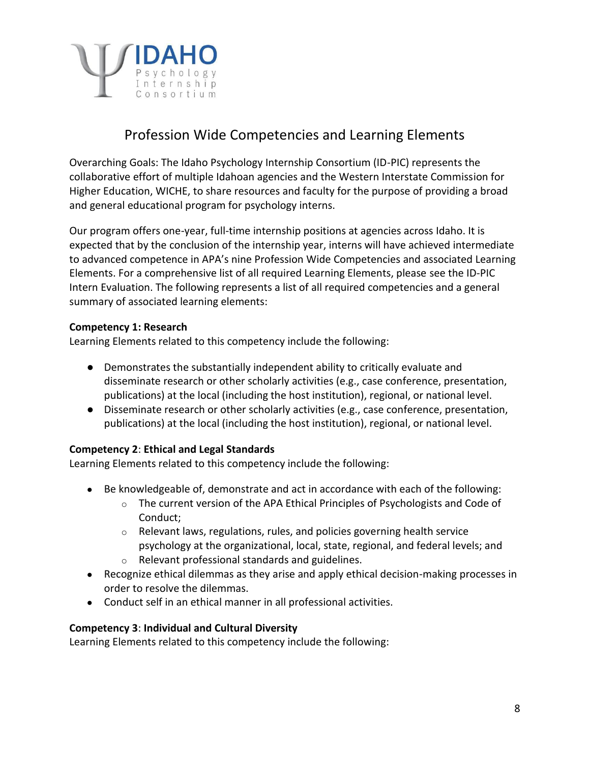## Profession Wide Competencies and Learning Elements

Overarching Goals: The Idaho Psychology Internship Consortium (ID-PIC) represents the collaborative effort of multiple Idahoan agencies and the Western Interstate Commission for Higher Education, WICHE, to share resources and faculty for the purpose of providing a broad and general educational program for psychology interns.

Our program offers one-year, full-time internship positions at agencies across Idaho. It is expected that by the conclusion of the internship year, interns will have achieved intermediate to advanced competence in APA's nine Profession Wide Competencies and associated Learning Elements. For a comprehensive list of all required Learning Elements, please see the ID-PIC Intern Evaluation. The following represents a list of all required competencies and a general summary of associated learning elements:

**Competency 1: Research**
Learning Elements related to this competency include the following:

- Demonstrates the substantially independent ability to critically evaluate and disseminate research or other scholarly activities (e.g., case conference, presentation, publications) at the local (including the host institution), regional, or national level.
- Disseminate research or other scholarly activities (e.g., case conference, presentation, publications) at the local (including the host institution), regional, or national level.

**Competency 2**: **Ethical and Legal Standards**
Learning Elements related to this competency include the following:

- Be knowledgeable of, demonstrate and act in accordance with each of the following:
  - The current version of the APA Ethical Principles of Psychologists and Code of Conduct;
  - Relevant laws, regulations, rules, and policies governing health service psychology at the organizational, local, state, regional, and federal levels; and
  - Relevant professional standards and guidelines.
- Recognize ethical dilemmas as they arise and apply ethical decision-making processes in order to resolve the dilemmas.
- Conduct self in an ethical manner in all professional activities.

**Competency 3**: **Individual and Cultural Diversity**
Learning Elements related to this competency include the following: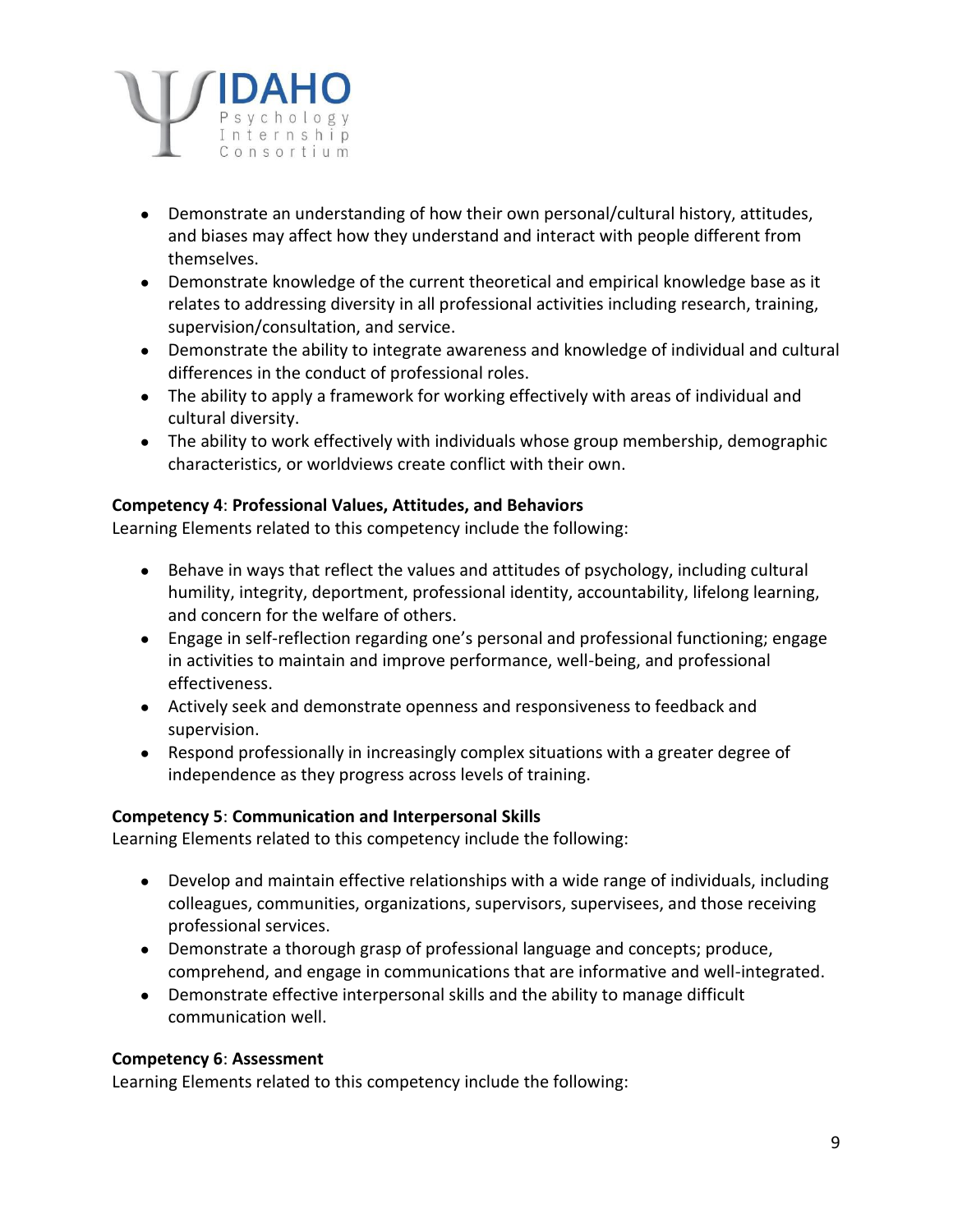- Demonstrate an understanding of how their own personal/cultural history, attitudes, and biases may affect how they understand and interact with people different from themselves.
- Demonstrate knowledge of the current theoretical and empirical knowledge base as it relates to addressing diversity in all professional activities including research, training, supervision/consultation, and service.
- Demonstrate the ability to integrate awareness and knowledge of individual and cultural differences in the conduct of professional roles.
- The ability to apply a framework for working effectively with areas of individual and cultural diversity.
- The ability to work effectively with individuals whose group membership, demographic characteristics, or worldviews create conflict with their own.

**Competency 4**: **Professional Values, Attitudes, and Behaviors**
Learning Elements related to this competency include the following:

- Behave in ways that reflect the values and attitudes of psychology, including cultural humility, integrity, deportment, professional identity, accountability, lifelong learning, and concern for the welfare of others.
- Engage in self-reflection regarding one's personal and professional functioning; engage in activities to maintain and improve performance, well-being, and professional effectiveness.
- Actively seek and demonstrate openness and responsiveness to feedback and supervision.
- Respond professionally in increasingly complex situations with a greater degree of independence as they progress across levels of training.

**Competency 5**: **Communication and Interpersonal Skills**
Learning Elements related to this competency include the following:

- Develop and maintain effective relationships with a wide range of individuals, including colleagues, communities, organizations, supervisors, supervisees, and those receiving professional services.
- Demonstrate a thorough grasp of professional language and concepts; produce, comprehend, and engage in communications that are informative and well-integrated.
- Demonstrate effective interpersonal skills and the ability to manage difficult communication well.

**Competency 6**: **Assessment**
Learning Elements related to this competency include the following: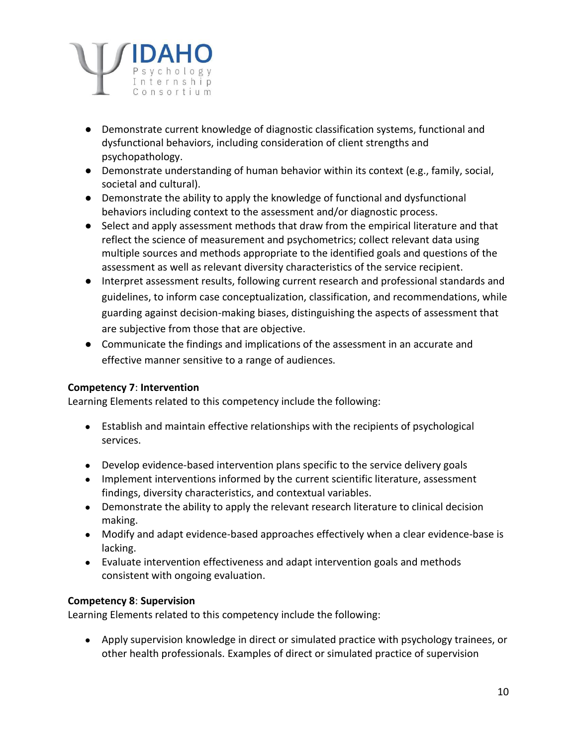- Demonstrate current knowledge of diagnostic classification systems, functional and dysfunctional behaviors, including consideration of client strengths and psychopathology.
- Demonstrate understanding of human behavior within its context (e.g., family, social, societal and cultural).
- Demonstrate the ability to apply the knowledge of functional and dysfunctional behaviors including context to the assessment and/or diagnostic process.
- Select and apply assessment methods that draw from the empirical literature and that reflect the science of measurement and psychometrics; collect relevant data using multiple sources and methods appropriate to the identified goals and questions of the assessment as well as relevant diversity characteristics of the service recipient.
- Interpret assessment results, following current research and professional standards and guidelines, to inform case conceptualization, classification, and recommendations, while guarding against decision-making biases, distinguishing the aspects of assessment that are subjective from those that are objective.
- Communicate the findings and implications of the assessment in an accurate and effective manner sensitive to a range of audiences.

**Competency 7**: **Intervention**

Learning Elements related to this competency include the following:

- Establish and maintain effective relationships with the recipients of psychological services.
- Develop evidence-based intervention plans specific to the service delivery goals
- Implement interventions informed by the current scientific literature, assessment findings, diversity characteristics, and contextual variables.
- Demonstrate the ability to apply the relevant research literature to clinical decision making.
- Modify and adapt evidence-based approaches effectively when a clear evidence-base is lacking.
- Evaluate intervention effectiveness and adapt intervention goals and methods consistent with ongoing evaluation.

**Competency 8**: **Supervision**

Learning Elements related to this competency include the following:

- Apply supervision knowledge in direct or simulated practice with psychology trainees, or other health professionals. Examples of direct or simulated practice of supervision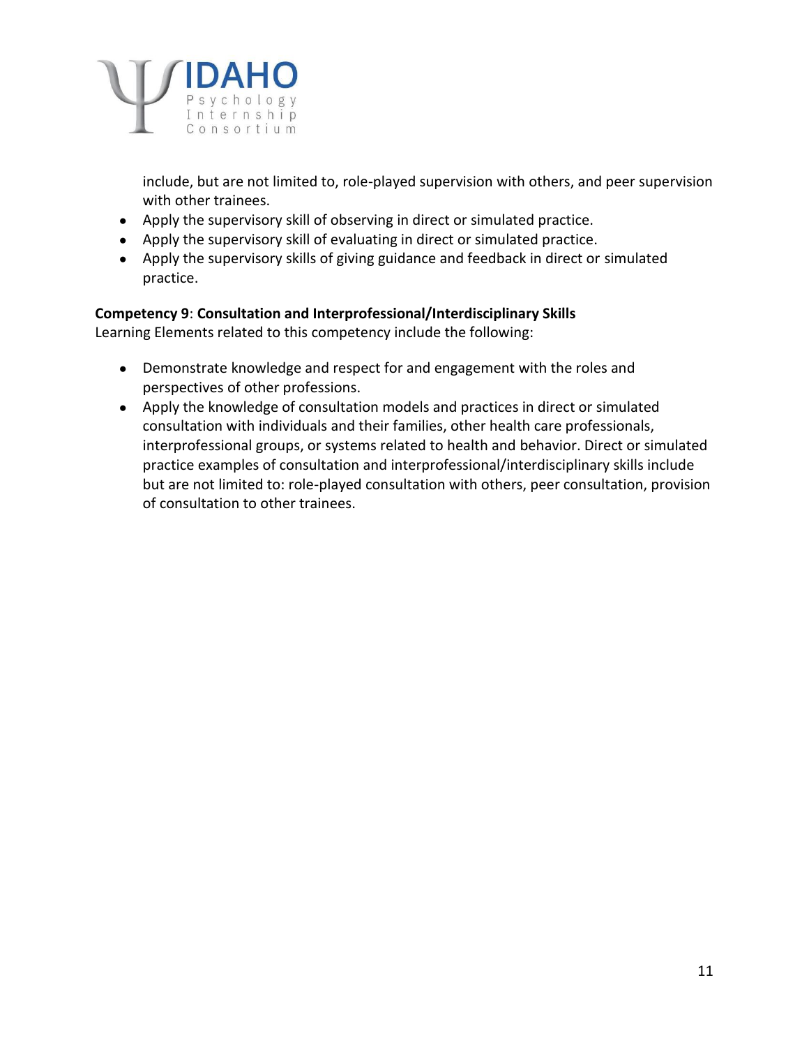include, but are not limited to, role-played supervision with others, and peer supervision with other trainees.

- Apply the supervisory skill of observing in direct or simulated practice.
- Apply the supervisory skill of evaluating in direct or simulated practice.
- Apply the supervisory skills of giving guidance and feedback in direct or simulated practice.

**Competency 9**: **Consultation and Interprofessional/Interdisciplinary Skills**
Learning Elements related to this competency include the following:

- Demonstrate knowledge and respect for and engagement with the roles and perspectives of other professions.
- Apply the knowledge of consultation models and practices in direct or simulated consultation with individuals and their families, other health care professionals, interprofessional groups, or systems related to health and behavior. Direct or simulated practice examples of consultation and interprofessional/interdisciplinary skills include but are not limited to: role-played consultation with others, peer consultation, provision of consultation to other trainees.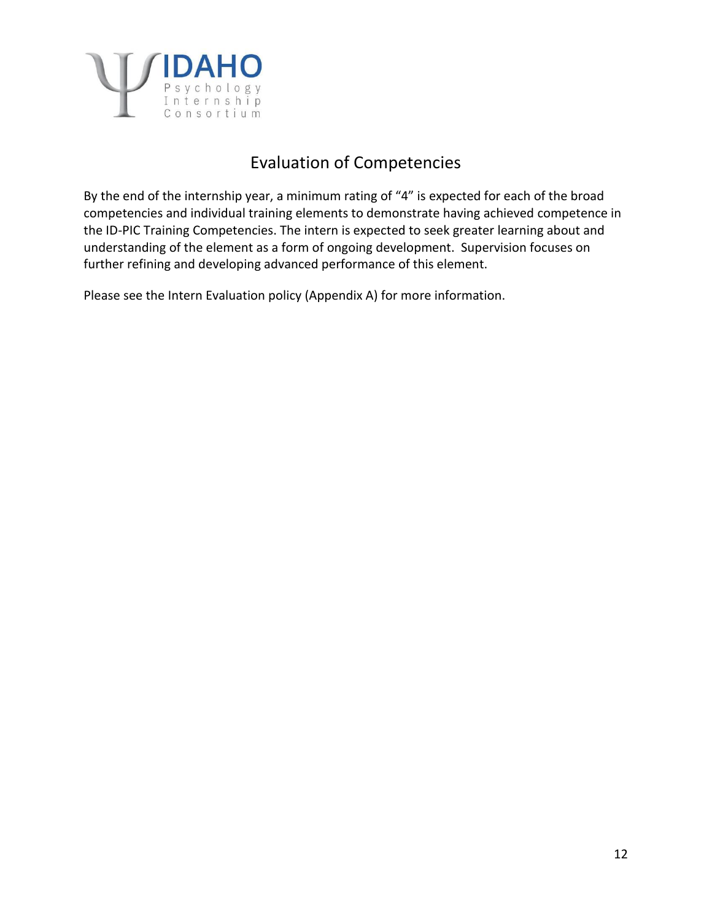# Evaluation of Competencies

By the end of the internship year, a minimum rating of "4" is expected for each of the broad competencies and individual training elements to demonstrate having achieved competence in the ID-PIC Training Competencies. The intern is expected to seek greater learning about and understanding of the element as a form of ongoing development. Supervision focuses on further refining and developing advanced performance of this element.

Please see the Intern Evaluation policy (Appendix A) for more information.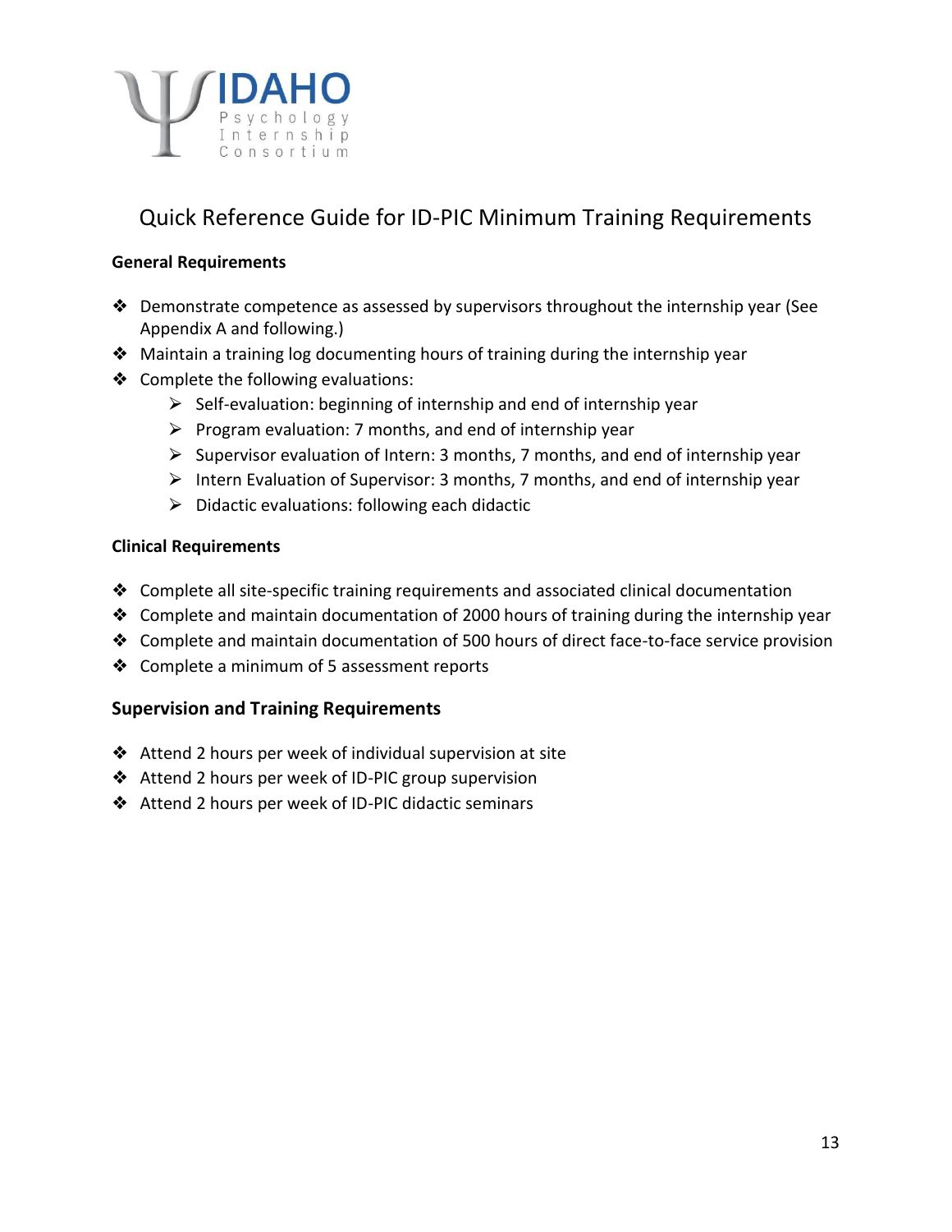IDAHO Psychology Internship Consortium

# Quick Reference Guide for ID-PIC Minimum Training Requirements

**General Requirements**

- Demonstrate competence as assessed by supervisors throughout the internship year (See Appendix A and following.)
- Maintain a training log documenting hours of training during the internship year
- Complete the following evaluations:
  - Self-evaluation: beginning of internship and end of internship year
  - Program evaluation: 7 months, and end of internship year
  - Supervisor evaluation of Intern: 3 months, 7 months, and end of internship year
  - Intern Evaluation of Supervisor: 3 months, 7 months, and end of internship year
  - Didactic evaluations: following each didactic

**Clinical Requirements**

- Complete all site-specific training requirements and associated clinical documentation
- Complete and maintain documentation of 2000 hours of training during the internship year
- Complete and maintain documentation of 500 hours of direct face-to-face service provision
- Complete a minimum of 5 assessment reports

**Supervision and Training Requirements**

- Attend 2 hours per week of individual supervision at site
- Attend 2 hours per week of ID-PIC group supervision
- Attend 2 hours per week of ID-PIC didactic seminars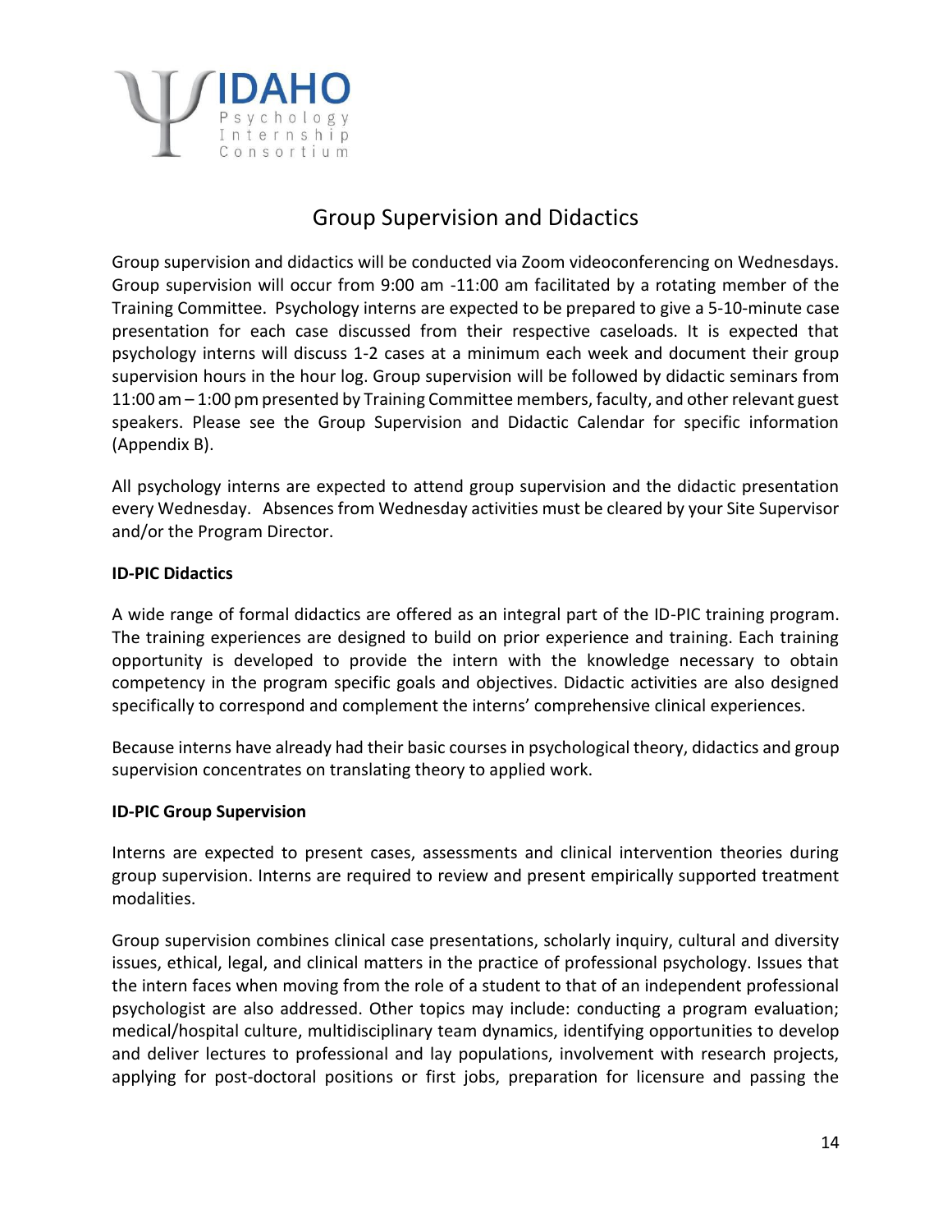# Group Supervision and Didactics

Group supervision and didactics will be conducted via Zoom videoconferencing on Wednesdays. Group supervision will occur from 9:00 am -11:00 am facilitated by a rotating member of the Training Committee. Psychology interns are expected to be prepared to give a 5-10-minute case presentation for each case discussed from their respective caseloads. It is expected that psychology interns will discuss 1-2 cases at a minimum each week and document their group supervision hours in the hour log. Group supervision will be followed by didactic seminars from 11:00 am – 1:00 pm presented by Training Committee members, faculty, and other relevant guest speakers. Please see the Group Supervision and Didactic Calendar for specific information (Appendix B).

All psychology interns are expected to attend group supervision and the didactic presentation every Wednesday. Absences from Wednesday activities must be cleared by your Site Supervisor and/or the Program Director.

**ID-PIC Didactics**

A wide range of formal didactics are offered as an integral part of the ID-PIC training program. The training experiences are designed to build on prior experience and training. Each training opportunity is developed to provide the intern with the knowledge necessary to obtain competency in the program specific goals and objectives. Didactic activities are also designed specifically to correspond and complement the interns' comprehensive clinical experiences.

Because interns have already had their basic courses in psychological theory, didactics and group supervision concentrates on translating theory to applied work.

**ID-PIC Group Supervision**

Interns are expected to present cases, assessments and clinical intervention theories during group supervision. Interns are required to review and present empirically supported treatment modalities.

Group supervision combines clinical case presentations, scholarly inquiry, cultural and diversity issues, ethical, legal, and clinical matters in the practice of professional psychology. Issues that the intern faces when moving from the role of a student to that of an independent professional psychologist are also addressed. Other topics may include: conducting a program evaluation; medical/hospital culture, multidisciplinary team dynamics, identifying opportunities to develop and deliver lectures to professional and lay populations, involvement with research projects, applying for post-doctoral positions or first jobs, preparation for licensure and passing the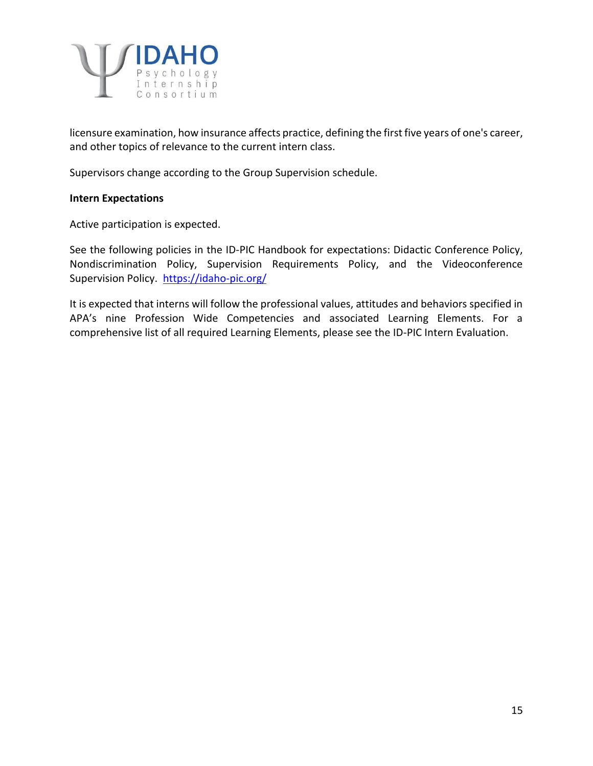licensure examination, how insurance affects practice, defining the first five years of one's career, and other topics of relevance to the current intern class.

Supervisors change according to the Group Supervision schedule.

**Intern Expectations**

Active participation is expected.

See the following policies in the ID-PIC Handbook for expectations: Didactic Conference Policy, Nondiscrimination Policy, Supervision Requirements Policy, and the Videoconference Supervision Policy. https://idaho-pic.org/

It is expected that interns will follow the professional values, attitudes and behaviors specified in APA's nine Profession Wide Competencies and associated Learning Elements. For a comprehensive list of all required Learning Elements, please see the ID-PIC Intern Evaluation.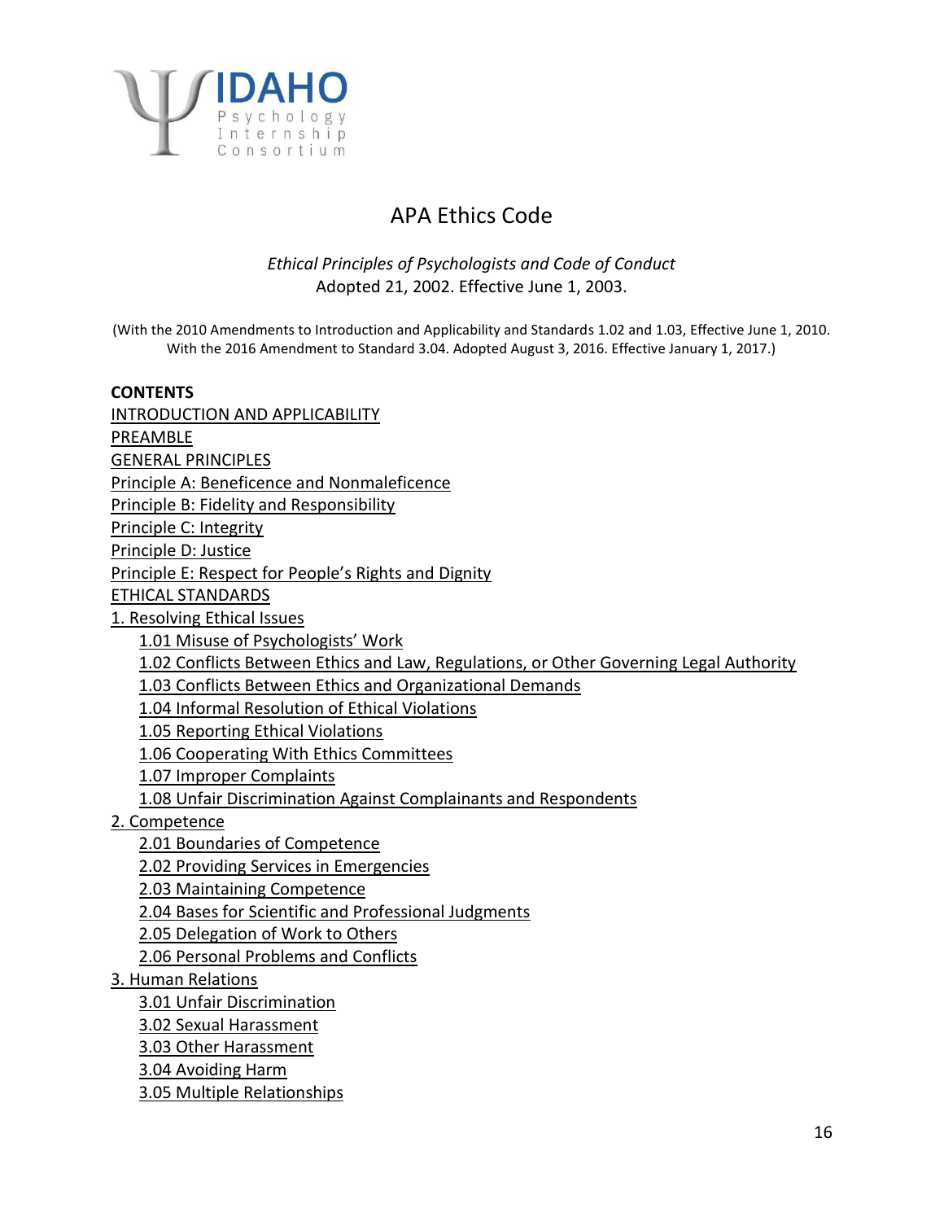# APA Ethics Code

*Ethical Principles of Psychologists and Code of Conduct*
Adopted 21, 2002. Effective June 1, 2003.

(With the 2010 Amendments to Introduction and Applicability and Standards 1.02 and 1.03, Effective June 1, 2010. With the 2016 Amendment to Standard 3.04. Adopted August 3, 2016. Effective January 1, 2017.)

**CONTENTS**

INTRODUCTION AND APPLICABILITY
PREAMBLE
GENERAL PRINCIPLES
Principle A: Beneficence and Nonmaleficence
Principle B: Fidelity and Responsibility
Principle C: Integrity
Principle D: Justice
Principle E: Respect for People's Rights and Dignity
ETHICAL STANDARDS
1. Resolving Ethical Issues
- 1.01 Misuse of Psychologists' Work
- 1.02 Conflicts Between Ethics and Law, Regulations, or Other Governing Legal Authority
- 1.03 Conflicts Between Ethics and Organizational Demands
- 1.04 Informal Resolution of Ethical Violations
- 1.05 Reporting Ethical Violations
- 1.06 Cooperating With Ethics Committees
- 1.07 Improper Complaints
- 1.08 Unfair Discrimination Against Complainants and Respondents

2. Competence
- 2.01 Boundaries of Competence
- 2.02 Providing Services in Emergencies
- 2.03 Maintaining Competence
- 2.04 Bases for Scientific and Professional Judgments
- 2.05 Delegation of Work to Others
- 2.06 Personal Problems and Conflicts

3. Human Relations
- 3.01 Unfair Discrimination
- 3.02 Sexual Harassment
- 3.03 Other Harassment
- 3.04 Avoiding Harm
- 3.05 Multiple Relationships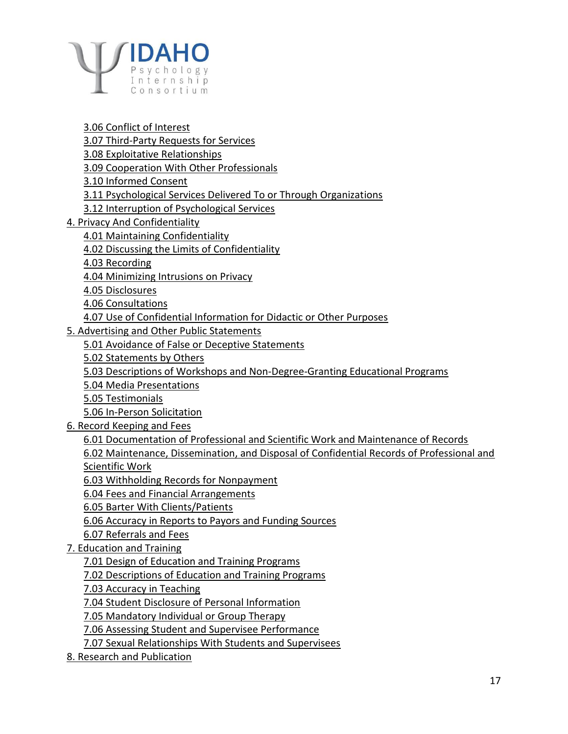- 3.06 Conflict of Interest
- 3.07 Third-Party Requests for Services
- 3.08 Exploitative Relationships
- 3.09 Cooperation With Other Professionals
- 3.10 Informed Consent
- 3.11 Psychological Services Delivered To or Through Organizations
- 3.12 Interruption of Psychological Services

4. Privacy And Confidentiality
   - 4.01 Maintaining Confidentiality
   - 4.02 Discussing the Limits of Confidentiality
   - 4.03 Recording
   - 4.04 Minimizing Intrusions on Privacy
   - 4.05 Disclosures
   - 4.06 Consultations
   - 4.07 Use of Confidential Information for Didactic or Other Purposes
5. Advertising and Other Public Statements
   - 5.01 Avoidance of False or Deceptive Statements
   - 5.02 Statements by Others
   - 5.03 Descriptions of Workshops and Non-Degree-Granting Educational Programs
   - 5.04 Media Presentations
   - 5.05 Testimonials
   - 5.06 In-Person Solicitation
6. Record Keeping and Fees
   - 6.01 Documentation of Professional and Scientific Work and Maintenance of Records
   - 6.02 Maintenance, Dissemination, and Disposal of Confidential Records of Professional and Scientific Work
   - 6.03 Withholding Records for Nonpayment
   - 6.04 Fees and Financial Arrangements
   - 6.05 Barter With Clients/Patients
   - 6.06 Accuracy in Reports to Payors and Funding Sources
   - 6.07 Referrals and Fees
7. Education and Training
   - 7.01 Design of Education and Training Programs
   - 7.02 Descriptions of Education and Training Programs
   - 7.03 Accuracy in Teaching
   - 7.04 Student Disclosure of Personal Information
   - 7.05 Mandatory Individual or Group Therapy
   - 7.06 Assessing Student and Supervisee Performance
   - 7.07 Sexual Relationships With Students and Supervisees
8. Research and Publication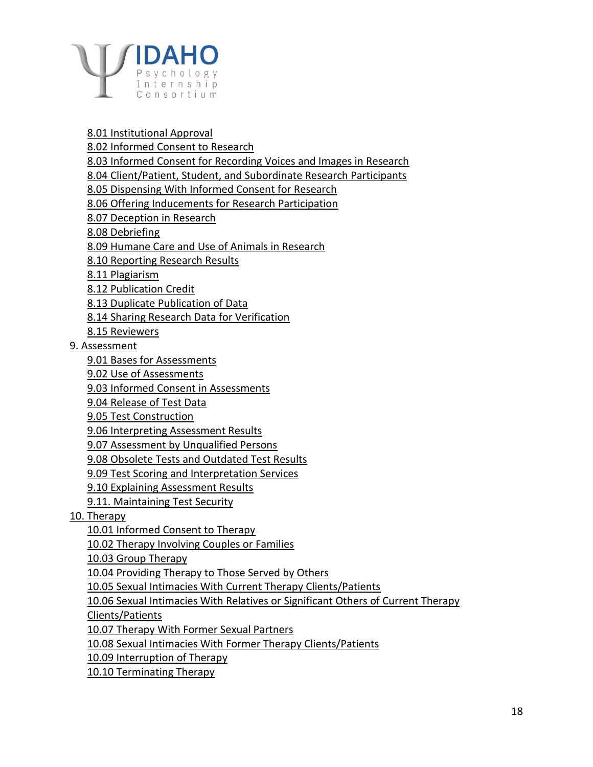- 8.01 Institutional Approval
- 8.02 Informed Consent to Research
- 8.03 Informed Consent for Recording Voices and Images in Research
- 8.04 Client/Patient, Student, and Subordinate Research Participants
- 8.05 Dispensing With Informed Consent for Research
- 8.06 Offering Inducements for Research Participation
- 8.07 Deception in Research
- 8.08 Debriefing
- 8.09 Humane Care and Use of Animals in Research
- 8.10 Reporting Research Results
- 8.11 Plagiarism
- 8.12 Publication Credit
- 8.13 Duplicate Publication of Data
- 8.14 Sharing Research Data for Verification
- 8.15 Reviewers

9. Assessment
   - 9.01 Bases for Assessments
   - 9.02 Use of Assessments
   - 9.03 Informed Consent in Assessments
   - 9.04 Release of Test Data
   - 9.05 Test Construction
   - 9.06 Interpreting Assessment Results
   - 9.07 Assessment by Unqualified Persons
   - 9.08 Obsolete Tests and Outdated Test Results
   - 9.09 Test Scoring and Interpretation Services
   - 9.10 Explaining Assessment Results
   - 9.11. Maintaining Test Security

10. Therapy
    - 10.01 Informed Consent to Therapy
    - 10.02 Therapy Involving Couples or Families
    - 10.03 Group Therapy
    - 10.04 Providing Therapy to Those Served by Others
    - 10.05 Sexual Intimacies With Current Therapy Clients/Patients
    - 10.06 Sexual Intimacies With Relatives or Significant Others of Current Therapy Clients/Patients
    - 10.07 Therapy With Former Sexual Partners
    - 10.08 Sexual Intimacies With Former Therapy Clients/Patients
    - 10.09 Interruption of Therapy
    - 10.10 Terminating Therapy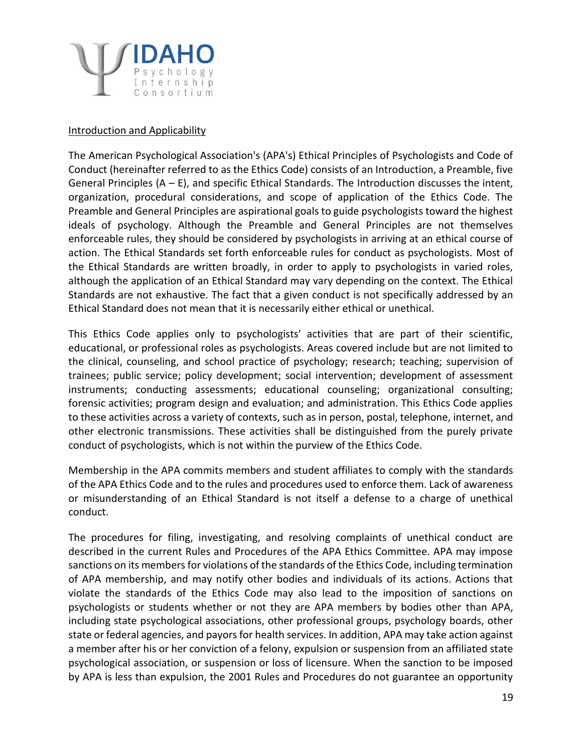<u>Introduction and Applicability</u>

The American Psychological Association's (APA's) Ethical Principles of Psychologists and Code of Conduct (hereinafter referred to as the Ethics Code) consists of an Introduction, a Preamble, five General Principles (A – E), and specific Ethical Standards. The Introduction discusses the intent, organization, procedural considerations, and scope of application of the Ethics Code. The Preamble and General Principles are aspirational goals to guide psychologists toward the highest ideals of psychology. Although the Preamble and General Principles are not themselves enforceable rules, they should be considered by psychologists in arriving at an ethical course of action. The Ethical Standards set forth enforceable rules for conduct as psychologists. Most of the Ethical Standards are written broadly, in order to apply to psychologists in varied roles, although the application of an Ethical Standard may vary depending on the context. The Ethical Standards are not exhaustive. The fact that a given conduct is not specifically addressed by an Ethical Standard does not mean that it is necessarily either ethical or unethical.

This Ethics Code applies only to psychologists' activities that are part of their scientific, educational, or professional roles as psychologists. Areas covered include but are not limited to the clinical, counseling, and school practice of psychology; research; teaching; supervision of trainees; public service; policy development; social intervention; development of assessment instruments; conducting assessments; educational counseling; organizational consulting; forensic activities; program design and evaluation; and administration. This Ethics Code applies to these activities across a variety of contexts, such as in person, postal, telephone, internet, and other electronic transmissions. These activities shall be distinguished from the purely private conduct of psychologists, which is not within the purview of the Ethics Code.

Membership in the APA commits members and student affiliates to comply with the standards of the APA Ethics Code and to the rules and procedures used to enforce them. Lack of awareness or misunderstanding of an Ethical Standard is not itself a defense to a charge of unethical conduct.

The procedures for filing, investigating, and resolving complaints of unethical conduct are described in the current Rules and Procedures of the APA Ethics Committee. APA may impose sanctions on its members for violations of the standards of the Ethics Code, including termination of APA membership, and may notify other bodies and individuals of its actions. Actions that violate the standards of the Ethics Code may also lead to the imposition of sanctions on psychologists or students whether or not they are APA members by bodies other than APA, including state psychological associations, other professional groups, psychology boards, other state or federal agencies, and payors for health services. In addition, APA may take action against a member after his or her conviction of a felony, expulsion or suspension from an affiliated state psychological association, or suspension or loss of licensure. When the sanction to be imposed by APA is less than expulsion, the 2001 Rules and Procedures do not guarantee an opportunity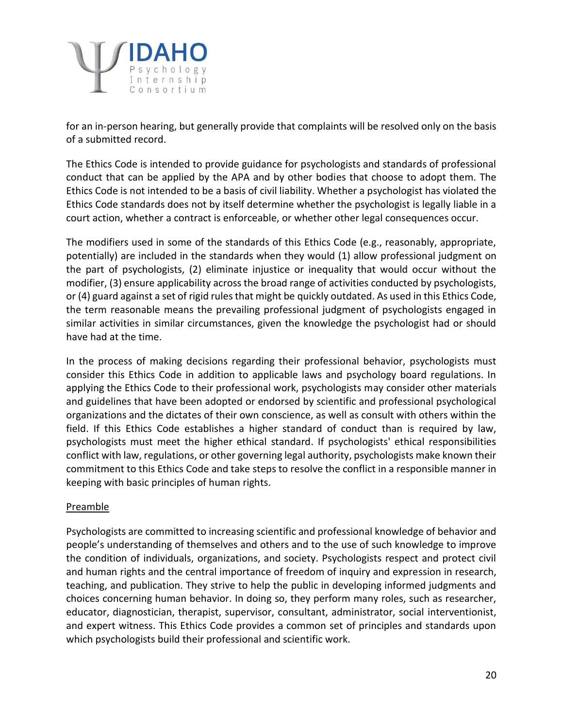for an in-person hearing, but generally provide that complaints will be resolved only on the basis of a submitted record.

The Ethics Code is intended to provide guidance for psychologists and standards of professional conduct that can be applied by the APA and by other bodies that choose to adopt them. The Ethics Code is not intended to be a basis of civil liability. Whether a psychologist has violated the Ethics Code standards does not by itself determine whether the psychologist is legally liable in a court action, whether a contract is enforceable, or whether other legal consequences occur.

The modifiers used in some of the standards of this Ethics Code (e.g., reasonably, appropriate, potentially) are included in the standards when they would (1) allow professional judgment on the part of psychologists, (2) eliminate injustice or inequality that would occur without the modifier, (3) ensure applicability across the broad range of activities conducted by psychologists, or (4) guard against a set of rigid rules that might be quickly outdated. As used in this Ethics Code, the term reasonable means the prevailing professional judgment of psychologists engaged in similar activities in similar circumstances, given the knowledge the psychologist had or should have had at the time.

In the process of making decisions regarding their professional behavior, psychologists must consider this Ethics Code in addition to applicable laws and psychology board regulations. In applying the Ethics Code to their professional work, psychologists may consider other materials and guidelines that have been adopted or endorsed by scientific and professional psychological organizations and the dictates of their own conscience, as well as consult with others within the field. If this Ethics Code establishes a higher standard of conduct than is required by law, psychologists must meet the higher ethical standard. If psychologists' ethical responsibilities conflict with law, regulations, or other governing legal authority, psychologists make known their commitment to this Ethics Code and take steps to resolve the conflict in a responsible manner in keeping with basic principles of human rights.

<u>Preamble</u>

Psychologists are committed to increasing scientific and professional knowledge of behavior and people's understanding of themselves and others and to the use of such knowledge to improve the condition of individuals, organizations, and society. Psychologists respect and protect civil and human rights and the central importance of freedom of inquiry and expression in research, teaching, and publication. They strive to help the public in developing informed judgments and choices concerning human behavior. In doing so, they perform many roles, such as researcher, educator, diagnostician, therapist, supervisor, consultant, administrator, social interventionist, and expert witness. This Ethics Code provides a common set of principles and standards upon which psychologists build their professional and scientific work.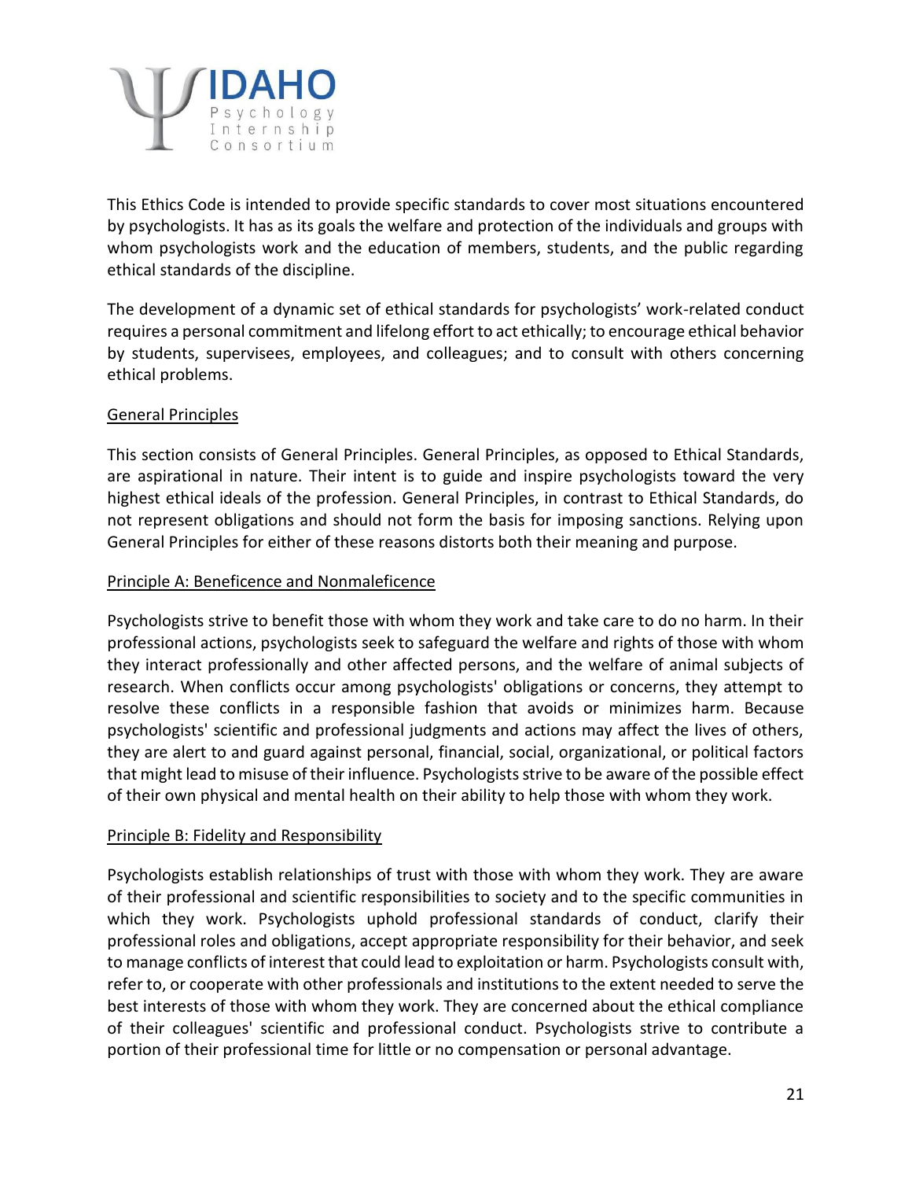This Ethics Code is intended to provide specific standards to cover most situations encountered by psychologists. It has as its goals the welfare and protection of the individuals and groups with whom psychologists work and the education of members, students, and the public regarding ethical standards of the discipline.

The development of a dynamic set of ethical standards for psychologists' work-related conduct requires a personal commitment and lifelong effort to act ethically; to encourage ethical behavior by students, supervisees, employees, and colleagues; and to consult with others concerning ethical problems.

## General Principles

This section consists of General Principles. General Principles, as opposed to Ethical Standards, are aspirational in nature. Their intent is to guide and inspire psychologists toward the very highest ethical ideals of the profession. General Principles, in contrast to Ethical Standards, do not represent obligations and should not form the basis for imposing sanctions. Relying upon General Principles for either of these reasons distorts both their meaning and purpose.

### Principle A: Beneficence and Nonmaleficence

Psychologists strive to benefit those with whom they work and take care to do no harm. In their professional actions, psychologists seek to safeguard the welfare and rights of those with whom they interact professionally and other affected persons, and the welfare of animal subjects of research. When conflicts occur among psychologists' obligations or concerns, they attempt to resolve these conflicts in a responsible fashion that avoids or minimizes harm. Because psychologists' scientific and professional judgments and actions may affect the lives of others, they are alert to and guard against personal, financial, social, organizational, or political factors that might lead to misuse of their influence. Psychologists strive to be aware of the possible effect of their own physical and mental health on their ability to help those with whom they work.

### Principle B: Fidelity and Responsibility

Psychologists establish relationships of trust with those with whom they work. They are aware of their professional and scientific responsibilities to society and to the specific communities in which they work. Psychologists uphold professional standards of conduct, clarify their professional roles and obligations, accept appropriate responsibility for their behavior, and seek to manage conflicts of interest that could lead to exploitation or harm. Psychologists consult with, refer to, or cooperate with other professionals and institutions to the extent needed to serve the best interests of those with whom they work. They are concerned about the ethical compliance of their colleagues' scientific and professional conduct. Psychologists strive to contribute a portion of their professional time for little or no compensation or personal advantage.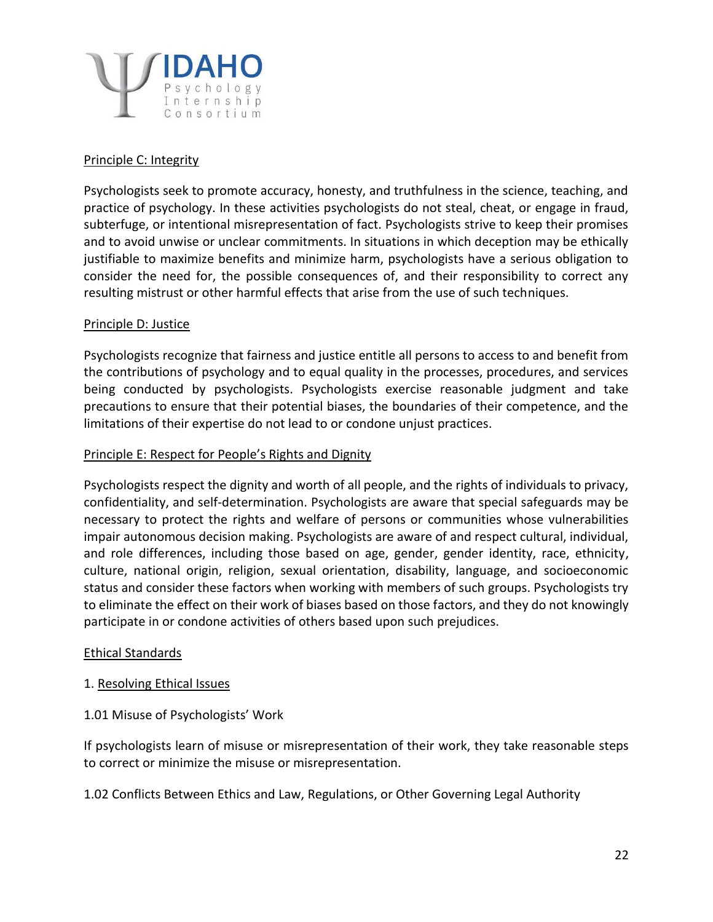Principle C: Integrity

Psychologists seek to promote accuracy, honesty, and truthfulness in the science, teaching, and practice of psychology. In these activities psychologists do not steal, cheat, or engage in fraud, subterfuge, or intentional misrepresentation of fact. Psychologists strive to keep their promises and to avoid unwise or unclear commitments. In situations in which deception may be ethically justifiable to maximize benefits and minimize harm, psychologists have a serious obligation to consider the need for, the possible consequences of, and their responsibility to correct any resulting mistrust or other harmful effects that arise from the use of such techniques.

Principle D: Justice

Psychologists recognize that fairness and justice entitle all persons to access to and benefit from the contributions of psychology and to equal quality in the processes, procedures, and services being conducted by psychologists. Psychologists exercise reasonable judgment and take precautions to ensure that their potential biases, the boundaries of their competence, and the limitations of their expertise do not lead to or condone unjust practices.

Principle E: Respect for People's Rights and Dignity

Psychologists respect the dignity and worth of all people, and the rights of individuals to privacy, confidentiality, and self-determination. Psychologists are aware that special safeguards may be necessary to protect the rights and welfare of persons or communities whose vulnerabilities impair autonomous decision making. Psychologists are aware of and respect cultural, individual, and role differences, including those based on age, gender, gender identity, race, ethnicity, culture, national origin, religion, sexual orientation, disability, language, and socioeconomic status and consider these factors when working with members of such groups. Psychologists try to eliminate the effect on their work of biases based on those factors, and they do not knowingly participate in or condone activities of others based upon such prejudices.

Ethical Standards

1. Resolving Ethical Issues

1.01 Misuse of Psychologists' Work

If psychologists learn of misuse or misrepresentation of their work, they take reasonable steps to correct or minimize the misuse or misrepresentation.

1.02 Conflicts Between Ethics and Law, Regulations, or Other Governing Legal Authority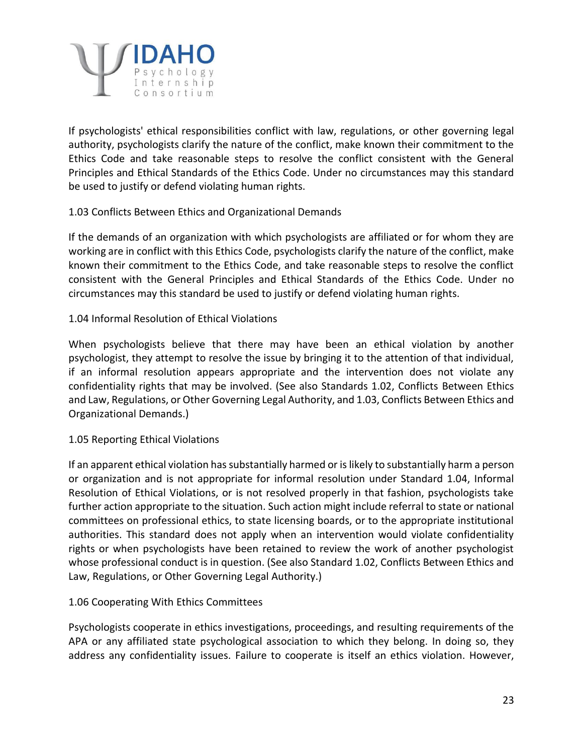If psychologists' ethical responsibilities conflict with law, regulations, or other governing legal authority, psychologists clarify the nature of the conflict, make known their commitment to the Ethics Code and take reasonable steps to resolve the conflict consistent with the General Principles and Ethical Standards of the Ethics Code. Under no circumstances may this standard be used to justify or defend violating human rights.

1.03 Conflicts Between Ethics and Organizational Demands

If the demands of an organization with which psychologists are affiliated or for whom they are working are in conflict with this Ethics Code, psychologists clarify the nature of the conflict, make known their commitment to the Ethics Code, and take reasonable steps to resolve the conflict consistent with the General Principles and Ethical Standards of the Ethics Code. Under no circumstances may this standard be used to justify or defend violating human rights.

1.04 Informal Resolution of Ethical Violations

When psychologists believe that there may have been an ethical violation by another psychologist, they attempt to resolve the issue by bringing it to the attention of that individual, if an informal resolution appears appropriate and the intervention does not violate any confidentiality rights that may be involved. (See also Standards 1.02, Conflicts Between Ethics and Law, Regulations, or Other Governing Legal Authority, and 1.03, Conflicts Between Ethics and Organizational Demands.)

1.05 Reporting Ethical Violations

If an apparent ethical violation has substantially harmed or is likely to substantially harm a person or organization and is not appropriate for informal resolution under Standard 1.04, Informal Resolution of Ethical Violations, or is not resolved properly in that fashion, psychologists take further action appropriate to the situation. Such action might include referral to state or national committees on professional ethics, to state licensing boards, or to the appropriate institutional authorities. This standard does not apply when an intervention would violate confidentiality rights or when psychologists have been retained to review the work of another psychologist whose professional conduct is in question. (See also Standard 1.02, Conflicts Between Ethics and Law, Regulations, or Other Governing Legal Authority.)

1.06 Cooperating With Ethics Committees

Psychologists cooperate in ethics investigations, proceedings, and resulting requirements of the APA or any affiliated state psychological association to which they belong. In doing so, they address any confidentiality issues. Failure to cooperate is itself an ethics violation. However,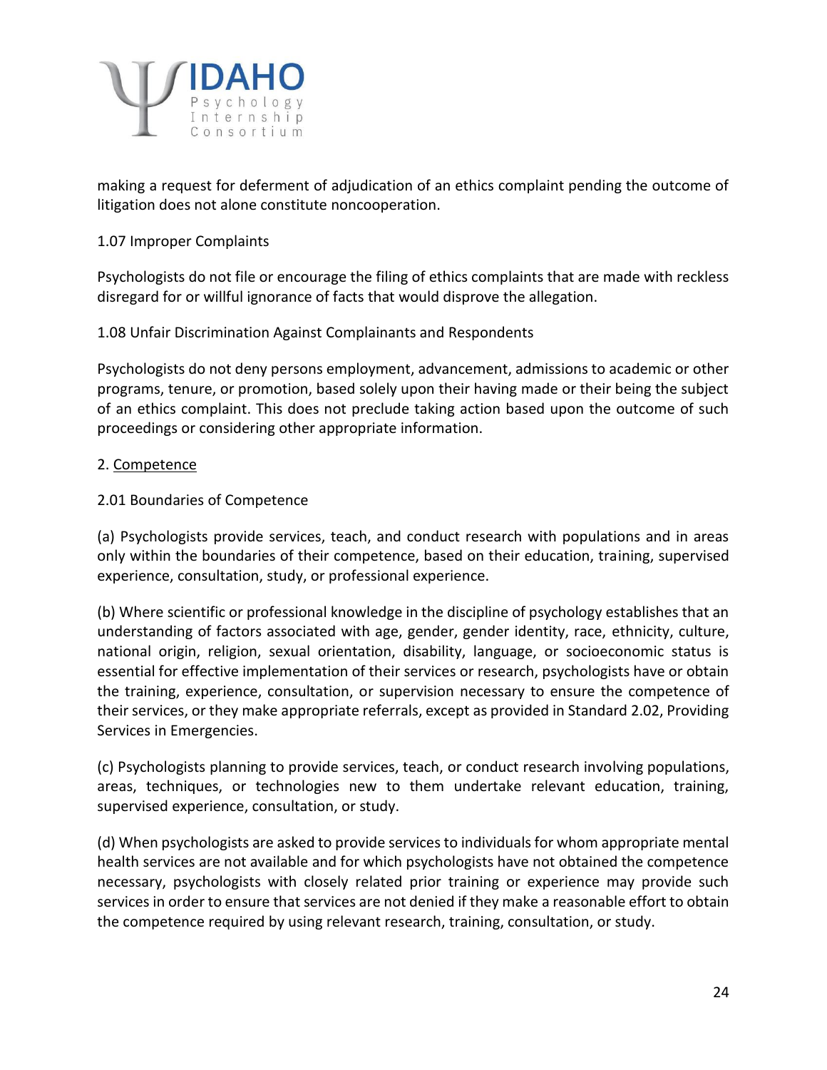making a request for deferment of adjudication of an ethics complaint pending the outcome of litigation does not alone constitute noncooperation.

1.07 Improper Complaints

Psychologists do not file or encourage the filing of ethics complaints that are made with reckless disregard for or willful ignorance of facts that would disprove the allegation.

1.08 Unfair Discrimination Against Complainants and Respondents

Psychologists do not deny persons employment, advancement, admissions to academic or other programs, tenure, or promotion, based solely upon their having made or their being the subject of an ethics complaint. This does not preclude taking action based upon the outcome of such proceedings or considering other appropriate information.

2. Competence

2.01 Boundaries of Competence

(a) Psychologists provide services, teach, and conduct research with populations and in areas only within the boundaries of their competence, based on their education, training, supervised experience, consultation, study, or professional experience.

(b) Where scientific or professional knowledge in the discipline of psychology establishes that an understanding of factors associated with age, gender, gender identity, race, ethnicity, culture, national origin, religion, sexual orientation, disability, language, or socioeconomic status is essential for effective implementation of their services or research, psychologists have or obtain the training, experience, consultation, or supervision necessary to ensure the competence of their services, or they make appropriate referrals, except as provided in Standard 2.02, Providing Services in Emergencies.

(c) Psychologists planning to provide services, teach, or conduct research involving populations, areas, techniques, or technologies new to them undertake relevant education, training, supervised experience, consultation, or study.

(d) When psychologists are asked to provide services to individuals for whom appropriate mental health services are not available and for which psychologists have not obtained the competence necessary, psychologists with closely related prior training or experience may provide such services in order to ensure that services are not denied if they make a reasonable effort to obtain the competence required by using relevant research, training, consultation, or study.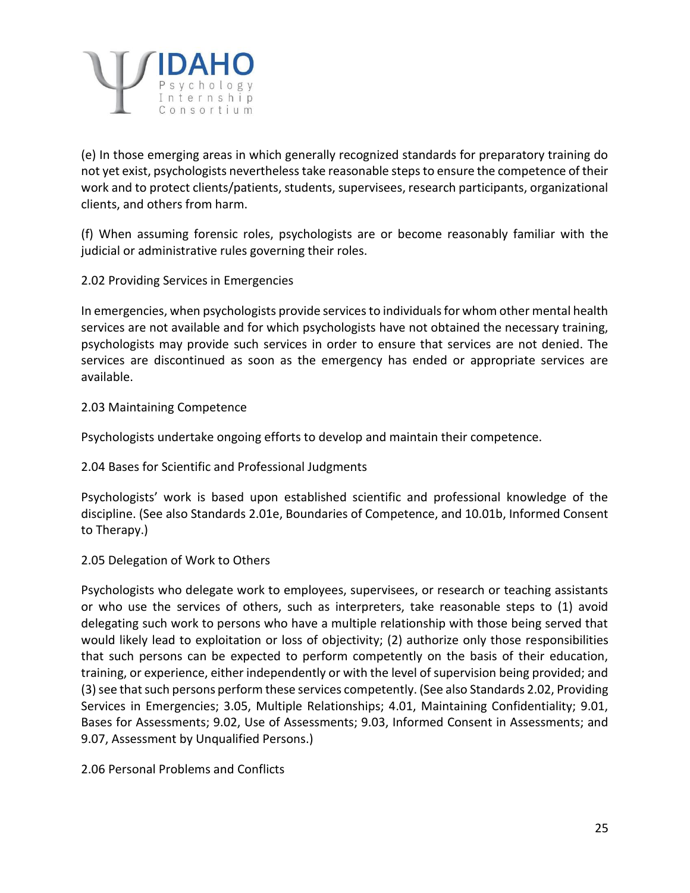(e) In those emerging areas in which generally recognized standards for preparatory training do not yet exist, psychologists nevertheless take reasonable steps to ensure the competence of their work and to protect clients/patients, students, supervisees, research participants, organizational clients, and others from harm.

(f) When assuming forensic roles, psychologists are or become reasonably familiar with the judicial or administrative rules governing their roles.

2.02 Providing Services in Emergencies

In emergencies, when psychologists provide services to individuals for whom other mental health services are not available and for which psychologists have not obtained the necessary training, psychologists may provide such services in order to ensure that services are not denied. The services are discontinued as soon as the emergency has ended or appropriate services are available.

2.03 Maintaining Competence

Psychologists undertake ongoing efforts to develop and maintain their competence.

2.04 Bases for Scientific and Professional Judgments

Psychologists' work is based upon established scientific and professional knowledge of the discipline. (See also Standards 2.01e, Boundaries of Competence, and 10.01b, Informed Consent to Therapy.)

2.05 Delegation of Work to Others

Psychologists who delegate work to employees, supervisees, or research or teaching assistants or who use the services of others, such as interpreters, take reasonable steps to (1) avoid delegating such work to persons who have a multiple relationship with those being served that would likely lead to exploitation or loss of objectivity; (2) authorize only those responsibilities that such persons can be expected to perform competently on the basis of their education, training, or experience, either independently or with the level of supervision being provided; and (3) see that such persons perform these services competently. (See also Standards 2.02, Providing Services in Emergencies; 3.05, Multiple Relationships; 4.01, Maintaining Confidentiality; 9.01, Bases for Assessments; 9.02, Use of Assessments; 9.03, Informed Consent in Assessments; and 9.07, Assessment by Unqualified Persons.)

2.06 Personal Problems and Conflicts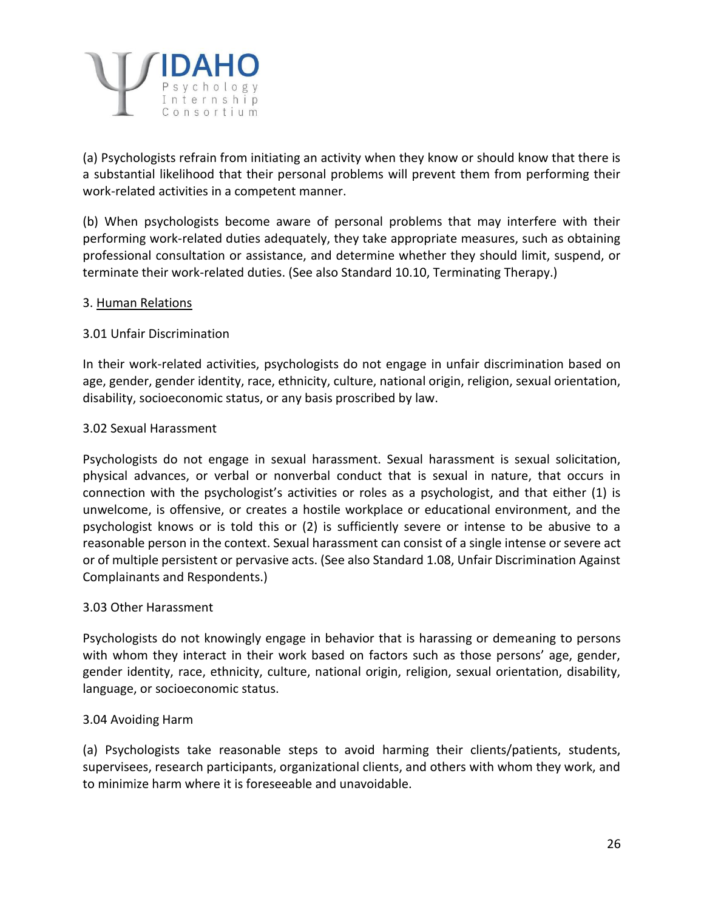(a) Psychologists refrain from initiating an activity when they know or should know that there is a substantial likelihood that their personal problems will prevent them from performing their work-related activities in a competent manner.

(b) When psychologists become aware of personal problems that may interfere with their performing work-related duties adequately, they take appropriate measures, such as obtaining professional consultation or assistance, and determine whether they should limit, suspend, or terminate their work-related duties. (See also Standard 10.10, Terminating Therapy.)

3. Human Relations

3.01 Unfair Discrimination

In their work-related activities, psychologists do not engage in unfair discrimination based on age, gender, gender identity, race, ethnicity, culture, national origin, religion, sexual orientation, disability, socioeconomic status, or any basis proscribed by law.

3.02 Sexual Harassment

Psychologists do not engage in sexual harassment. Sexual harassment is sexual solicitation, physical advances, or verbal or nonverbal conduct that is sexual in nature, that occurs in connection with the psychologist's activities or roles as a psychologist, and that either (1) is unwelcome, is offensive, or creates a hostile workplace or educational environment, and the psychologist knows or is told this or (2) is sufficiently severe or intense to be abusive to a reasonable person in the context. Sexual harassment can consist of a single intense or severe act or of multiple persistent or pervasive acts. (See also Standard 1.08, Unfair Discrimination Against Complainants and Respondents.)

3.03 Other Harassment

Psychologists do not knowingly engage in behavior that is harassing or demeaning to persons with whom they interact in their work based on factors such as those persons' age, gender, gender identity, race, ethnicity, culture, national origin, religion, sexual orientation, disability, language, or socioeconomic status.

3.04 Avoiding Harm

(a) Psychologists take reasonable steps to avoid harming their clients/patients, students, supervisees, research participants, organizational clients, and others with whom they work, and to minimize harm where it is foreseeable and unavoidable.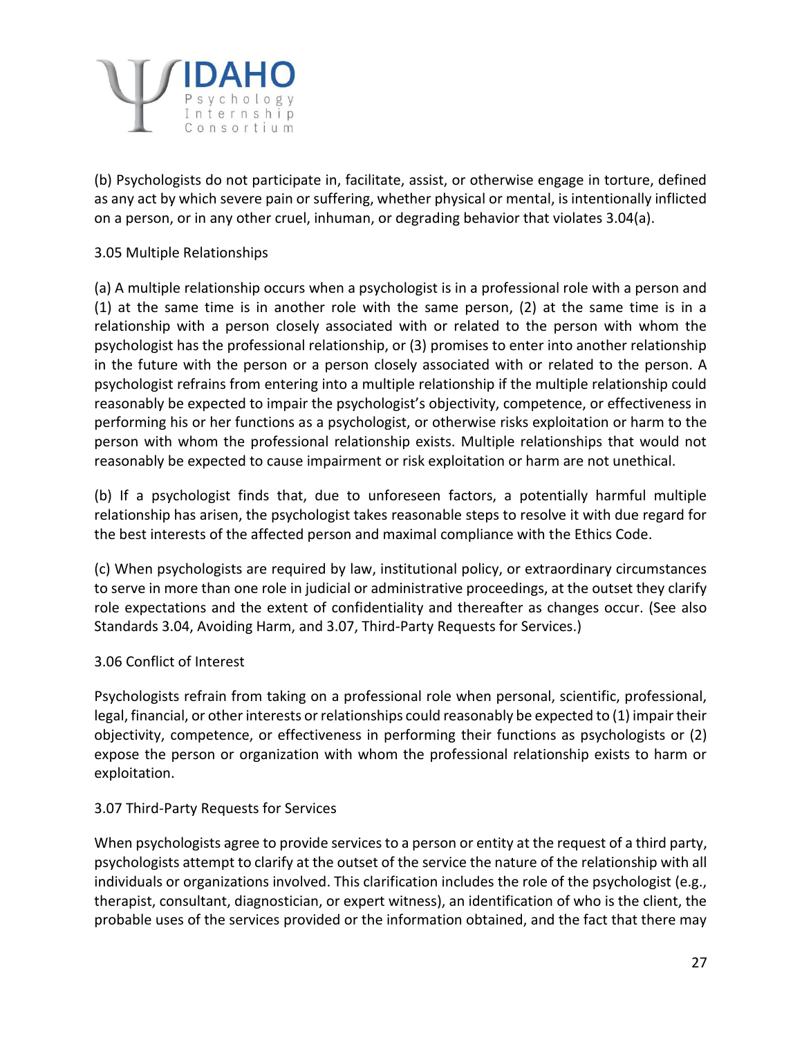(b) Psychologists do not participate in, facilitate, assist, or otherwise engage in torture, defined as any act by which severe pain or suffering, whether physical or mental, is intentionally inflicted on a person, or in any other cruel, inhuman, or degrading behavior that violates 3.04(a).

3.05 Multiple Relationships

(a) A multiple relationship occurs when a psychologist is in a professional role with a person and (1) at the same time is in another role with the same person, (2) at the same time is in a relationship with a person closely associated with or related to the person with whom the psychologist has the professional relationship, or (3) promises to enter into another relationship in the future with the person or a person closely associated with or related to the person. A psychologist refrains from entering into a multiple relationship if the multiple relationship could reasonably be expected to impair the psychologist's objectivity, competence, or effectiveness in performing his or her functions as a psychologist, or otherwise risks exploitation or harm to the person with whom the professional relationship exists. Multiple relationships that would not reasonably be expected to cause impairment or risk exploitation or harm are not unethical.

(b) If a psychologist finds that, due to unforeseen factors, a potentially harmful multiple relationship has arisen, the psychologist takes reasonable steps to resolve it with due regard for the best interests of the affected person and maximal compliance with the Ethics Code.

(c) When psychologists are required by law, institutional policy, or extraordinary circumstances to serve in more than one role in judicial or administrative proceedings, at the outset they clarify role expectations and the extent of confidentiality and thereafter as changes occur. (See also Standards 3.04, Avoiding Harm, and 3.07, Third-Party Requests for Services.)

3.06 Conflict of Interest

Psychologists refrain from taking on a professional role when personal, scientific, professional, legal, financial, or other interests or relationships could reasonably be expected to (1) impair their objectivity, competence, or effectiveness in performing their functions as psychologists or (2) expose the person or organization with whom the professional relationship exists to harm or exploitation.

3.07 Third-Party Requests for Services

When psychologists agree to provide services to a person or entity at the request of a third party, psychologists attempt to clarify at the outset of the service the nature of the relationship with all individuals or organizations involved. This clarification includes the role of the psychologist (e.g., therapist, consultant, diagnostician, or expert witness), an identification of who is the client, the probable uses of the services provided or the information obtained, and the fact that there may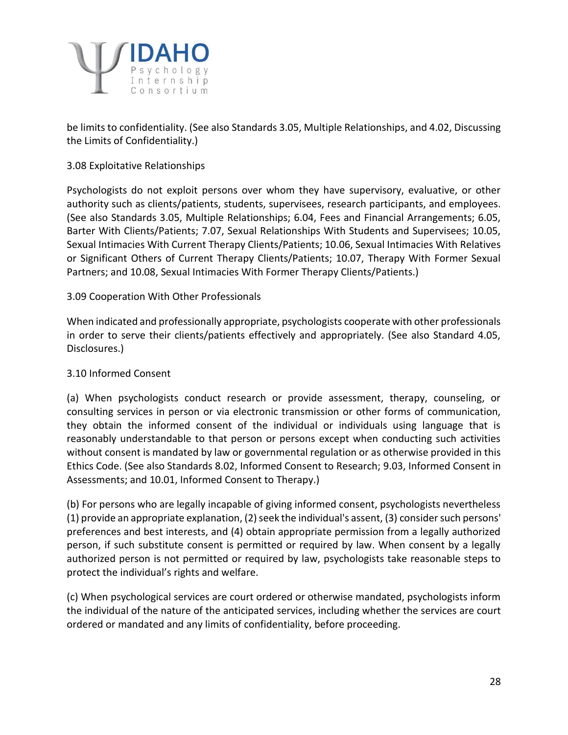be limits to confidentiality. (See also Standards 3.05, Multiple Relationships, and 4.02, Discussing the Limits of Confidentiality.)

3.08 Exploitative Relationships

Psychologists do not exploit persons over whom they have supervisory, evaluative, or other authority such as clients/patients, students, supervisees, research participants, and employees. (See also Standards 3.05, Multiple Relationships; 6.04, Fees and Financial Arrangements; 6.05, Barter With Clients/Patients; 7.07, Sexual Relationships With Students and Supervisees; 10.05, Sexual Intimacies With Current Therapy Clients/Patients; 10.06, Sexual Intimacies With Relatives or Significant Others of Current Therapy Clients/Patients; 10.07, Therapy With Former Sexual Partners; and 10.08, Sexual Intimacies With Former Therapy Clients/Patients.)

3.09 Cooperation With Other Professionals

When indicated and professionally appropriate, psychologists cooperate with other professionals in order to serve their clients/patients effectively and appropriately. (See also Standard 4.05, Disclosures.)

3.10 Informed Consent

(a) When psychologists conduct research or provide assessment, therapy, counseling, or consulting services in person or via electronic transmission or other forms of communication, they obtain the informed consent of the individual or individuals using language that is reasonably understandable to that person or persons except when conducting such activities without consent is mandated by law or governmental regulation or as otherwise provided in this Ethics Code. (See also Standards 8.02, Informed Consent to Research; 9.03, Informed Consent in Assessments; and 10.01, Informed Consent to Therapy.)

(b) For persons who are legally incapable of giving informed consent, psychologists nevertheless (1) provide an appropriate explanation, (2) seek the individual's assent, (3) consider such persons' preferences and best interests, and (4) obtain appropriate permission from a legally authorized person, if such substitute consent is permitted or required by law. When consent by a legally authorized person is not permitted or required by law, psychologists take reasonable steps to protect the individual's rights and welfare.

(c) When psychological services are court ordered or otherwise mandated, psychologists inform the individual of the nature of the anticipated services, including whether the services are court ordered or mandated and any limits of confidentiality, before proceeding.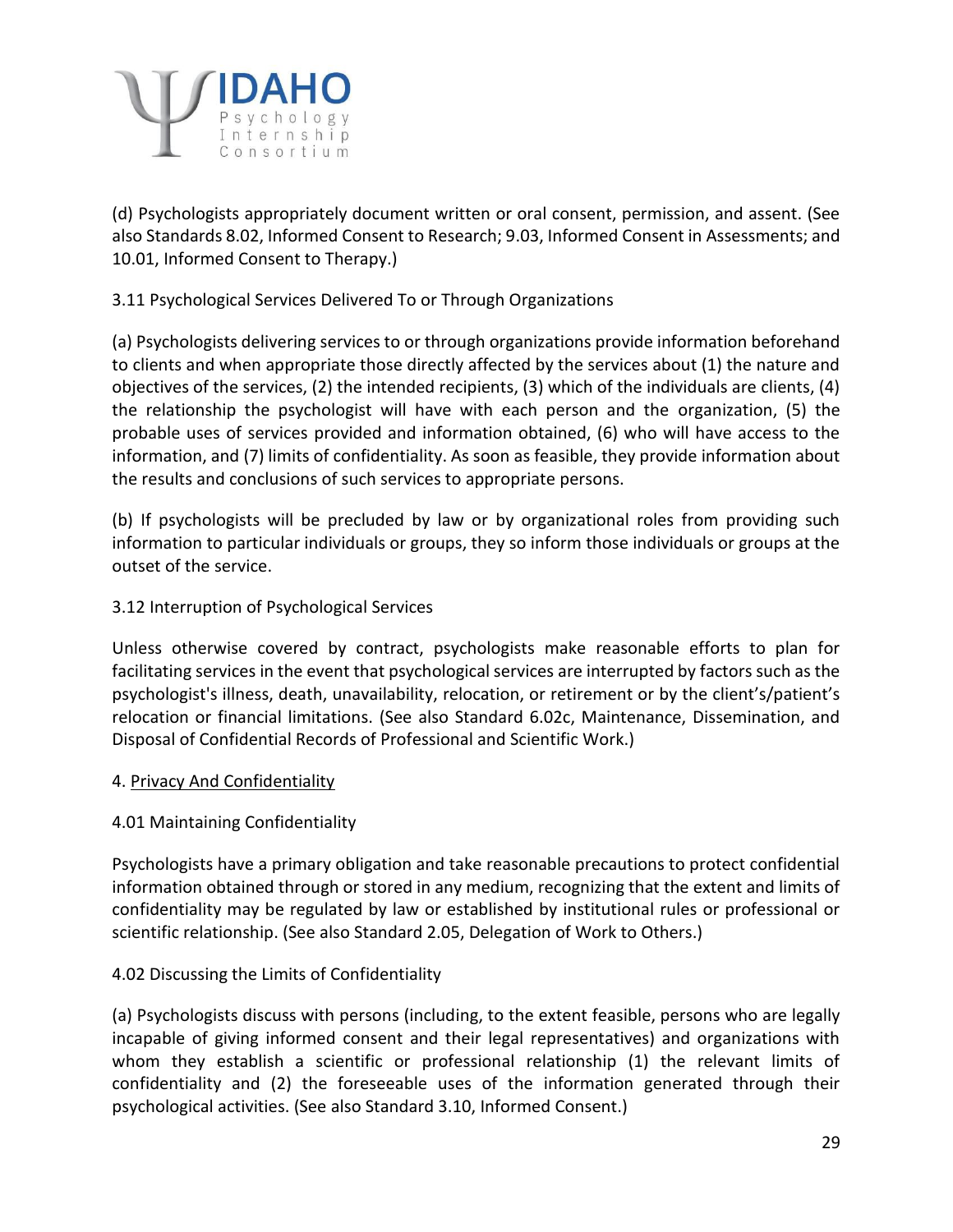(d) Psychologists appropriately document written or oral consent, permission, and assent. (See also Standards 8.02, Informed Consent to Research; 9.03, Informed Consent in Assessments; and 10.01, Informed Consent to Therapy.)

3.11 Psychological Services Delivered To or Through Organizations

(a) Psychologists delivering services to or through organizations provide information beforehand to clients and when appropriate those directly affected by the services about (1) the nature and objectives of the services, (2) the intended recipients, (3) which of the individuals are clients, (4) the relationship the psychologist will have with each person and the organization, (5) the probable uses of services provided and information obtained, (6) who will have access to the information, and (7) limits of confidentiality. As soon as feasible, they provide information about the results and conclusions of such services to appropriate persons.

(b) If psychologists will be precluded by law or by organizational roles from providing such information to particular individuals or groups, they so inform those individuals or groups at the outset of the service.

3.12 Interruption of Psychological Services

Unless otherwise covered by contract, psychologists make reasonable efforts to plan for facilitating services in the event that psychological services are interrupted by factors such as the psychologist's illness, death, unavailability, relocation, or retirement or by the client's/patient's relocation or financial limitations. (See also Standard 6.02c, Maintenance, Dissemination, and Disposal of Confidential Records of Professional and Scientific Work.)

4. Privacy And Confidentiality

4.01 Maintaining Confidentiality

Psychologists have a primary obligation and take reasonable precautions to protect confidential information obtained through or stored in any medium, recognizing that the extent and limits of confidentiality may be regulated by law or established by institutional rules or professional or scientific relationship. (See also Standard 2.05, Delegation of Work to Others.)

4.02 Discussing the Limits of Confidentiality

(a) Psychologists discuss with persons (including, to the extent feasible, persons who are legally incapable of giving informed consent and their legal representatives) and organizations with whom they establish a scientific or professional relationship (1) the relevant limits of confidentiality and (2) the foreseeable uses of the information generated through their psychological activities. (See also Standard 3.10, Informed Consent.)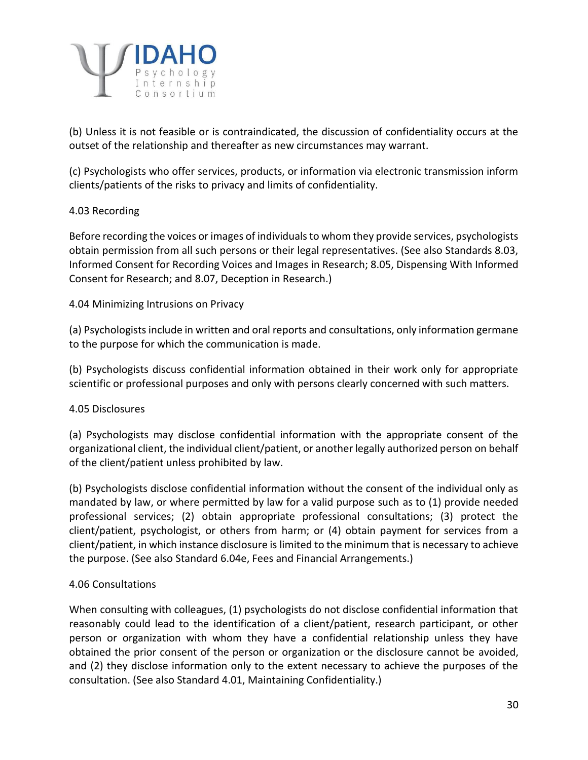(b) Unless it is not feasible or is contraindicated, the discussion of confidentiality occurs at the outset of the relationship and thereafter as new circumstances may warrant.

(c) Psychologists who offer services, products, or information via electronic transmission inform clients/patients of the risks to privacy and limits of confidentiality.

4.03 Recording

Before recording the voices or images of individuals to whom they provide services, psychologists obtain permission from all such persons or their legal representatives. (See also Standards 8.03, Informed Consent for Recording Voices and Images in Research; 8.05, Dispensing With Informed Consent for Research; and 8.07, Deception in Research.)

4.04 Minimizing Intrusions on Privacy

(a) Psychologists include in written and oral reports and consultations, only information germane to the purpose for which the communication is made.

(b) Psychologists discuss confidential information obtained in their work only for appropriate scientific or professional purposes and only with persons clearly concerned with such matters.

4.05 Disclosures

(a) Psychologists may disclose confidential information with the appropriate consent of the organizational client, the individual client/patient, or another legally authorized person on behalf of the client/patient unless prohibited by law.

(b) Psychologists disclose confidential information without the consent of the individual only as mandated by law, or where permitted by law for a valid purpose such as to (1) provide needed professional services; (2) obtain appropriate professional consultations; (3) protect the client/patient, psychologist, or others from harm; or (4) obtain payment for services from a client/patient, in which instance disclosure is limited to the minimum that is necessary to achieve the purpose. (See also Standard 6.04e, Fees and Financial Arrangements.)

4.06 Consultations

When consulting with colleagues, (1) psychologists do not disclose confidential information that reasonably could lead to the identification of a client/patient, research participant, or other person or organization with whom they have a confidential relationship unless they have obtained the prior consent of the person or organization or the disclosure cannot be avoided, and (2) they disclose information only to the extent necessary to achieve the purposes of the consultation. (See also Standard 4.01, Maintaining Confidentiality.)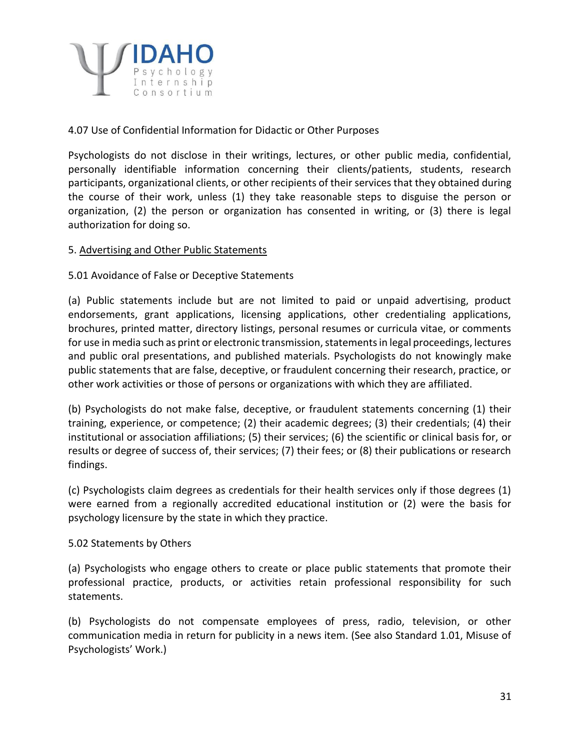4.07 Use of Confidential Information for Didactic or Other Purposes

Psychologists do not disclose in their writings, lectures, or other public media, confidential, personally identifiable information concerning their clients/patients, students, research participants, organizational clients, or other recipients of their services that they obtained during the course of their work, unless (1) they take reasonable steps to disguise the person or organization, (2) the person or organization has consented in writing, or (3) there is legal authorization for doing so.

5. <u>Advertising and Other Public Statements</u>

5.01 Avoidance of False or Deceptive Statements

(a) Public statements include but are not limited to paid or unpaid advertising, product endorsements, grant applications, licensing applications, other credentialing applications, brochures, printed matter, directory listings, personal resumes or curricula vitae, or comments for use in media such as print or electronic transmission, statements in legal proceedings, lectures and public oral presentations, and published materials. Psychologists do not knowingly make public statements that are false, deceptive, or fraudulent concerning their research, practice, or other work activities or those of persons or organizations with which they are affiliated.

(b) Psychologists do not make false, deceptive, or fraudulent statements concerning (1) their training, experience, or competence; (2) their academic degrees; (3) their credentials; (4) their institutional or association affiliations; (5) their services; (6) the scientific or clinical basis for, or results or degree of success of, their services; (7) their fees; or (8) their publications or research findings.

(c) Psychologists claim degrees as credentials for their health services only if those degrees (1) were earned from a regionally accredited educational institution or (2) were the basis for psychology licensure by the state in which they practice.

5.02 Statements by Others

(a) Psychologists who engage others to create or place public statements that promote their professional practice, products, or activities retain professional responsibility for such statements.

(b) Psychologists do not compensate employees of press, radio, television, or other communication media in return for publicity in a news item. (See also Standard 1.01, Misuse of Psychologists' Work.)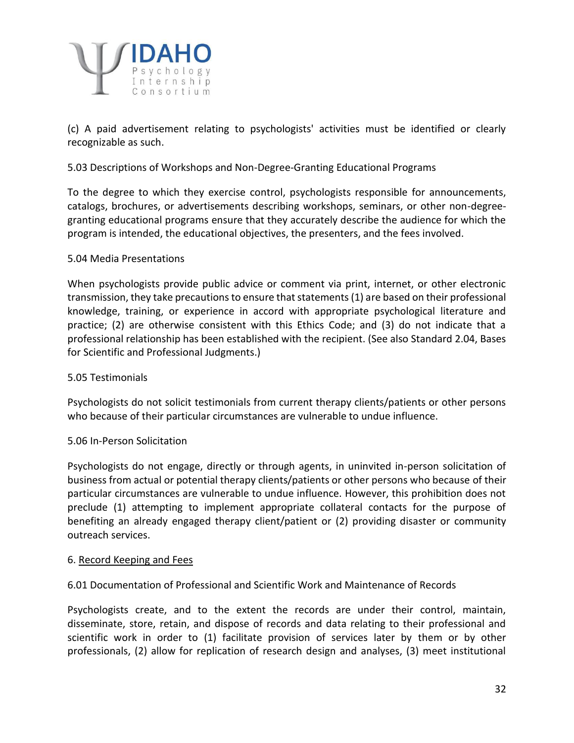(c) A paid advertisement relating to psychologists' activities must be identified or clearly recognizable as such.

5.03 Descriptions of Workshops and Non-Degree-Granting Educational Programs

To the degree to which they exercise control, psychologists responsible for announcements, catalogs, brochures, or advertisements describing workshops, seminars, or other non-degree-granting educational programs ensure that they accurately describe the audience for which the program is intended, the educational objectives, the presenters, and the fees involved.

5.04 Media Presentations

When psychologists provide public advice or comment via print, internet, or other electronic transmission, they take precautions to ensure that statements (1) are based on their professional knowledge, training, or experience in accord with appropriate psychological literature and practice; (2) are otherwise consistent with this Ethics Code; and (3) do not indicate that a professional relationship has been established with the recipient. (See also Standard 2.04, Bases for Scientific and Professional Judgments.)

5.05 Testimonials

Psychologists do not solicit testimonials from current therapy clients/patients or other persons who because of their particular circumstances are vulnerable to undue influence.

5.06 In-Person Solicitation

Psychologists do not engage, directly or through agents, in uninvited in-person solicitation of business from actual or potential therapy clients/patients or other persons who because of their particular circumstances are vulnerable to undue influence. However, this prohibition does not preclude (1) attempting to implement appropriate collateral contacts for the purpose of benefiting an already engaged therapy client/patient or (2) providing disaster or community outreach services.

6. Record Keeping and Fees

6.01 Documentation of Professional and Scientific Work and Maintenance of Records

Psychologists create, and to the extent the records are under their control, maintain, disseminate, store, retain, and dispose of records and data relating to their professional and scientific work in order to (1) facilitate provision of services later by them or by other professionals, (2) allow for replication of research design and analyses, (3) meet institutional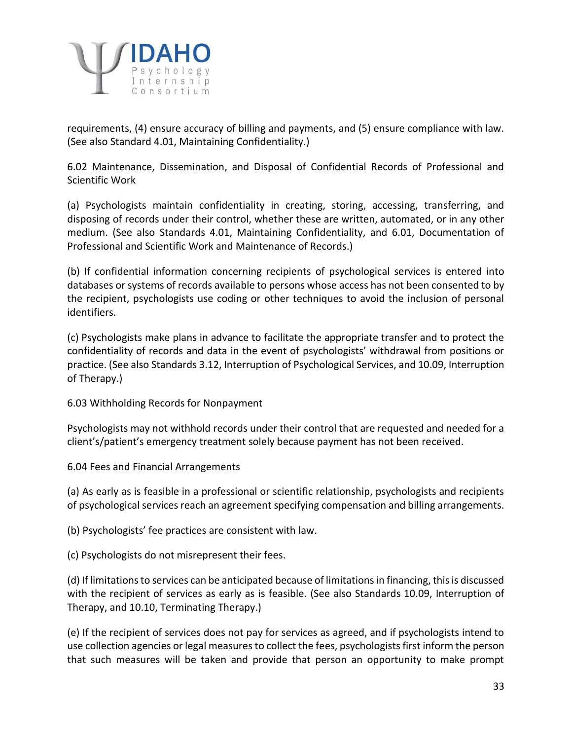requirements, (4) ensure accuracy of billing and payments, and (5) ensure compliance with law. (See also Standard 4.01, Maintaining Confidentiality.)

6.02 Maintenance, Dissemination, and Disposal of Confidential Records of Professional and Scientific Work

(a) Psychologists maintain confidentiality in creating, storing, accessing, transferring, and disposing of records under their control, whether these are written, automated, or in any other medium. (See also Standards 4.01, Maintaining Confidentiality, and 6.01, Documentation of Professional and Scientific Work and Maintenance of Records.)

(b) If confidential information concerning recipients of psychological services is entered into databases or systems of records available to persons whose access has not been consented to by the recipient, psychologists use coding or other techniques to avoid the inclusion of personal identifiers.

(c) Psychologists make plans in advance to facilitate the appropriate transfer and to protect the confidentiality of records and data in the event of psychologists' withdrawal from positions or practice. (See also Standards 3.12, Interruption of Psychological Services, and 10.09, Interruption of Therapy.)

6.03 Withholding Records for Nonpayment

Psychologists may not withhold records under their control that are requested and needed for a client's/patient's emergency treatment solely because payment has not been received.

6.04 Fees and Financial Arrangements

(a) As early as is feasible in a professional or scientific relationship, psychologists and recipients of psychological services reach an agreement specifying compensation and billing arrangements.

(b) Psychologists' fee practices are consistent with law.

(c) Psychologists do not misrepresent their fees.

(d) If limitations to services can be anticipated because of limitations in financing, this is discussed with the recipient of services as early as is feasible. (See also Standards 10.09, Interruption of Therapy, and 10.10, Terminating Therapy.)

(e) If the recipient of services does not pay for services as agreed, and if psychologists intend to use collection agencies or legal measures to collect the fees, psychologists first inform the person that such measures will be taken and provide that person an opportunity to make prompt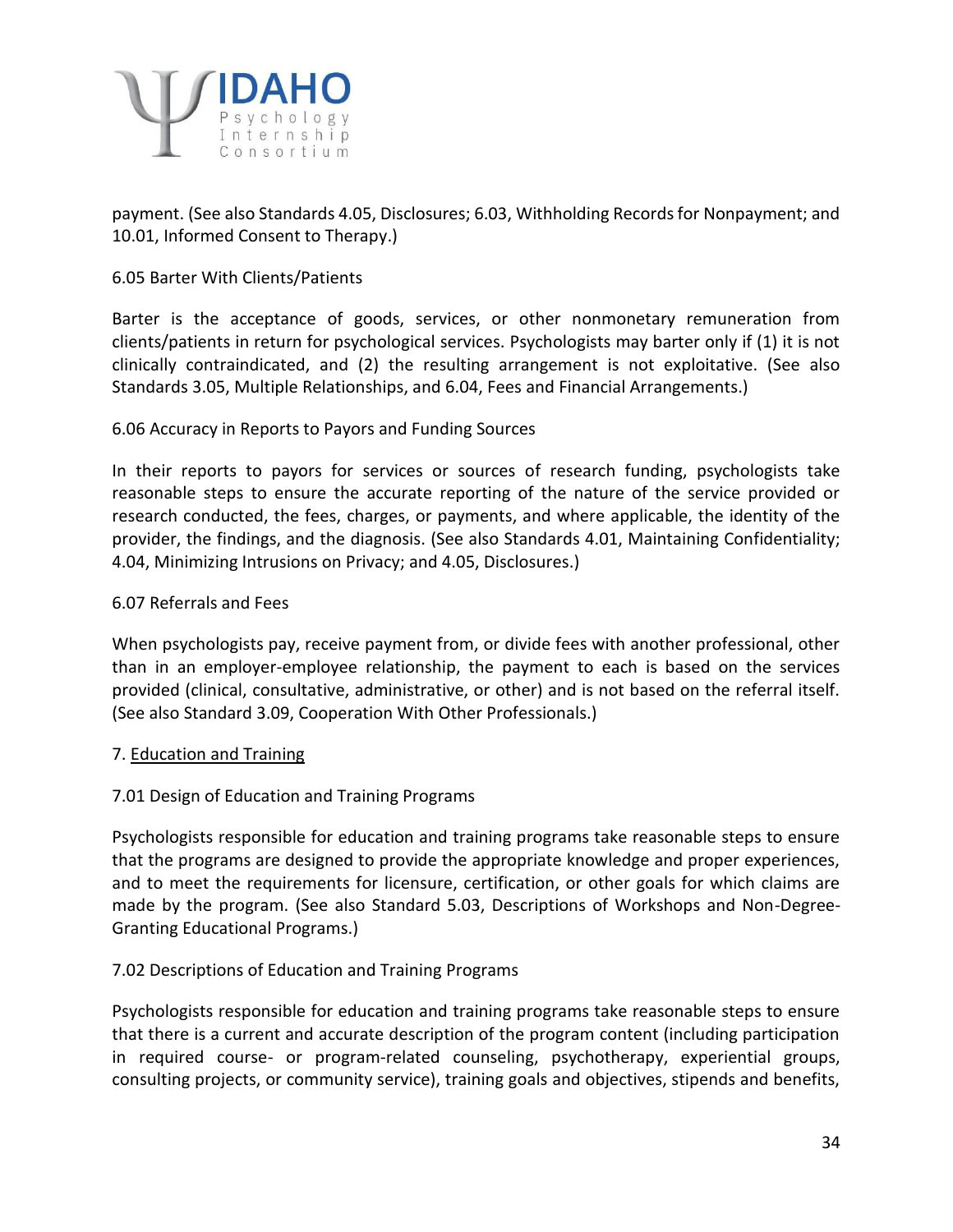payment. (See also Standards 4.05, Disclosures; 6.03, Withholding Records for Nonpayment; and 10.01, Informed Consent to Therapy.)

6.05 Barter With Clients/Patients

Barter is the acceptance of goods, services, or other nonmonetary remuneration from clients/patients in return for psychological services. Psychologists may barter only if (1) it is not clinically contraindicated, and (2) the resulting arrangement is not exploitative. (See also Standards 3.05, Multiple Relationships, and 6.04, Fees and Financial Arrangements.)

6.06 Accuracy in Reports to Payors and Funding Sources

In their reports to payors for services or sources of research funding, psychologists take reasonable steps to ensure the accurate reporting of the nature of the service provided or research conducted, the fees, charges, or payments, and where applicable, the identity of the provider, the findings, and the diagnosis. (See also Standards 4.01, Maintaining Confidentiality; 4.04, Minimizing Intrusions on Privacy; and 4.05, Disclosures.)

6.07 Referrals and Fees

When psychologists pay, receive payment from, or divide fees with another professional, other than in an employer-employee relationship, the payment to each is based on the services provided (clinical, consultative, administrative, or other) and is not based on the referral itself. (See also Standard 3.09, Cooperation With Other Professionals.)

7. Education and Training

7.01 Design of Education and Training Programs

Psychologists responsible for education and training programs take reasonable steps to ensure that the programs are designed to provide the appropriate knowledge and proper experiences, and to meet the requirements for licensure, certification, or other goals for which claims are made by the program. (See also Standard 5.03, Descriptions of Workshops and Non-Degree-Granting Educational Programs.)

7.02 Descriptions of Education and Training Programs

Psychologists responsible for education and training programs take reasonable steps to ensure that there is a current and accurate description of the program content (including participation in required course- or program-related counseling, psychotherapy, experiential groups, consulting projects, or community service), training goals and objectives, stipends and benefits,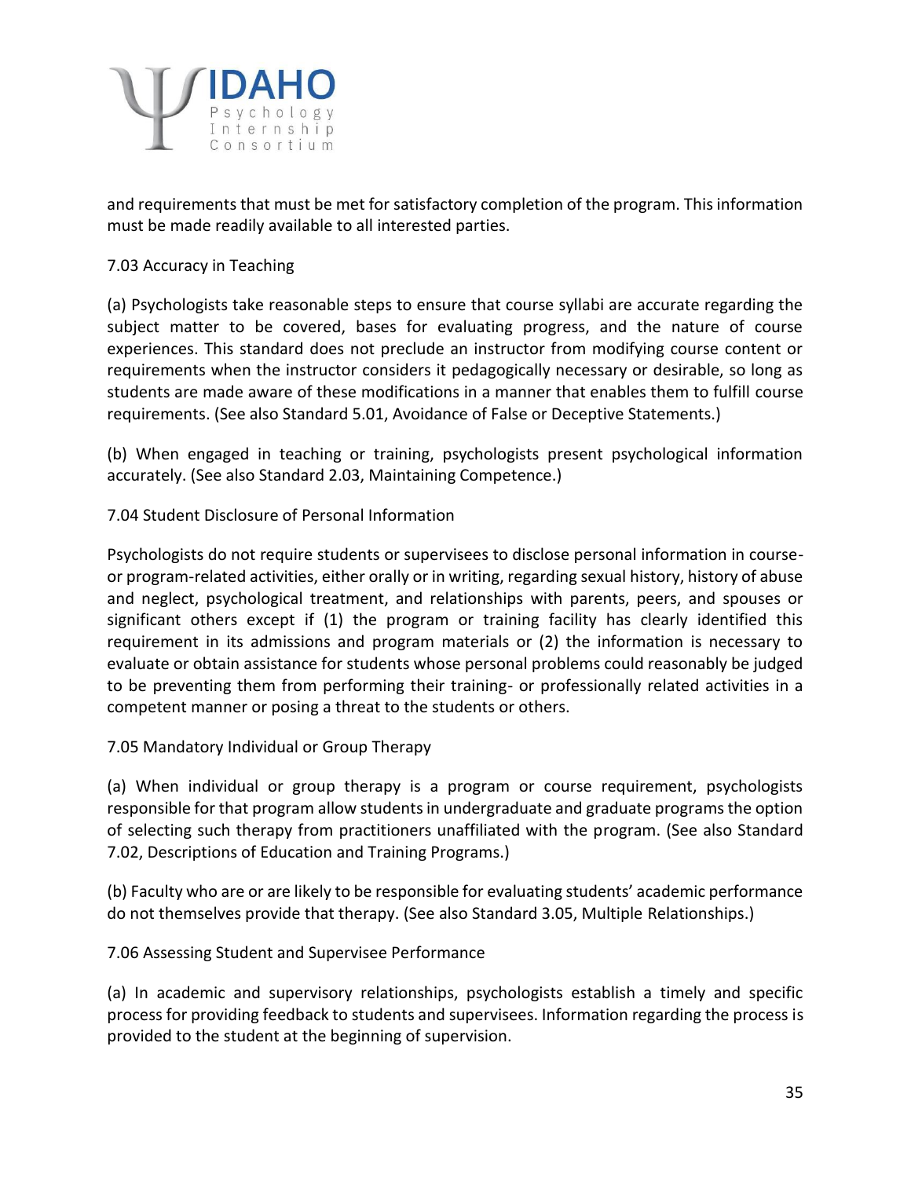and requirements that must be met for satisfactory completion of the program. This information must be made readily available to all interested parties.

7.03 Accuracy in Teaching

(a) Psychologists take reasonable steps to ensure that course syllabi are accurate regarding the subject matter to be covered, bases for evaluating progress, and the nature of course experiences. This standard does not preclude an instructor from modifying course content or requirements when the instructor considers it pedagogically necessary or desirable, so long as students are made aware of these modifications in a manner that enables them to fulfill course requirements. (See also Standard 5.01, Avoidance of False or Deceptive Statements.)

(b) When engaged in teaching or training, psychologists present psychological information accurately. (See also Standard 2.03, Maintaining Competence.)

7.04 Student Disclosure of Personal Information

Psychologists do not require students or supervisees to disclose personal information in course- or program-related activities, either orally or in writing, regarding sexual history, history of abuse and neglect, psychological treatment, and relationships with parents, peers, and spouses or significant others except if (1) the program or training facility has clearly identified this requirement in its admissions and program materials or (2) the information is necessary to evaluate or obtain assistance for students whose personal problems could reasonably be judged to be preventing them from performing their training- or professionally related activities in a competent manner or posing a threat to the students or others.

7.05 Mandatory Individual or Group Therapy

(a) When individual or group therapy is a program or course requirement, psychologists responsible for that program allow students in undergraduate and graduate programs the option of selecting such therapy from practitioners unaffiliated with the program. (See also Standard 7.02, Descriptions of Education and Training Programs.)

(b) Faculty who are or are likely to be responsible for evaluating students' academic performance do not themselves provide that therapy. (See also Standard 3.05, Multiple Relationships.)

7.06 Assessing Student and Supervisee Performance

(a) In academic and supervisory relationships, psychologists establish a timely and specific process for providing feedback to students and supervisees. Information regarding the process is provided to the student at the beginning of supervision.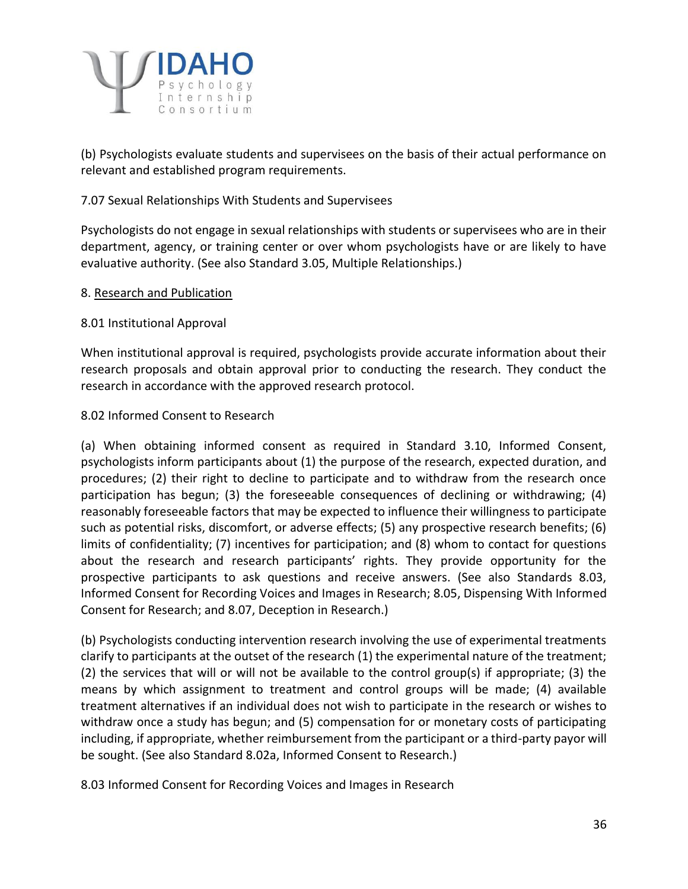(b) Psychologists evaluate students and supervisees on the basis of their actual performance on relevant and established program requirements.

7.07 Sexual Relationships With Students and Supervisees

Psychologists do not engage in sexual relationships with students or supervisees who are in their department, agency, or training center or over whom psychologists have or are likely to have evaluative authority. (See also Standard 3.05, Multiple Relationships.)

8. Research and Publication

8.01 Institutional Approval

When institutional approval is required, psychologists provide accurate information about their research proposals and obtain approval prior to conducting the research. They conduct the research in accordance with the approved research protocol.

8.02 Informed Consent to Research

(a) When obtaining informed consent as required in Standard 3.10, Informed Consent, psychologists inform participants about (1) the purpose of the research, expected duration, and procedures; (2) their right to decline to participate and to withdraw from the research once participation has begun; (3) the foreseeable consequences of declining or withdrawing; (4) reasonably foreseeable factors that may be expected to influence their willingness to participate such as potential risks, discomfort, or adverse effects; (5) any prospective research benefits; (6) limits of confidentiality; (7) incentives for participation; and (8) whom to contact for questions about the research and research participants' rights. They provide opportunity for the prospective participants to ask questions and receive answers. (See also Standards 8.03, Informed Consent for Recording Voices and Images in Research; 8.05, Dispensing With Informed Consent for Research; and 8.07, Deception in Research.)

(b) Psychologists conducting intervention research involving the use of experimental treatments clarify to participants at the outset of the research (1) the experimental nature of the treatment; (2) the services that will or will not be available to the control group(s) if appropriate; (3) the means by which assignment to treatment and control groups will be made; (4) available treatment alternatives if an individual does not wish to participate in the research or wishes to withdraw once a study has begun; and (5) compensation for or monetary costs of participating including, if appropriate, whether reimbursement from the participant or a third-party payor will be sought. (See also Standard 8.02a, Informed Consent to Research.)

8.03 Informed Consent for Recording Voices and Images in Research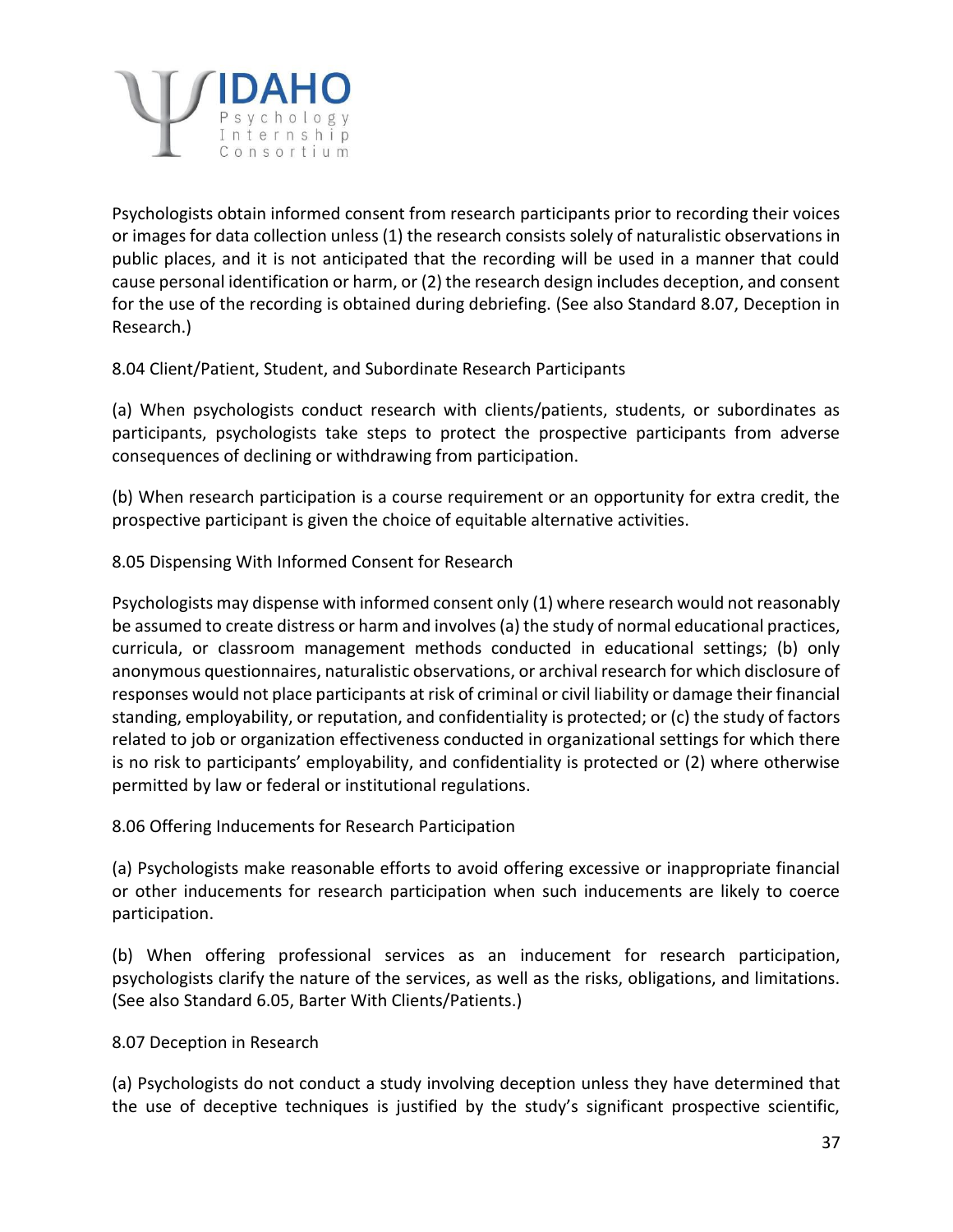Psychologists obtain informed consent from research participants prior to recording their voices or images for data collection unless (1) the research consists solely of naturalistic observations in public places, and it is not anticipated that the recording will be used in a manner that could cause personal identification or harm, or (2) the research design includes deception, and consent for the use of the recording is obtained during debriefing. (See also Standard 8.07, Deception in Research.)

8.04 Client/Patient, Student, and Subordinate Research Participants

(a) When psychologists conduct research with clients/patients, students, or subordinates as participants, psychologists take steps to protect the prospective participants from adverse consequences of declining or withdrawing from participation.

(b) When research participation is a course requirement or an opportunity for extra credit, the prospective participant is given the choice of equitable alternative activities.

8.05 Dispensing With Informed Consent for Research

Psychologists may dispense with informed consent only (1) where research would not reasonably be assumed to create distress or harm and involves (a) the study of normal educational practices, curricula, or classroom management methods conducted in educational settings; (b) only anonymous questionnaires, naturalistic observations, or archival research for which disclosure of responses would not place participants at risk of criminal or civil liability or damage their financial standing, employability, or reputation, and confidentiality is protected; or (c) the study of factors related to job or organization effectiveness conducted in organizational settings for which there is no risk to participants' employability, and confidentiality is protected or (2) where otherwise permitted by law or federal or institutional regulations.

8.06 Offering Inducements for Research Participation

(a) Psychologists make reasonable efforts to avoid offering excessive or inappropriate financial or other inducements for research participation when such inducements are likely to coerce participation.

(b) When offering professional services as an inducement for research participation, psychologists clarify the nature of the services, as well as the risks, obligations, and limitations. (See also Standard 6.05, Barter With Clients/Patients.)

8.07 Deception in Research

(a) Psychologists do not conduct a study involving deception unless they have determined that the use of deceptive techniques is justified by the study's significant prospective scientific,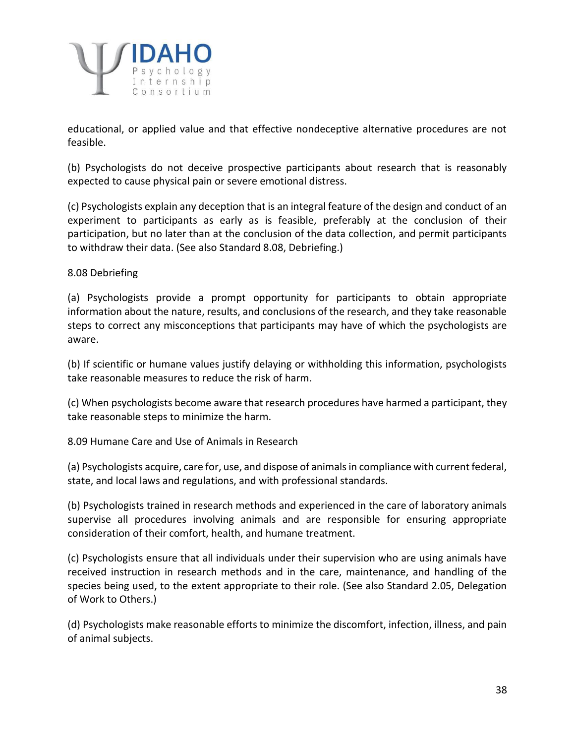educational, or applied value and that effective nondeceptive alternative procedures are not feasible.

(b) Psychologists do not deceive prospective participants about research that is reasonably expected to cause physical pain or severe emotional distress.

(c) Psychologists explain any deception that is an integral feature of the design and conduct of an experiment to participants as early as is feasible, preferably at the conclusion of their participation, but no later than at the conclusion of the data collection, and permit participants to withdraw their data. (See also Standard 8.08, Debriefing.)

8.08 Debriefing

(a) Psychologists provide a prompt opportunity for participants to obtain appropriate information about the nature, results, and conclusions of the research, and they take reasonable steps to correct any misconceptions that participants may have of which the psychologists are aware.

(b) If scientific or humane values justify delaying or withholding this information, psychologists take reasonable measures to reduce the risk of harm.

(c) When psychologists become aware that research procedures have harmed a participant, they take reasonable steps to minimize the harm.

8.09 Humane Care and Use of Animals in Research

(a) Psychologists acquire, care for, use, and dispose of animals in compliance with current federal, state, and local laws and regulations, and with professional standards.

(b) Psychologists trained in research methods and experienced in the care of laboratory animals supervise all procedures involving animals and are responsible for ensuring appropriate consideration of their comfort, health, and humane treatment.

(c) Psychologists ensure that all individuals under their supervision who are using animals have received instruction in research methods and in the care, maintenance, and handling of the species being used, to the extent appropriate to their role. (See also Standard 2.05, Delegation of Work to Others.)

(d) Psychologists make reasonable efforts to minimize the discomfort, infection, illness, and pain of animal subjects.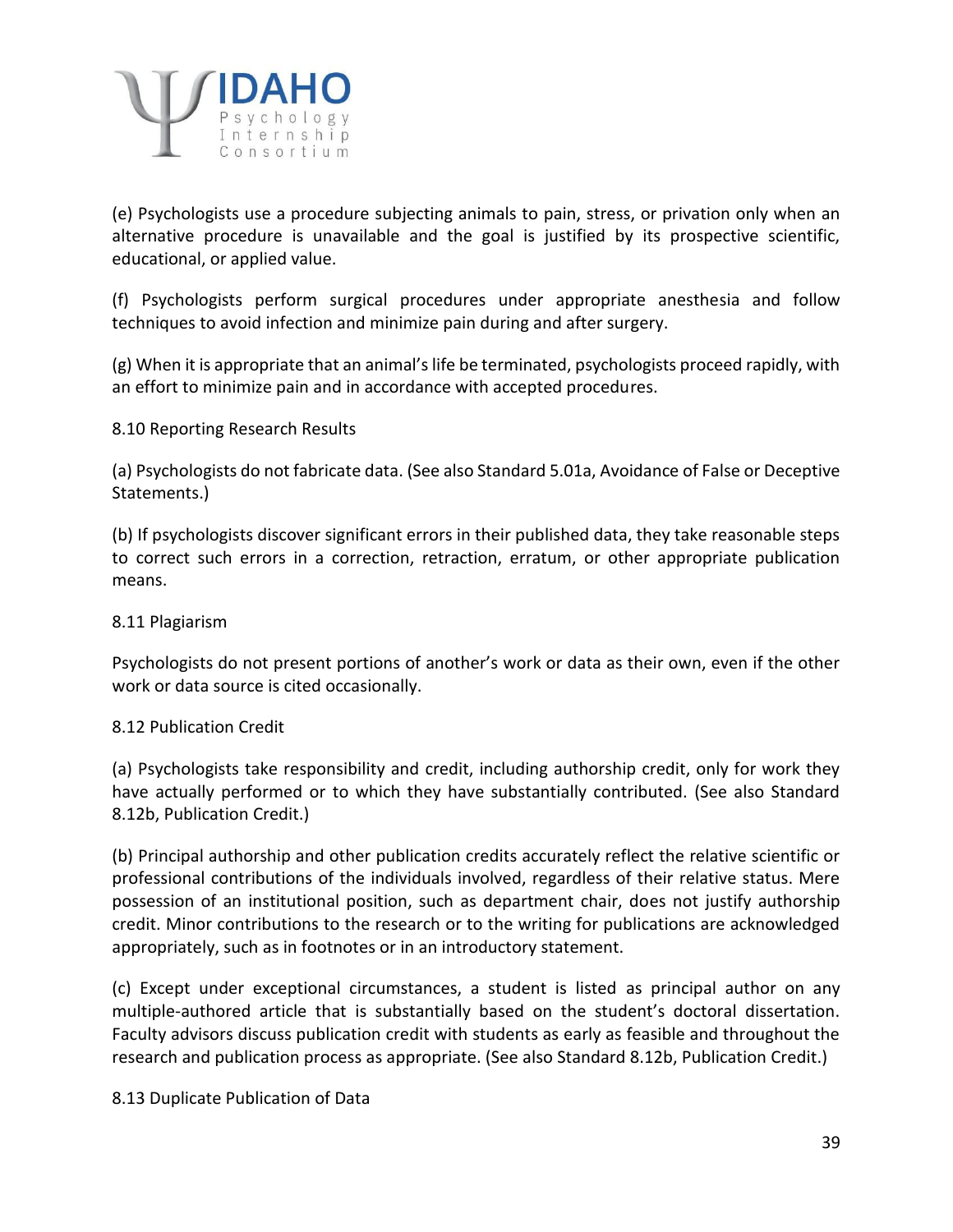(e) Psychologists use a procedure subjecting animals to pain, stress, or privation only when an alternative procedure is unavailable and the goal is justified by its prospective scientific, educational, or applied value.

(f) Psychologists perform surgical procedures under appropriate anesthesia and follow techniques to avoid infection and minimize pain during and after surgery.

(g) When it is appropriate that an animal's life be terminated, psychologists proceed rapidly, with an effort to minimize pain and in accordance with accepted procedures.

8.10 Reporting Research Results

(a) Psychologists do not fabricate data. (See also Standard 5.01a, Avoidance of False or Deceptive Statements.)

(b) If psychologists discover significant errors in their published data, they take reasonable steps to correct such errors in a correction, retraction, erratum, or other appropriate publication means.

8.11 Plagiarism

Psychologists do not present portions of another's work or data as their own, even if the other work or data source is cited occasionally.

8.12 Publication Credit

(a) Psychologists take responsibility and credit, including authorship credit, only for work they have actually performed or to which they have substantially contributed. (See also Standard 8.12b, Publication Credit.)

(b) Principal authorship and other publication credits accurately reflect the relative scientific or professional contributions of the individuals involved, regardless of their relative status. Mere possession of an institutional position, such as department chair, does not justify authorship credit. Minor contributions to the research or to the writing for publications are acknowledged appropriately, such as in footnotes or in an introductory statement.

(c) Except under exceptional circumstances, a student is listed as principal author on any multiple-authored article that is substantially based on the student's doctoral dissertation. Faculty advisors discuss publication credit with students as early as feasible and throughout the research and publication process as appropriate. (See also Standard 8.12b, Publication Credit.)

8.13 Duplicate Publication of Data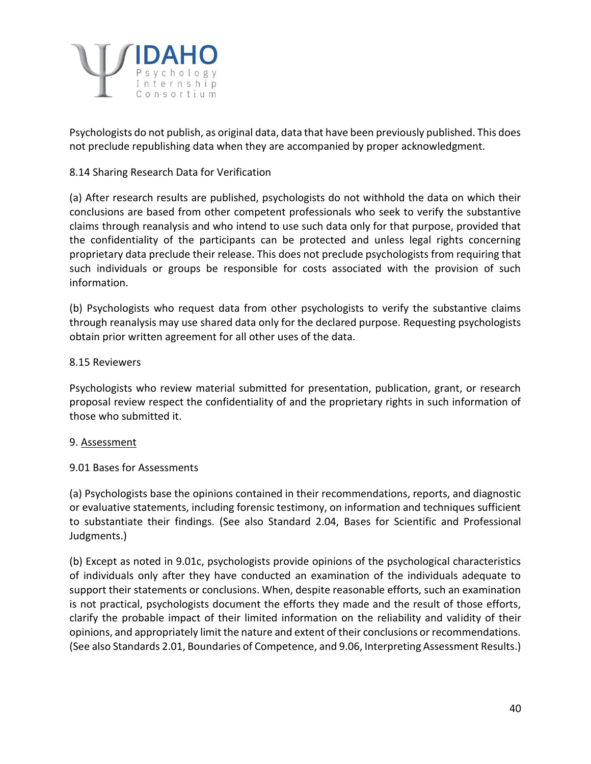Psychologists do not publish, as original data, data that have been previously published. This does not preclude republishing data when they are accompanied by proper acknowledgment.

8.14 Sharing Research Data for Verification

(a) After research results are published, psychologists do not withhold the data on which their conclusions are based from other competent professionals who seek to verify the substantive claims through reanalysis and who intend to use such data only for that purpose, provided that the confidentiality of the participants can be protected and unless legal rights concerning proprietary data preclude their release. This does not preclude psychologists from requiring that such individuals or groups be responsible for costs associated with the provision of such information.

(b) Psychologists who request data from other psychologists to verify the substantive claims through reanalysis may use shared data only for the declared purpose. Requesting psychologists obtain prior written agreement for all other uses of the data.

8.15 Reviewers

Psychologists who review material submitted for presentation, publication, grant, or research proposal review respect the confidentiality of and the proprietary rights in such information of those who submitted it.

9. <u>Assessment</u>

9.01 Bases for Assessments

(a) Psychologists base the opinions contained in their recommendations, reports, and diagnostic or evaluative statements, including forensic testimony, on information and techniques sufficient to substantiate their findings. (See also Standard 2.04, Bases for Scientific and Professional Judgments.)

(b) Except as noted in 9.01c, psychologists provide opinions of the psychological characteristics of individuals only after they have conducted an examination of the individuals adequate to support their statements or conclusions. When, despite reasonable efforts, such an examination is not practical, psychologists document the efforts they made and the result of those efforts, clarify the probable impact of their limited information on the reliability and validity of their opinions, and appropriately limit the nature and extent of their conclusions or recommendations. (See also Standards 2.01, Boundaries of Competence, and 9.06, Interpreting Assessment Results.)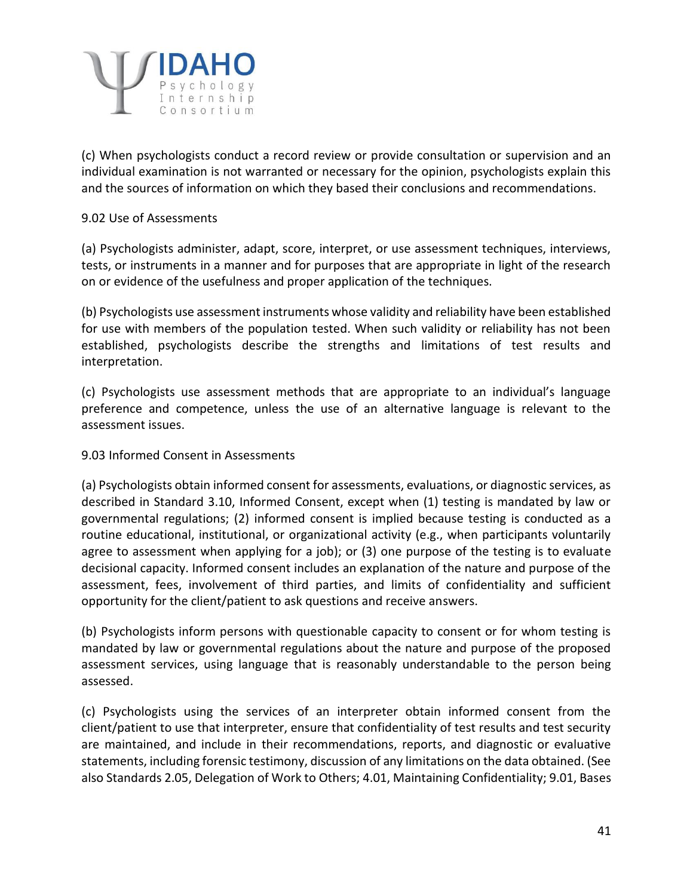(c) When psychologists conduct a record review or provide consultation or supervision and an individual examination is not warranted or necessary for the opinion, psychologists explain this and the sources of information on which they based their conclusions and recommendations.

9.02 Use of Assessments

(a) Psychologists administer, adapt, score, interpret, or use assessment techniques, interviews, tests, or instruments in a manner and for purposes that are appropriate in light of the research on or evidence of the usefulness and proper application of the techniques.

(b) Psychologists use assessment instruments whose validity and reliability have been established for use with members of the population tested. When such validity or reliability has not been established, psychologists describe the strengths and limitations of test results and interpretation.

(c) Psychologists use assessment methods that are appropriate to an individual's language preference and competence, unless the use of an alternative language is relevant to the assessment issues.

9.03 Informed Consent in Assessments

(a) Psychologists obtain informed consent for assessments, evaluations, or diagnostic services, as described in Standard 3.10, Informed Consent, except when (1) testing is mandated by law or governmental regulations; (2) informed consent is implied because testing is conducted as a routine educational, institutional, or organizational activity (e.g., when participants voluntarily agree to assessment when applying for a job); or (3) one purpose of the testing is to evaluate decisional capacity. Informed consent includes an explanation of the nature and purpose of the assessment, fees, involvement of third parties, and limits of confidentiality and sufficient opportunity for the client/patient to ask questions and receive answers.

(b) Psychologists inform persons with questionable capacity to consent or for whom testing is mandated by law or governmental regulations about the nature and purpose of the proposed assessment services, using language that is reasonably understandable to the person being assessed.

(c) Psychologists using the services of an interpreter obtain informed consent from the client/patient to use that interpreter, ensure that confidentiality of test results and test security are maintained, and include in their recommendations, reports, and diagnostic or evaluative statements, including forensic testimony, discussion of any limitations on the data obtained. (See also Standards 2.05, Delegation of Work to Others; 4.01, Maintaining Confidentiality; 9.01, Bases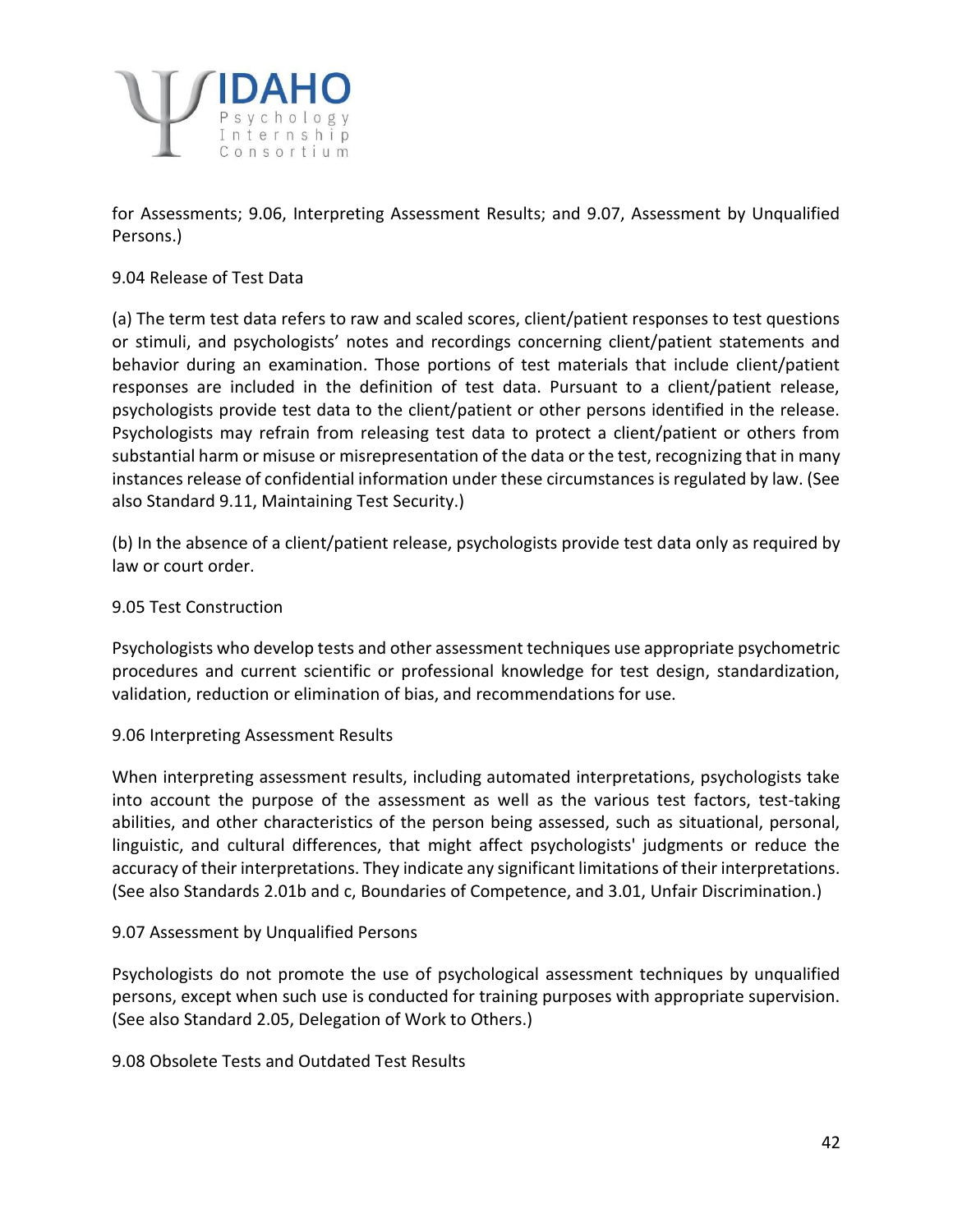for Assessments; 9.06, Interpreting Assessment Results; and 9.07, Assessment by Unqualified Persons.)

9.04 Release of Test Data

(a) The term test data refers to raw and scaled scores, client/patient responses to test questions or stimuli, and psychologists' notes and recordings concerning client/patient statements and behavior during an examination. Those portions of test materials that include client/patient responses are included in the definition of test data. Pursuant to a client/patient release, psychologists provide test data to the client/patient or other persons identified in the release. Psychologists may refrain from releasing test data to protect a client/patient or others from substantial harm or misuse or misrepresentation of the data or the test, recognizing that in many instances release of confidential information under these circumstances is regulated by law. (See also Standard 9.11, Maintaining Test Security.)

(b) In the absence of a client/patient release, psychologists provide test data only as required by law or court order.

9.05 Test Construction

Psychologists who develop tests and other assessment techniques use appropriate psychometric procedures and current scientific or professional knowledge for test design, standardization, validation, reduction or elimination of bias, and recommendations for use.

9.06 Interpreting Assessment Results

When interpreting assessment results, including automated interpretations, psychologists take into account the purpose of the assessment as well as the various test factors, test-taking abilities, and other characteristics of the person being assessed, such as situational, personal, linguistic, and cultural differences, that might affect psychologists' judgments or reduce the accuracy of their interpretations. They indicate any significant limitations of their interpretations. (See also Standards 2.01b and c, Boundaries of Competence, and 3.01, Unfair Discrimination.)

9.07 Assessment by Unqualified Persons

Psychologists do not promote the use of psychological assessment techniques by unqualified persons, except when such use is conducted for training purposes with appropriate supervision. (See also Standard 2.05, Delegation of Work to Others.)

9.08 Obsolete Tests and Outdated Test Results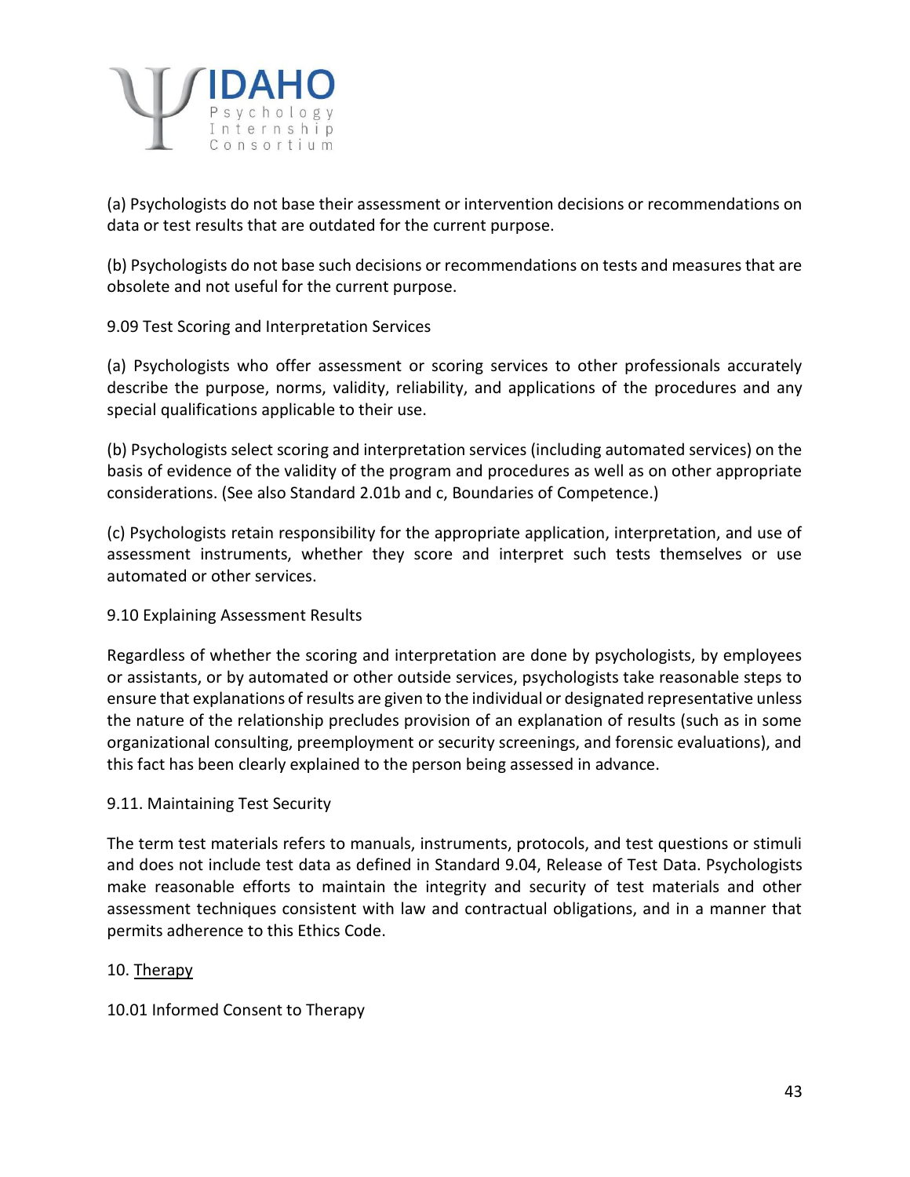(a) Psychologists do not base their assessment or intervention decisions or recommendations on data or test results that are outdated for the current purpose.

(b) Psychologists do not base such decisions or recommendations on tests and measures that are obsolete and not useful for the current purpose.

9.09 Test Scoring and Interpretation Services

(a) Psychologists who offer assessment or scoring services to other professionals accurately describe the purpose, norms, validity, reliability, and applications of the procedures and any special qualifications applicable to their use.

(b) Psychologists select scoring and interpretation services (including automated services) on the basis of evidence of the validity of the program and procedures as well as on other appropriate considerations. (See also Standard 2.01b and c, Boundaries of Competence.)

(c) Psychologists retain responsibility for the appropriate application, interpretation, and use of assessment instruments, whether they score and interpret such tests themselves or use automated or other services.

9.10 Explaining Assessment Results

Regardless of whether the scoring and interpretation are done by psychologists, by employees or assistants, or by automated or other outside services, psychologists take reasonable steps to ensure that explanations of results are given to the individual or designated representative unless the nature of the relationship precludes provision of an explanation of results (such as in some organizational consulting, preemployment or security screenings, and forensic evaluations), and this fact has been clearly explained to the person being assessed in advance.

9.11. Maintaining Test Security

The term test materials refers to manuals, instruments, protocols, and test questions or stimuli and does not include test data as defined in Standard 9.04, Release of Test Data. Psychologists make reasonable efforts to maintain the integrity and security of test materials and other assessment techniques consistent with law and contractual obligations, and in a manner that permits adherence to this Ethics Code.

10. Therapy

10.01 Informed Consent to Therapy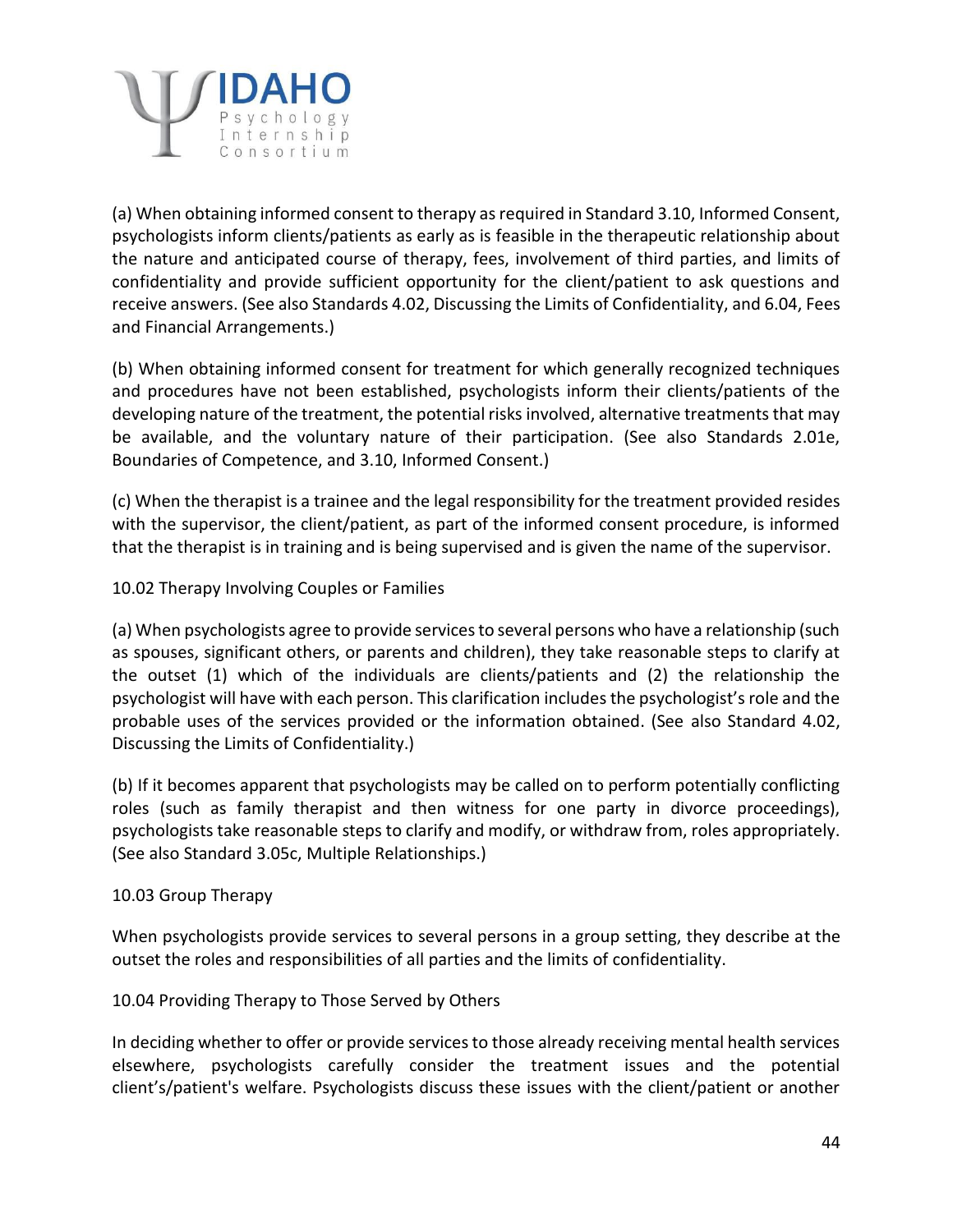(a) When obtaining informed consent to therapy as required in Standard 3.10, Informed Consent, psychologists inform clients/patients as early as is feasible in the therapeutic relationship about the nature and anticipated course of therapy, fees, involvement of third parties, and limits of confidentiality and provide sufficient opportunity for the client/patient to ask questions and receive answers. (See also Standards 4.02, Discussing the Limits of Confidentiality, and 6.04, Fees and Financial Arrangements.)

(b) When obtaining informed consent for treatment for which generally recognized techniques and procedures have not been established, psychologists inform their clients/patients of the developing nature of the treatment, the potential risks involved, alternative treatments that may be available, and the voluntary nature of their participation. (See also Standards 2.01e, Boundaries of Competence, and 3.10, Informed Consent.)

(c) When the therapist is a trainee and the legal responsibility for the treatment provided resides with the supervisor, the client/patient, as part of the informed consent procedure, is informed that the therapist is in training and is being supervised and is given the name of the supervisor.

10.02 Therapy Involving Couples or Families

(a) When psychologists agree to provide services to several persons who have a relationship (such as spouses, significant others, or parents and children), they take reasonable steps to clarify at the outset (1) which of the individuals are clients/patients and (2) the relationship the psychologist will have with each person. This clarification includes the psychologist's role and the probable uses of the services provided or the information obtained. (See also Standard 4.02, Discussing the Limits of Confidentiality.)

(b) If it becomes apparent that psychologists may be called on to perform potentially conflicting roles (such as family therapist and then witness for one party in divorce proceedings), psychologists take reasonable steps to clarify and modify, or withdraw from, roles appropriately. (See also Standard 3.05c, Multiple Relationships.)

10.03 Group Therapy

When psychologists provide services to several persons in a group setting, they describe at the outset the roles and responsibilities of all parties and the limits of confidentiality.

10.04 Providing Therapy to Those Served by Others

In deciding whether to offer or provide services to those already receiving mental health services elsewhere, psychologists carefully consider the treatment issues and the potential client's/patient's welfare. Psychologists discuss these issues with the client/patient or another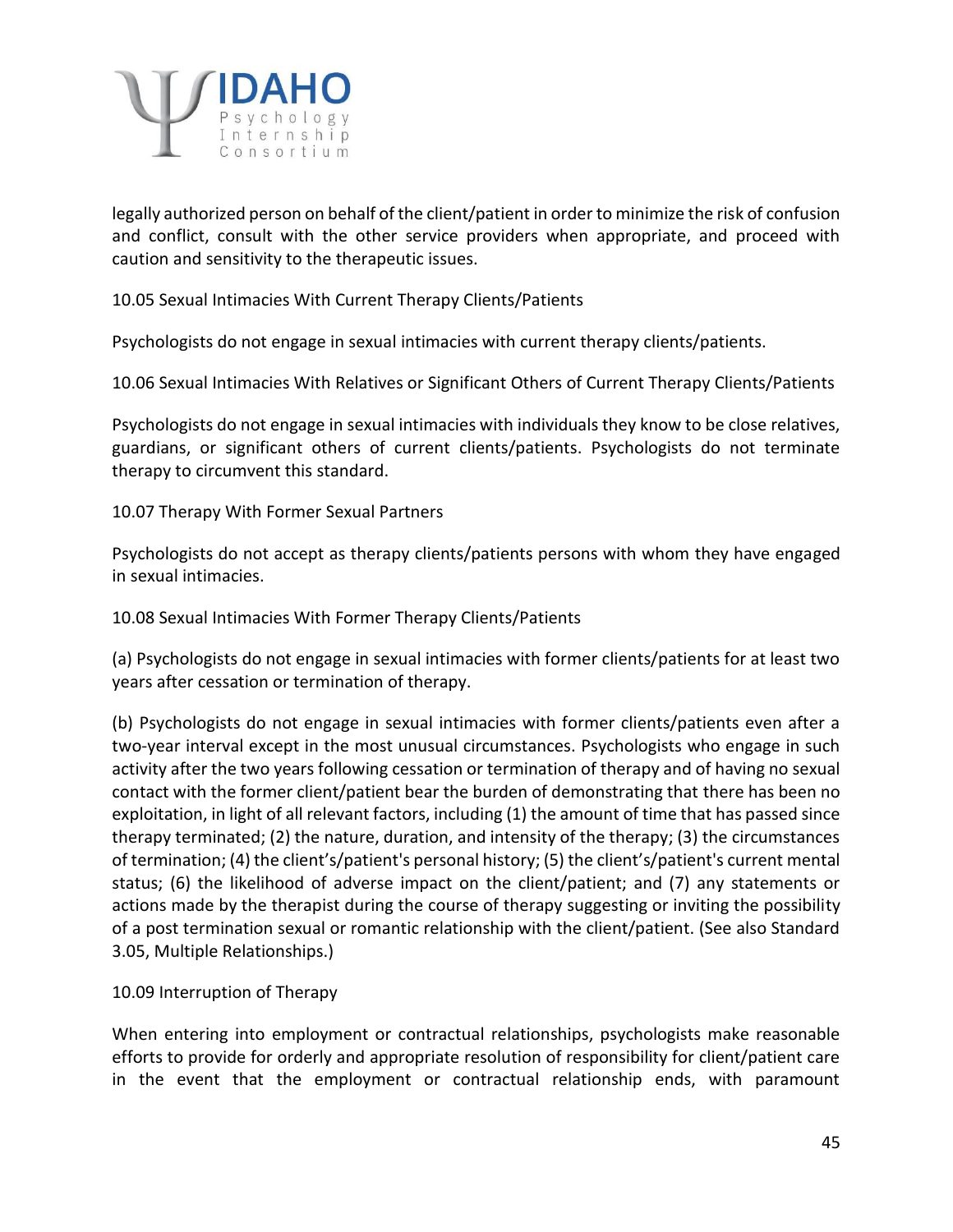legally authorized person on behalf of the client/patient in order to minimize the risk of confusion and conflict, consult with the other service providers when appropriate, and proceed with caution and sensitivity to the therapeutic issues.

10.05 Sexual Intimacies With Current Therapy Clients/Patients

Psychologists do not engage in sexual intimacies with current therapy clients/patients.

10.06 Sexual Intimacies With Relatives or Significant Others of Current Therapy Clients/Patients

Psychologists do not engage in sexual intimacies with individuals they know to be close relatives, guardians, or significant others of current clients/patients. Psychologists do not terminate therapy to circumvent this standard.

10.07 Therapy With Former Sexual Partners

Psychologists do not accept as therapy clients/patients persons with whom they have engaged in sexual intimacies.

10.08 Sexual Intimacies With Former Therapy Clients/Patients

(a) Psychologists do not engage in sexual intimacies with former clients/patients for at least two years after cessation or termination of therapy.

(b) Psychologists do not engage in sexual intimacies with former clients/patients even after a two-year interval except in the most unusual circumstances. Psychologists who engage in such activity after the two years following cessation or termination of therapy and of having no sexual contact with the former client/patient bear the burden of demonstrating that there has been no exploitation, in light of all relevant factors, including (1) the amount of time that has passed since therapy terminated; (2) the nature, duration, and intensity of the therapy; (3) the circumstances of termination; (4) the client's/patient's personal history; (5) the client's/patient's current mental status; (6) the likelihood of adverse impact on the client/patient; and (7) any statements or actions made by the therapist during the course of therapy suggesting or inviting the possibility of a post termination sexual or romantic relationship with the client/patient. (See also Standard 3.05, Multiple Relationships.)

10.09 Interruption of Therapy

When entering into employment or contractual relationships, psychologists make reasonable efforts to provide for orderly and appropriate resolution of responsibility for client/patient care in the event that the employment or contractual relationship ends, with paramount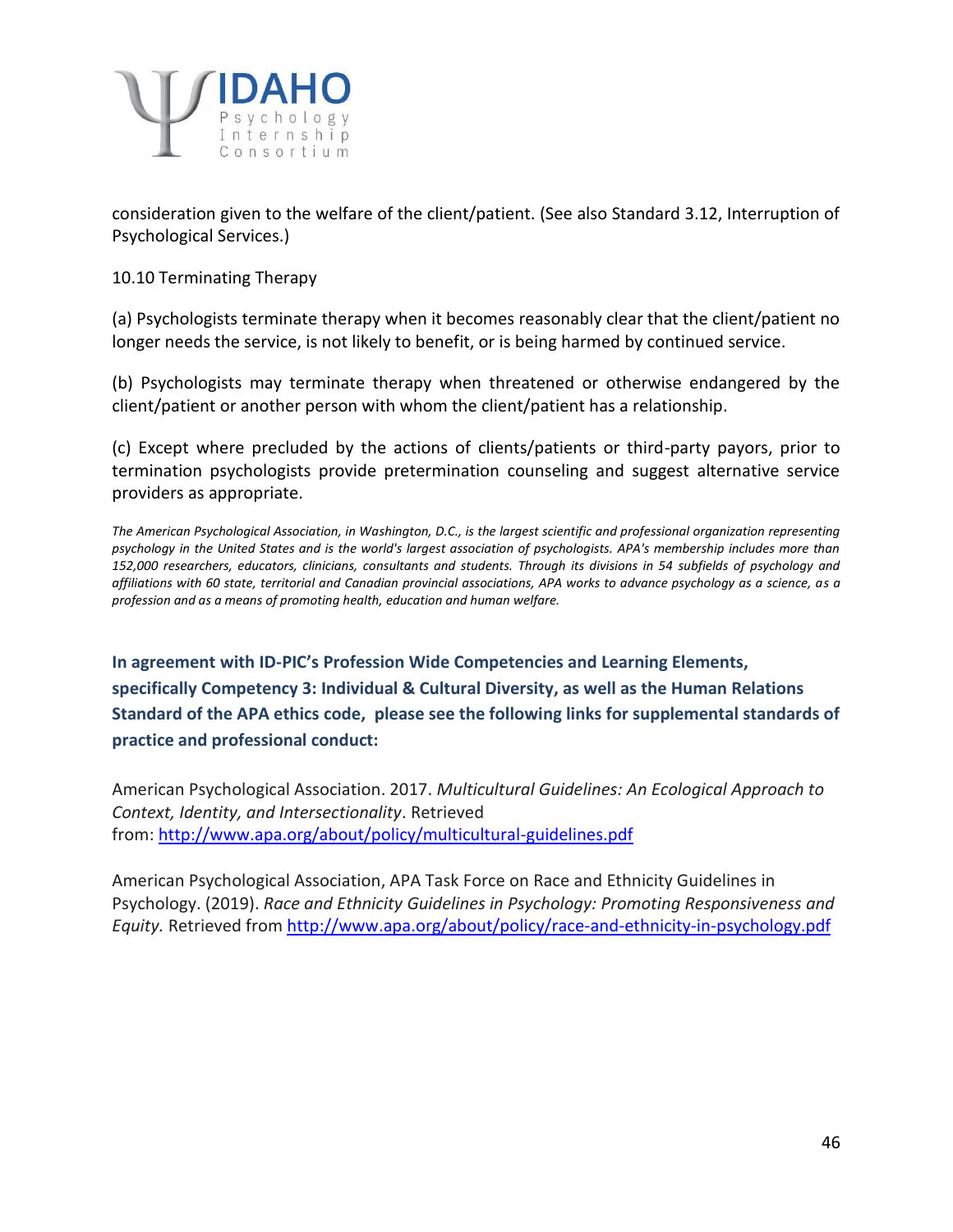consideration given to the welfare of the client/patient. (See also Standard 3.12, Interruption of Psychological Services.)

10.10 Terminating Therapy

(a) Psychologists terminate therapy when it becomes reasonably clear that the client/patient no longer needs the service, is not likely to benefit, or is being harmed by continued service.

(b) Psychologists may terminate therapy when threatened or otherwise endangered by the client/patient or another person with whom the client/patient has a relationship.

(c) Except where precluded by the actions of clients/patients or third-party payors, prior to termination psychologists provide pretermination counseling and suggest alternative service providers as appropriate.

*The American Psychological Association, in Washington, D.C., is the largest scientific and professional organization representing psychology in the United States and is the world's largest association of psychologists. APA's membership includes more than 152,000 researchers, educators, clinicians, consultants and students. Through its divisions in 54 subfields of psychology and affiliations with 60 state, territorial and Canadian provincial associations, APA works to advance psychology as a science, as a profession and as a means of promoting health, education and human welfare.*

**In agreement with ID-PIC's Profession Wide Competencies and Learning Elements, specifically Competency 3: Individual & Cultural Diversity, as well as the Human Relations Standard of the APA ethics code, please see the following links for supplemental standards of practice and professional conduct:**

American Psychological Association. 2017. *Multicultural Guidelines: An Ecological Approach to Context, Identity, and Intersectionality*. Retrieved from: http://www.apa.org/about/policy/multicultural-guidelines.pdf

American Psychological Association, APA Task Force on Race and Ethnicity Guidelines in Psychology. (2019). *Race and Ethnicity Guidelines in Psychology: Promoting Responsiveness and Equity.* Retrieved from http://www.apa.org/about/policy/race-and-ethnicity-in-psychology.pdf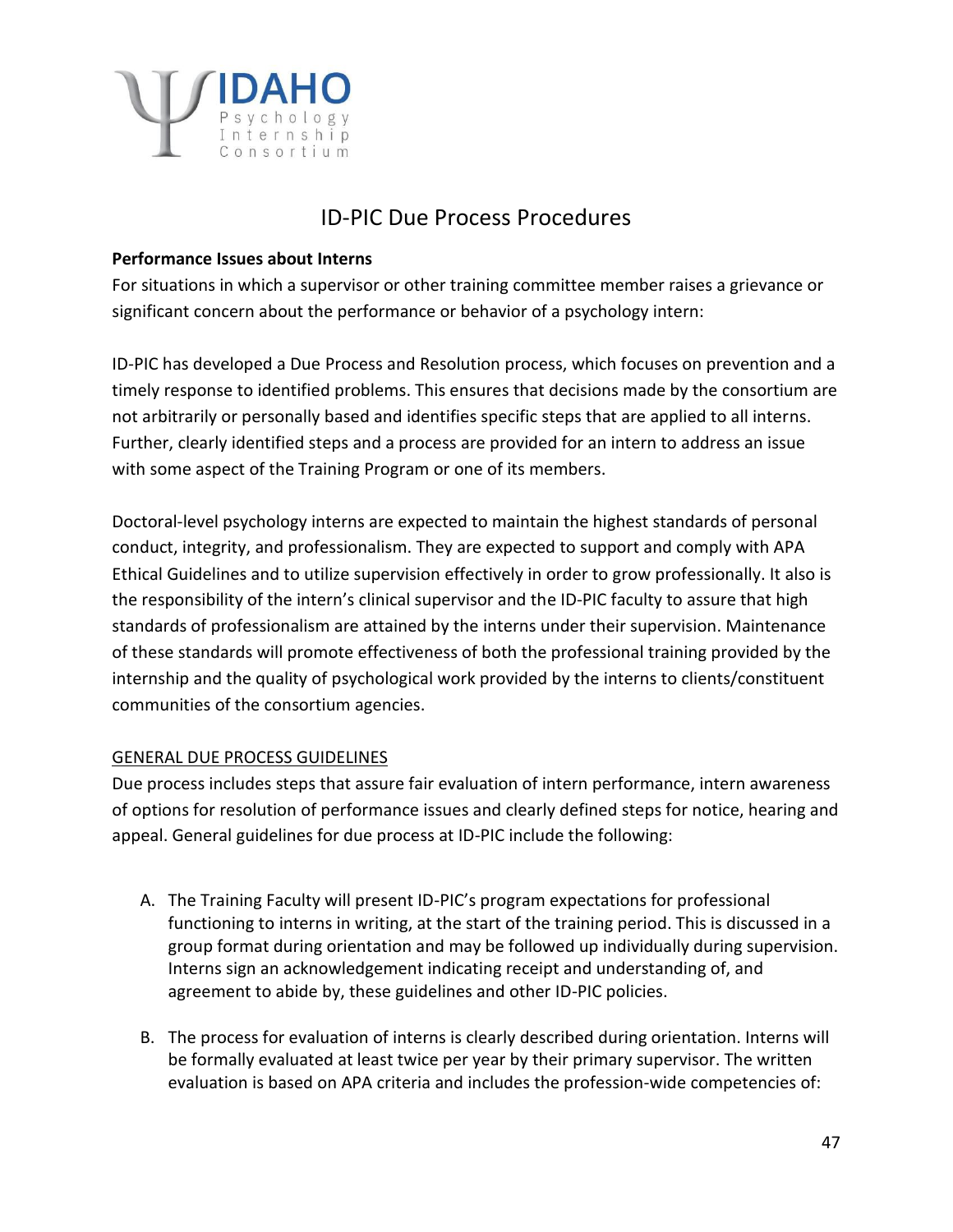# ID-PIC Due Process Procedures

**Performance Issues about Interns**

For situations in which a supervisor or other training committee member raises a grievance or significant concern about the performance or behavior of a psychology intern:

ID-PIC has developed a Due Process and Resolution process, which focuses on prevention and a timely response to identified problems. This ensures that decisions made by the consortium are not arbitrarily or personally based and identifies specific steps that are applied to all interns. Further, clearly identified steps and a process are provided for an intern to address an issue with some aspect of the Training Program or one of its members.

Doctoral-level psychology interns are expected to maintain the highest standards of personal conduct, integrity, and professionalism. They are expected to support and comply with APA Ethical Guidelines and to utilize supervision effectively in order to grow professionally. It also is the responsibility of the intern's clinical supervisor and the ID-PIC faculty to assure that high standards of professionalism are attained by the interns under their supervision. Maintenance of these standards will promote effectiveness of both the professional training provided by the internship and the quality of psychological work provided by the interns to clients/constituent communities of the consortium agencies.

<u>GENERAL DUE PROCESS GUIDELINES</u>

Due process includes steps that assure fair evaluation of intern performance, intern awareness of options for resolution of performance issues and clearly defined steps for notice, hearing and appeal. General guidelines for due process at ID-PIC include the following:

A. The Training Faculty will present ID-PIC's program expectations for professional functioning to interns in writing, at the start of the training period. This is discussed in a group format during orientation and may be followed up individually during supervision. Interns sign an acknowledgement indicating receipt and understanding of, and agreement to abide by, these guidelines and other ID-PIC policies.

B. The process for evaluation of interns is clearly described during orientation. Interns will be formally evaluated at least twice per year by their primary supervisor. The written evaluation is based on APA criteria and includes the profession-wide competencies of: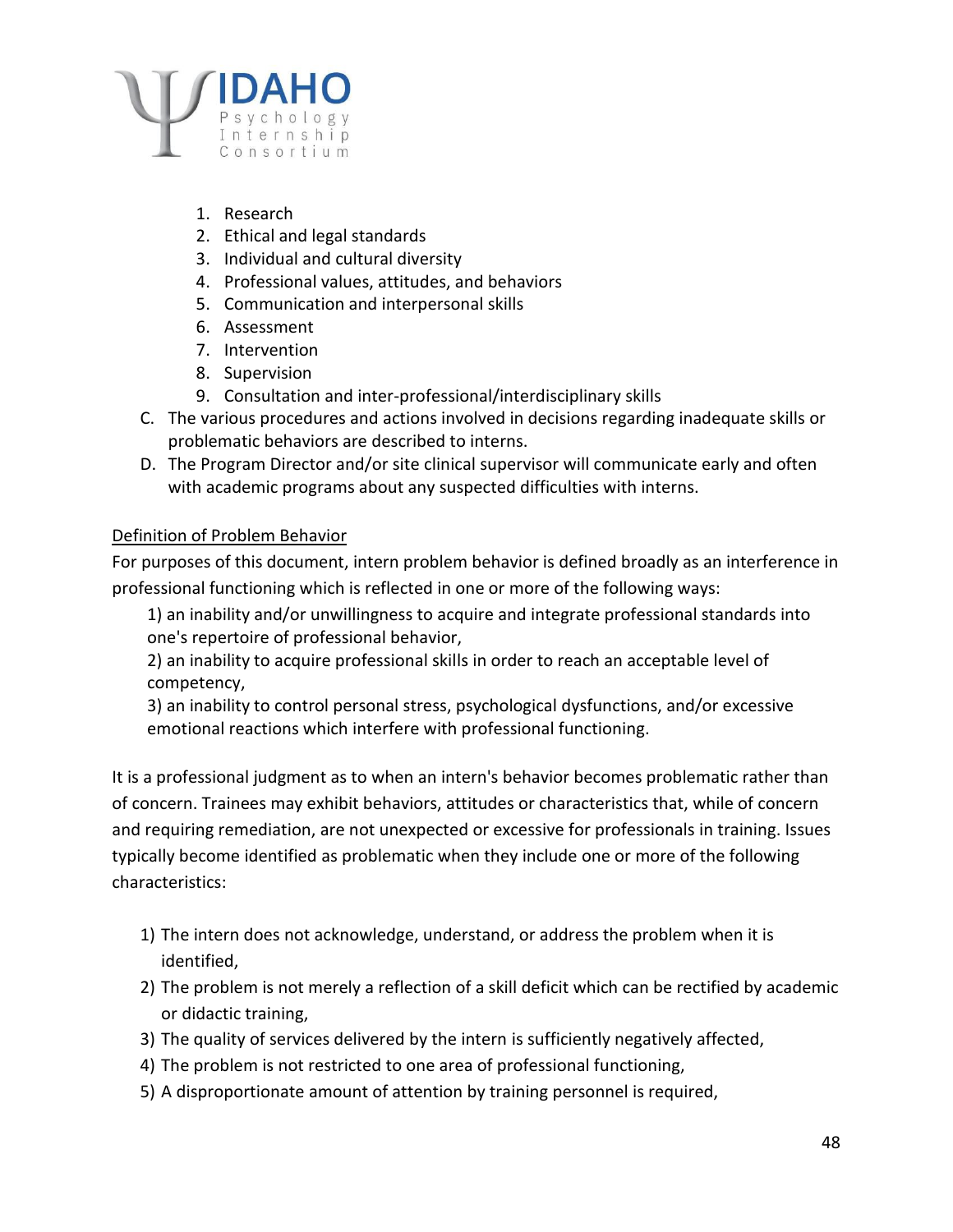1. Research
2. Ethical and legal standards
3. Individual and cultural diversity
4. Professional values, attitudes, and behaviors
5. Communication and interpersonal skills
6. Assessment
7. Intervention
8. Supervision
9. Consultation and inter-professional/interdisciplinary skills

C. The various procedures and actions involved in decisions regarding inadequate skills or problematic behaviors are described to interns.

D. The Program Director and/or site clinical supervisor will communicate early and often with academic programs about any suspected difficulties with interns.

Definition of Problem Behavior

For purposes of this document, intern problem behavior is defined broadly as an interference in professional functioning which is reflected in one or more of the following ways:

1) an inability and/or unwillingness to acquire and integrate professional standards into one's repertoire of professional behavior,
2) an inability to acquire professional skills in order to reach an acceptable level of competency,
3) an inability to control personal stress, psychological dysfunctions, and/or excessive emotional reactions which interfere with professional functioning.

It is a professional judgment as to when an intern's behavior becomes problematic rather than of concern. Trainees may exhibit behaviors, attitudes or characteristics that, while of concern and requiring remediation, are not unexpected or excessive for professionals in training. Issues typically become identified as problematic when they include one or more of the following characteristics:

1) The intern does not acknowledge, understand, or address the problem when it is identified,
2) The problem is not merely a reflection of a skill deficit which can be rectified by academic or didactic training,
3) The quality of services delivered by the intern is sufficiently negatively affected,
4) The problem is not restricted to one area of professional functioning,
5) A disproportionate amount of attention by training personnel is required,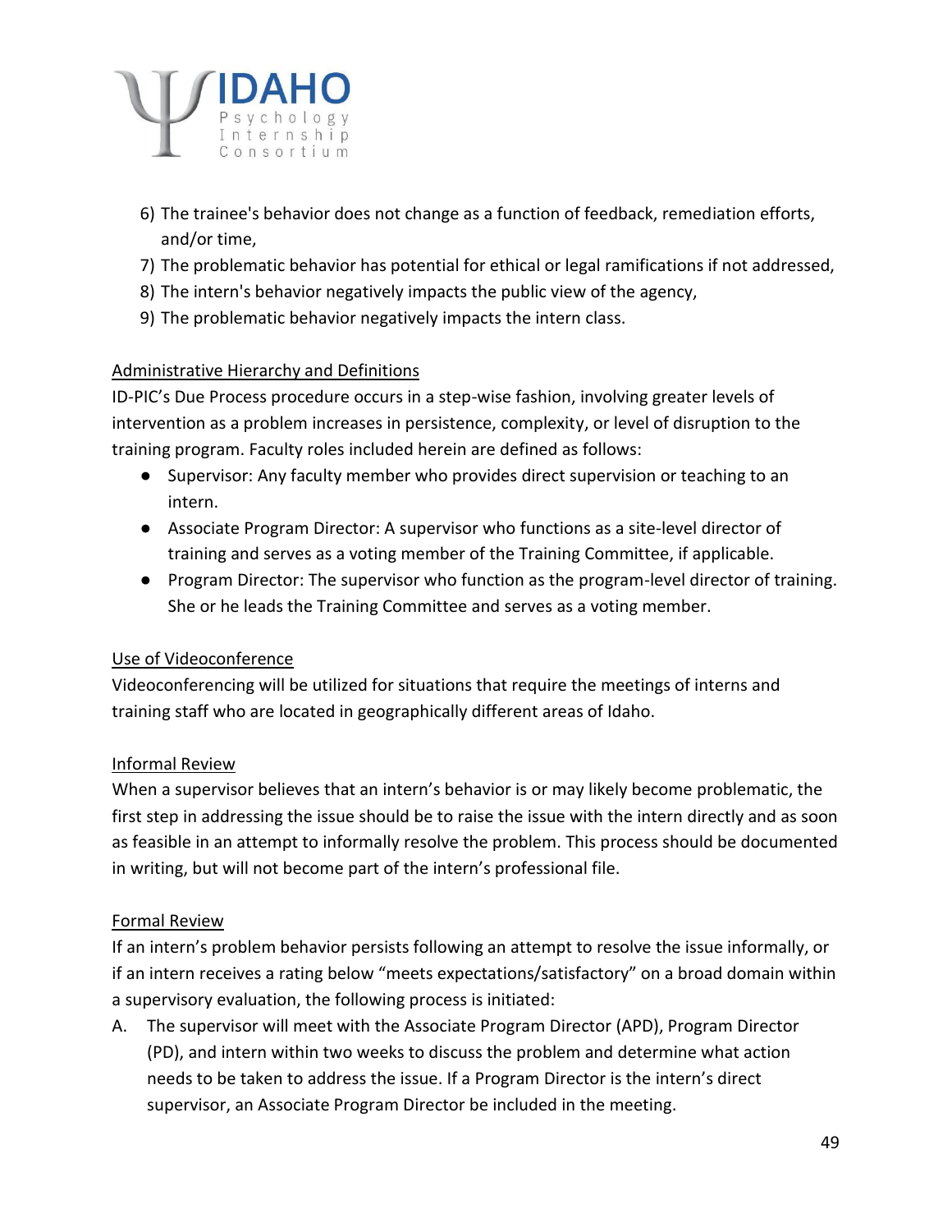6) The trainee's behavior does not change as a function of feedback, remediation efforts, and/or time,
7) The problematic behavior has potential for ethical or legal ramifications if not addressed,
8) The intern's behavior negatively impacts the public view of the agency,
9) The problematic behavior negatively impacts the intern class.

## Administrative Hierarchy and Definitions

ID-PIC's Due Process procedure occurs in a step-wise fashion, involving greater levels of intervention as a problem increases in persistence, complexity, or level of disruption to the training program. Faculty roles included herein are defined as follows:

- Supervisor: Any faculty member who provides direct supervision or teaching to an intern.
- Associate Program Director: A supervisor who functions as a site-level director of training and serves as a voting member of the Training Committee, if applicable.
- Program Director: The supervisor who function as the program-level director of training. She or he leads the Training Committee and serves as a voting member.

## Use of Videoconference

Videoconferencing will be utilized for situations that require the meetings of interns and training staff who are located in geographically different areas of Idaho.

## Informal Review

When a supervisor believes that an intern's behavior is or may likely become problematic, the first step in addressing the issue should be to raise the issue with the intern directly and as soon as feasible in an attempt to informally resolve the problem. This process should be documented in writing, but will not become part of the intern's professional file.

## Formal Review

If an intern's problem behavior persists following an attempt to resolve the issue informally, or if an intern receives a rating below "meets expectations/satisfactory" on a broad domain within a supervisory evaluation, the following process is initiated:

A. The supervisor will meet with the Associate Program Director (APD), Program Director (PD), and intern within two weeks to discuss the problem and determine what action needs to be taken to address the issue. If a Program Director is the intern's direct supervisor, an Associate Program Director be included in the meeting.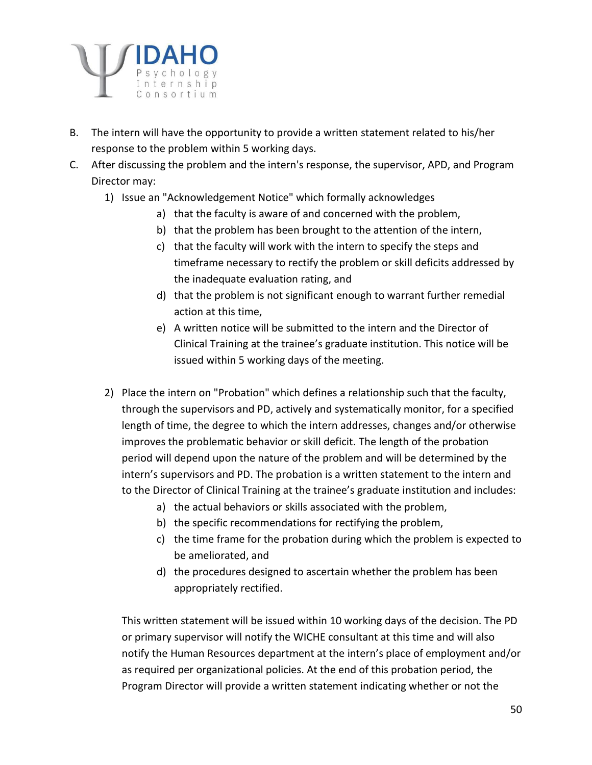B. The intern will have the opportunity to provide a written statement related to his/her response to the problem within 5 working days.

C. After discussing the problem and the intern's response, the supervisor, APD, and Program Director may:

   1) Issue an "Acknowledgement Notice" which formally acknowledges
      - a) that the faculty is aware of and concerned with the problem,
      - b) that the problem has been brought to the attention of the intern,
      - c) that the faculty will work with the intern to specify the steps and timeframe necessary to rectify the problem or skill deficits addressed by the inadequate evaluation rating, and
      - d) that the problem is not significant enough to warrant further remedial action at this time,
      - e) A written notice will be submitted to the intern and the Director of Clinical Training at the trainee's graduate institution. This notice will be issued within 5 working days of the meeting.

   2) Place the intern on "Probation" which defines a relationship such that the faculty, through the supervisors and PD, actively and systematically monitor, for a specified length of time, the degree to which the intern addresses, changes and/or otherwise improves the problematic behavior or skill deficit. The length of the probation period will depend upon the nature of the problem and will be determined by the intern's supervisors and PD. The probation is a written statement to the intern and to the Director of Clinical Training at the trainee's graduate institution and includes:
      - a) the actual behaviors or skills associated with the problem,
      - b) the specific recommendations for rectifying the problem,
      - c) the time frame for the probation during which the problem is expected to be ameliorated, and
      - d) the procedures designed to ascertain whether the problem has been appropriately rectified.

      This written statement will be issued within 10 working days of the decision. The PD or primary supervisor will notify the WICHE consultant at this time and will also notify the Human Resources department at the intern's place of employment and/or as required per organizational policies. At the end of this probation period, the Program Director will provide a written statement indicating whether or not the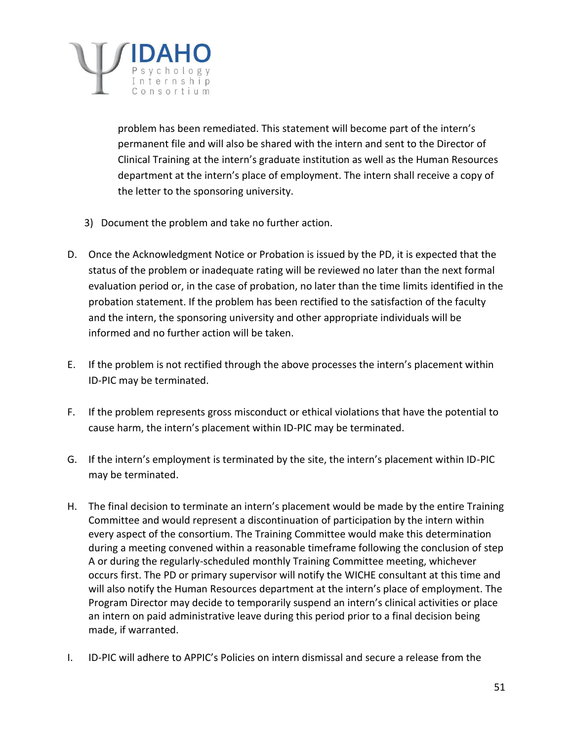problem has been remediated. This statement will become part of the intern's permanent file and will also be shared with the intern and sent to the Director of Clinical Training at the intern's graduate institution as well as the Human Resources department at the intern's place of employment. The intern shall receive a copy of the letter to the sponsoring university.

3) Document the problem and take no further action.

D. Once the Acknowledgment Notice or Probation is issued by the PD, it is expected that the status of the problem or inadequate rating will be reviewed no later than the next formal evaluation period or, in the case of probation, no later than the time limits identified in the probation statement. If the problem has been rectified to the satisfaction of the faculty and the intern, the sponsoring university and other appropriate individuals will be informed and no further action will be taken.

E. If the problem is not rectified through the above processes the intern's placement within ID-PIC may be terminated.

F. If the problem represents gross misconduct or ethical violations that have the potential to cause harm, the intern's placement within ID-PIC may be terminated.

G. If the intern's employment is terminated by the site, the intern's placement within ID-PIC may be terminated.

H. The final decision to terminate an intern's placement would be made by the entire Training Committee and would represent a discontinuation of participation by the intern within every aspect of the consortium. The Training Committee would make this determination during a meeting convened within a reasonable timeframe following the conclusion of step A or during the regularly-scheduled monthly Training Committee meeting, whichever occurs first. The PD or primary supervisor will notify the WICHE consultant at this time and will also notify the Human Resources department at the intern's place of employment. The Program Director may decide to temporarily suspend an intern's clinical activities or place an intern on paid administrative leave during this period prior to a final decision being made, if warranted.

I. ID-PIC will adhere to APPIC's Policies on intern dismissal and secure a release from the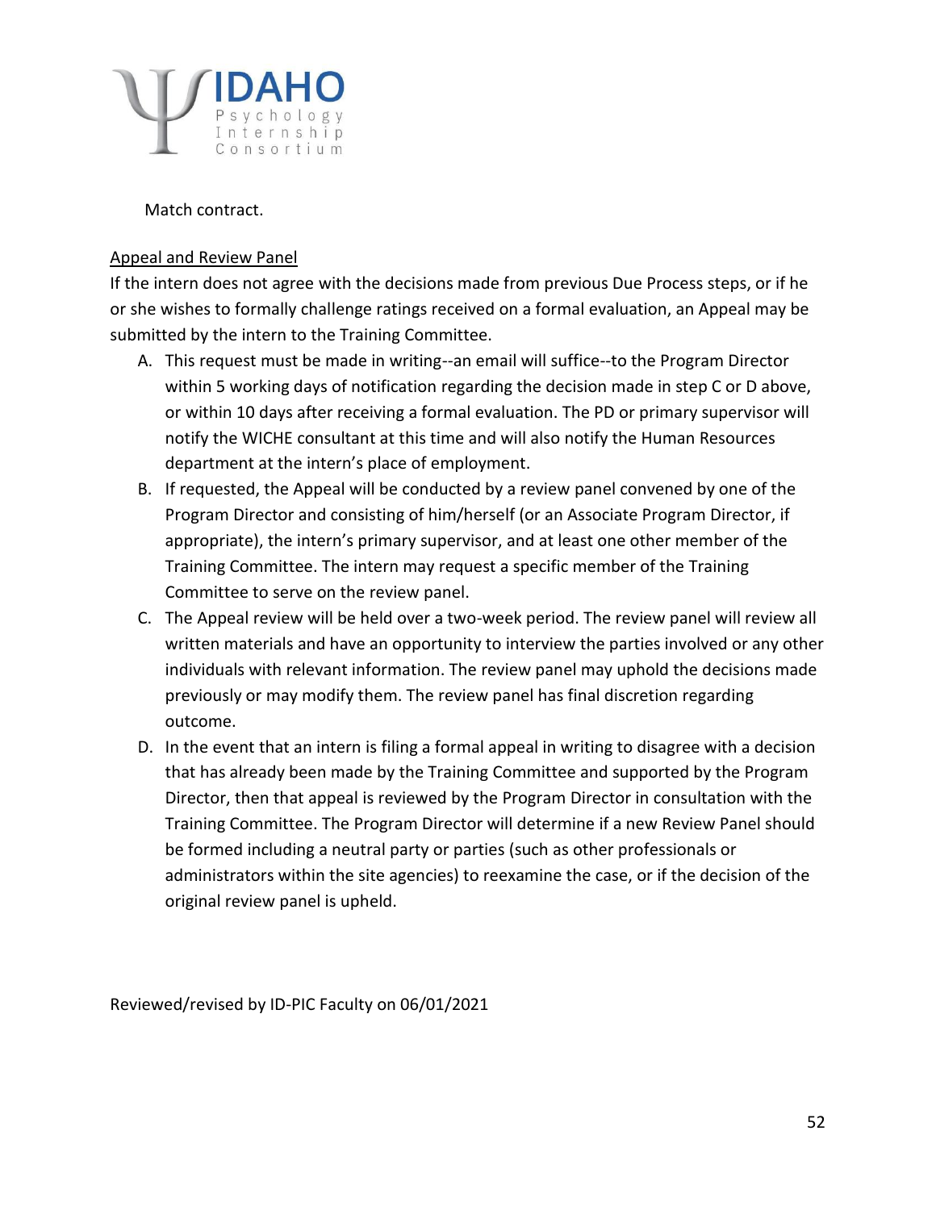Match contract.

Appeal and Review Panel

If the intern does not agree with the decisions made from previous Due Process steps, or if he or she wishes to formally challenge ratings received on a formal evaluation, an Appeal may be submitted by the intern to the Training Committee.

A. This request must be made in writing--an email will suffice--to the Program Director within 5 working days of notification regarding the decision made in step C or D above, or within 10 days after receiving a formal evaluation. The PD or primary supervisor will notify the WICHE consultant at this time and will also notify the Human Resources department at the intern's place of employment.
B. If requested, the Appeal will be conducted by a review panel convened by one of the Program Director and consisting of him/herself (or an Associate Program Director, if appropriate), the intern's primary supervisor, and at least one other member of the Training Committee. The intern may request a specific member of the Training Committee to serve on the review panel.
C. The Appeal review will be held over a two-week period. The review panel will review all written materials and have an opportunity to interview the parties involved or any other individuals with relevant information. The review panel may uphold the decisions made previously or may modify them. The review panel has final discretion regarding outcome.
D. In the event that an intern is filing a formal appeal in writing to disagree with a decision that has already been made by the Training Committee and supported by the Program Director, then that appeal is reviewed by the Program Director in consultation with the Training Committee. The Program Director will determine if a new Review Panel should be formed including a neutral party or parties (such as other professionals or administrators within the site agencies) to reexamine the case, or if the decision of the original review panel is upheld.

Reviewed/revised by ID-PIC Faculty on 06/01/2021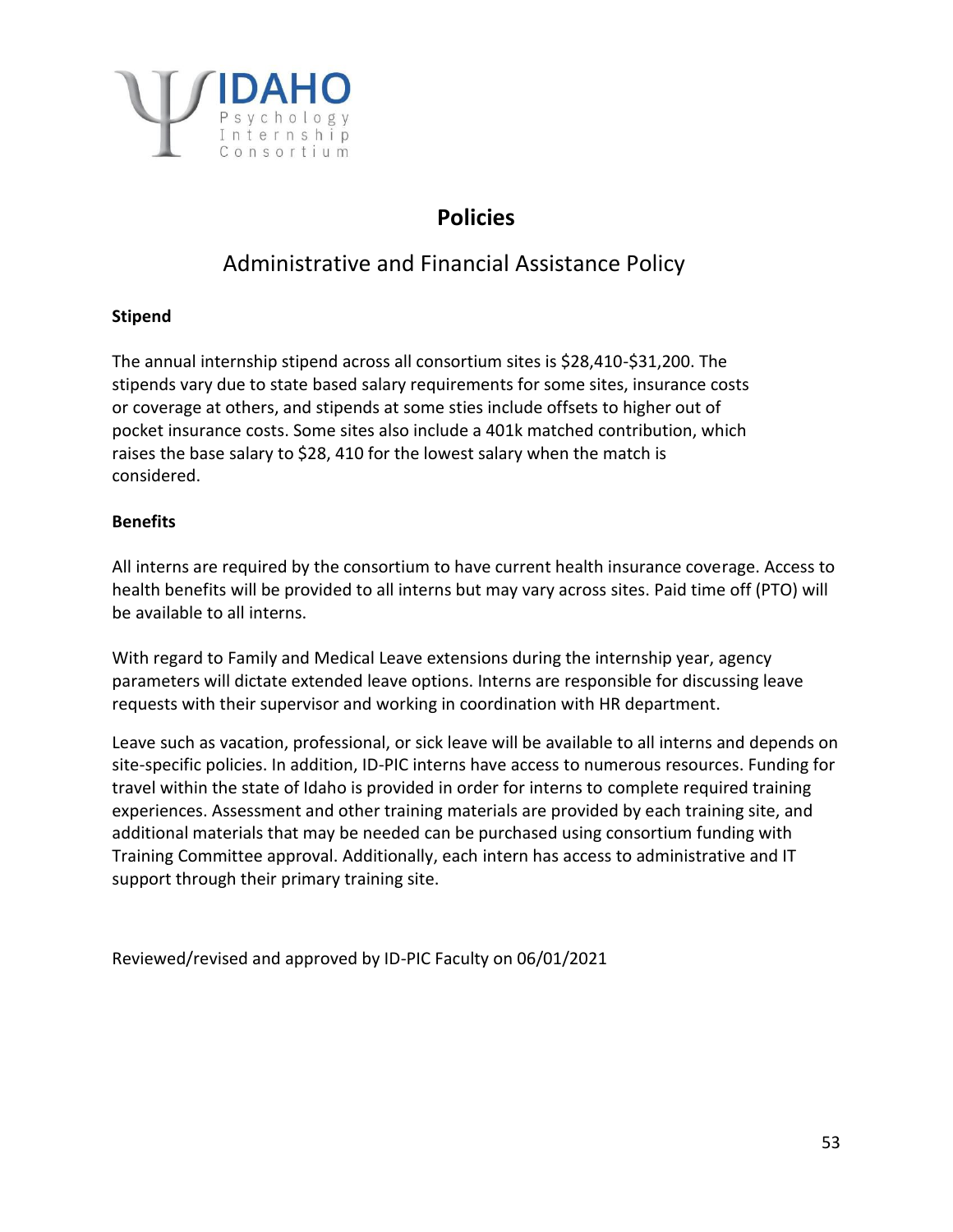# Policies

## Administrative and Financial Assistance Policy

**Stipend**

The annual internship stipend across all consortium sites is $28,410-$31,200. The stipends vary due to state based salary requirements for some sites, insurance costs or coverage at others, and stipends at some sties include offsets to higher out of pocket insurance costs. Some sites also include a 401k matched contribution, which raises the base salary to $28, 410 for the lowest salary when the match is considered.

**Benefits**

All interns are required by the consortium to have current health insurance coverage. Access to health benefits will be provided to all interns but may vary across sites. Paid time off (PTO) will be available to all interns.

With regard to Family and Medical Leave extensions during the internship year, agency parameters will dictate extended leave options. Interns are responsible for discussing leave requests with their supervisor and working in coordination with HR department.

Leave such as vacation, professional, or sick leave will be available to all interns and depends on site-specific policies. In addition, ID-PIC interns have access to numerous resources. Funding for travel within the state of Idaho is provided in order for interns to complete required training experiences. Assessment and other training materials are provided by each training site, and additional materials that may be needed can be purchased using consortium funding with Training Committee approval. Additionally, each intern has access to administrative and IT support through their primary training site.

Reviewed/revised and approved by ID-PIC Faculty on 06/01/2021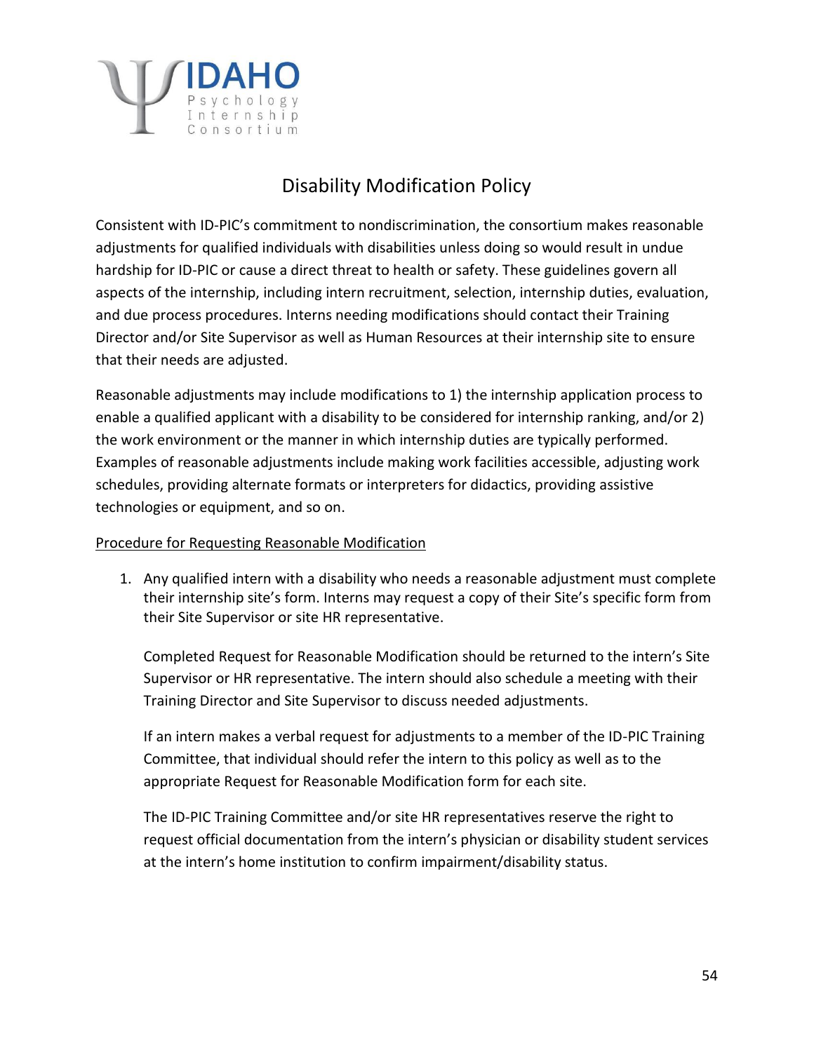# Disability Modification Policy

Consistent with ID-PIC's commitment to nondiscrimination, the consortium makes reasonable adjustments for qualified individuals with disabilities unless doing so would result in undue hardship for ID-PIC or cause a direct threat to health or safety. These guidelines govern all aspects of the internship, including intern recruitment, selection, internship duties, evaluation, and due process procedures. Interns needing modifications should contact their Training Director and/or Site Supervisor as well as Human Resources at their internship site to ensure that their needs are adjusted.

Reasonable adjustments may include modifications to 1) the internship application process to enable a qualified applicant with a disability to be considered for internship ranking, and/or 2) the work environment or the manner in which internship duties are typically performed. Examples of reasonable adjustments include making work facilities accessible, adjusting work schedules, providing alternate formats or interpreters for didactics, providing assistive technologies or equipment, and so on.

<u>Procedure for Requesting Reasonable Modification</u>

1. Any qualified intern with a disability who needs a reasonable adjustment must complete their internship site's form. Interns may request a copy of their Site's specific form from their Site Supervisor or site HR representative.

   Completed Request for Reasonable Modification should be returned to the intern's Site Supervisor or HR representative. The intern should also schedule a meeting with their Training Director and Site Supervisor to discuss needed adjustments.

   If an intern makes a verbal request for adjustments to a member of the ID-PIC Training Committee, that individual should refer the intern to this policy as well as to the appropriate Request for Reasonable Modification form for each site.

   The ID-PIC Training Committee and/or site HR representatives reserve the right to request official documentation from the intern's physician or disability student services at the intern's home institution to confirm impairment/disability status.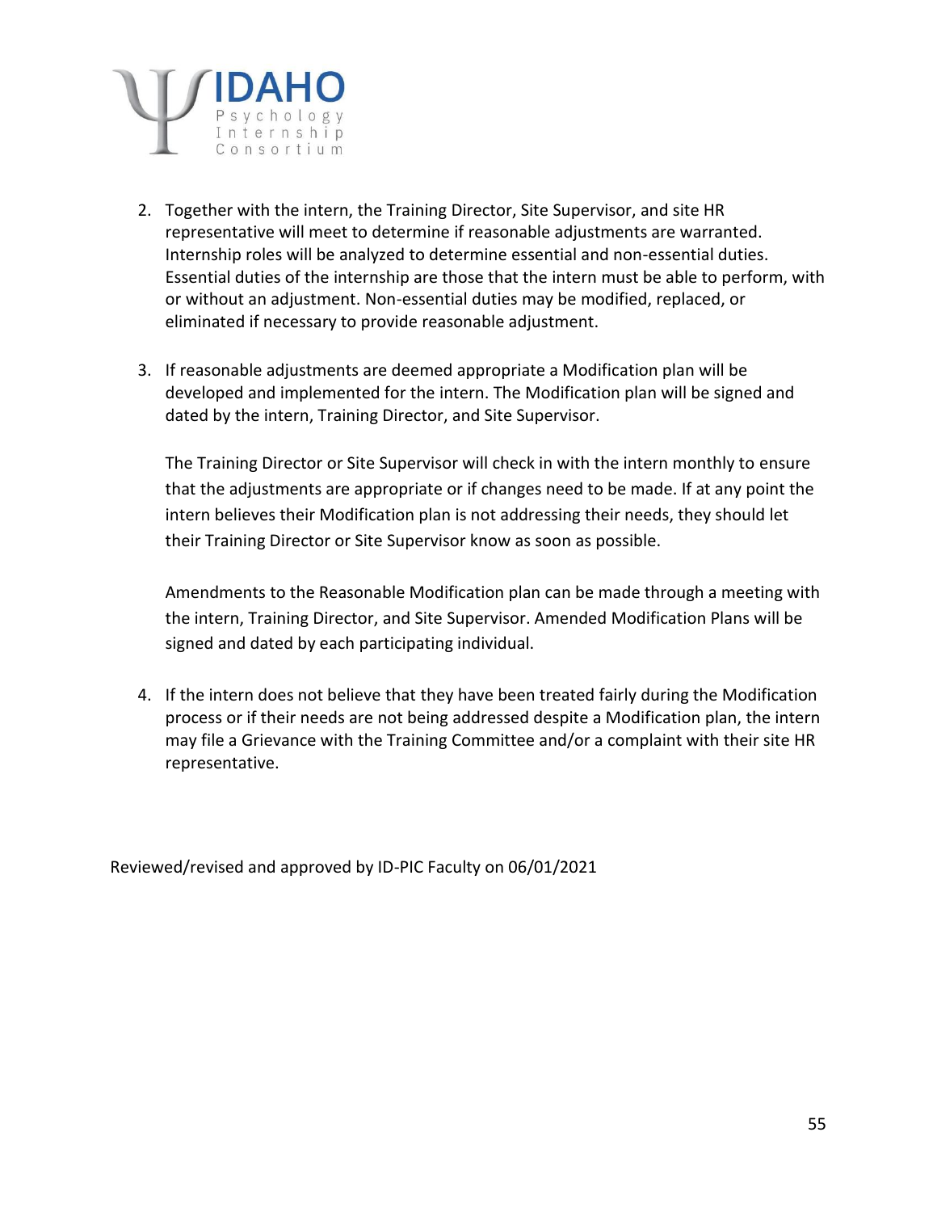2. Together with the intern, the Training Director, Site Supervisor, and site HR representative will meet to determine if reasonable adjustments are warranted. Internship roles will be analyzed to determine essential and non-essential duties. Essential duties of the internship are those that the intern must be able to perform, with or without an adjustment. Non-essential duties may be modified, replaced, or eliminated if necessary to provide reasonable adjustment.

3. If reasonable adjustments are deemed appropriate a Modification plan will be developed and implemented for the intern. The Modification plan will be signed and dated by the intern, Training Director, and Site Supervisor.

   The Training Director or Site Supervisor will check in with the intern monthly to ensure that the adjustments are appropriate or if changes need to be made. If at any point the intern believes their Modification plan is not addressing their needs, they should let their Training Director or Site Supervisor know as soon as possible.

   Amendments to the Reasonable Modification plan can be made through a meeting with the intern, Training Director, and Site Supervisor. Amended Modification Plans will be signed and dated by each participating individual.

4. If the intern does not believe that they have been treated fairly during the Modification process or if their needs are not being addressed despite a Modification plan, the intern may file a Grievance with the Training Committee and/or a complaint with their site HR representative.

Reviewed/revised and approved by ID-PIC Faculty on 06/01/2021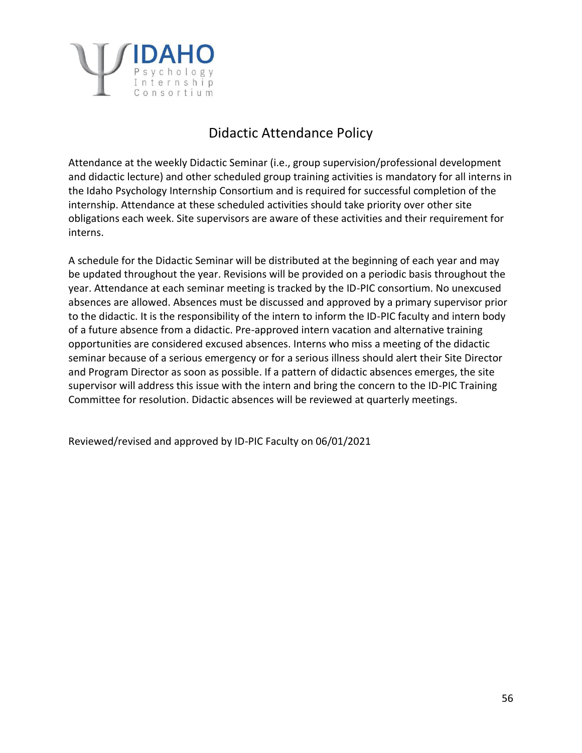# Didactic Attendance Policy

Attendance at the weekly Didactic Seminar (i.e., group supervision/professional development and didactic lecture) and other scheduled group training activities is mandatory for all interns in the Idaho Psychology Internship Consortium and is required for successful completion of the internship. Attendance at these scheduled activities should take priority over other site obligations each week. Site supervisors are aware of these activities and their requirement for interns.

A schedule for the Didactic Seminar will be distributed at the beginning of each year and may be updated throughout the year. Revisions will be provided on a periodic basis throughout the year. Attendance at each seminar meeting is tracked by the ID-PIC consortium. No unexcused absences are allowed. Absences must be discussed and approved by a primary supervisor prior to the didactic. It is the responsibility of the intern to inform the ID-PIC faculty and intern body of a future absence from a didactic. Pre-approved intern vacation and alternative training opportunities are considered excused absences. Interns who miss a meeting of the didactic seminar because of a serious emergency or for a serious illness should alert their Site Director and Program Director as soon as possible. If a pattern of didactic absences emerges, the site supervisor will address this issue with the intern and bring the concern to the ID-PIC Training Committee for resolution. Didactic absences will be reviewed at quarterly meetings.

Reviewed/revised and approved by ID-PIC Faculty on 06/01/2021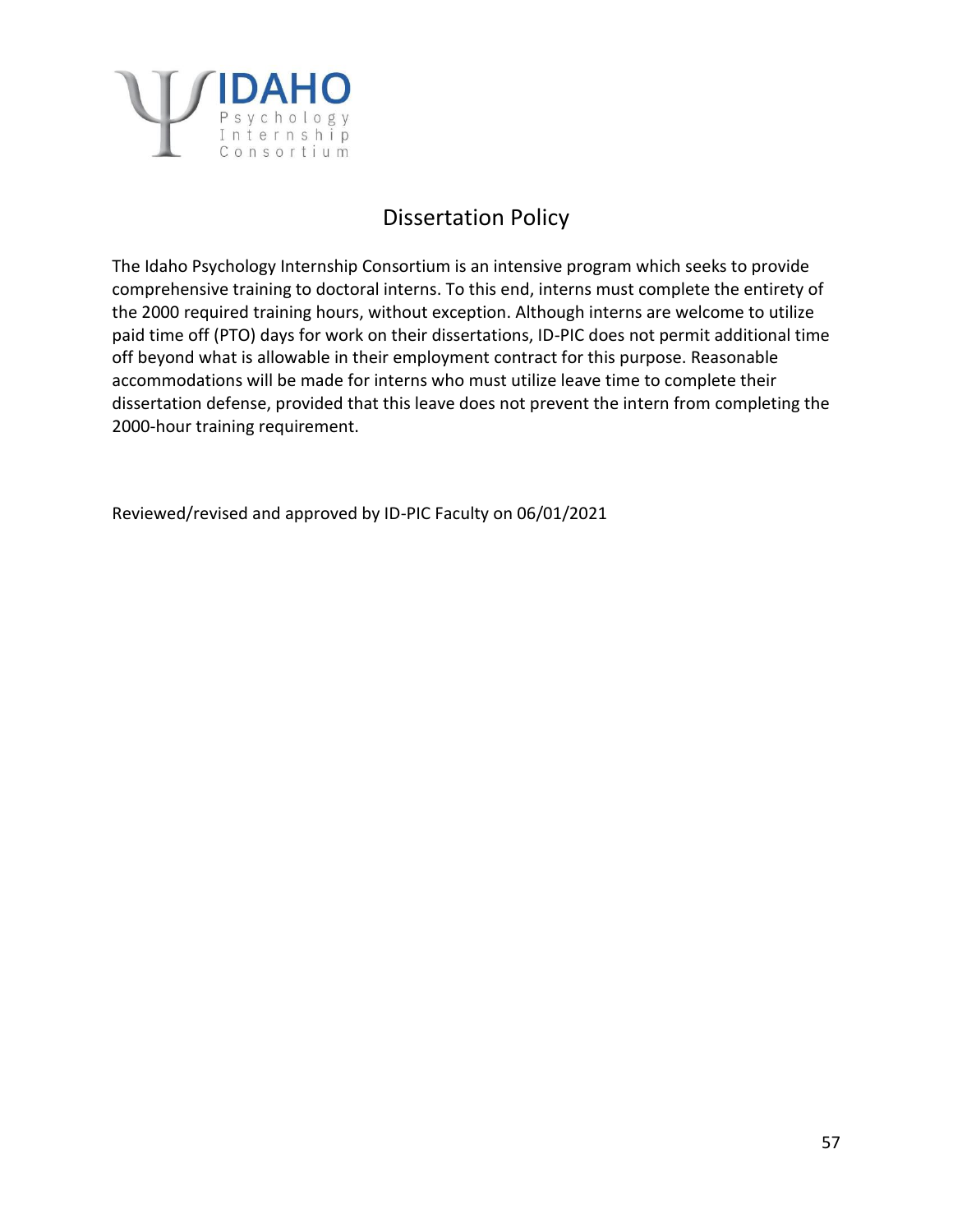# Dissertation Policy

The Idaho Psychology Internship Consortium is an intensive program which seeks to provide comprehensive training to doctoral interns. To this end, interns must complete the entirety of the 2000 required training hours, without exception. Although interns are welcome to utilize paid time off (PTO) days for work on their dissertations, ID-PIC does not permit additional time off beyond what is allowable in their employment contract for this purpose. Reasonable accommodations will be made for interns who must utilize leave time to complete their dissertation defense, provided that this leave does not prevent the intern from completing the 2000-hour training requirement.

Reviewed/revised and approved by ID-PIC Faculty on 06/01/2021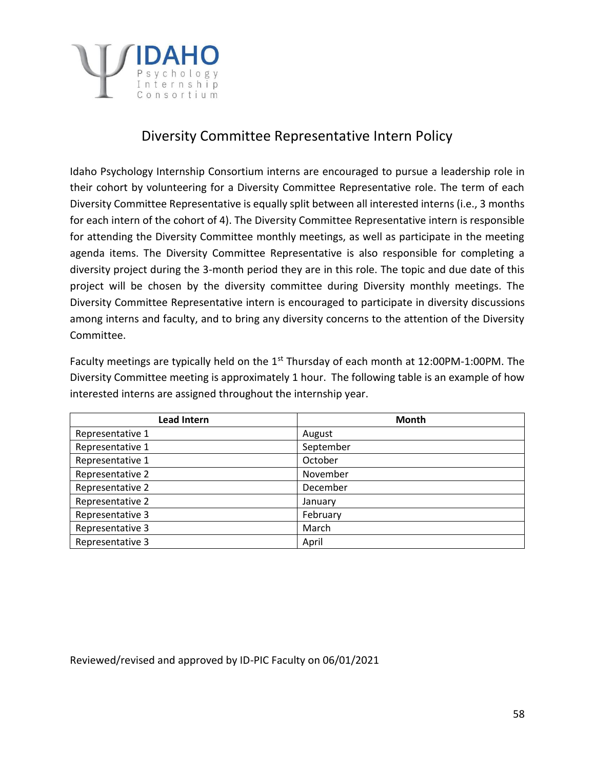# Diversity Committee Representative Intern Policy

Idaho Psychology Internship Consortium interns are encouraged to pursue a leadership role in their cohort by volunteering for a Diversity Committee Representative role. The term of each Diversity Committee Representative is equally split between all interested interns (i.e., 3 months for each intern of the cohort of 4). The Diversity Committee Representative intern is responsible for attending the Diversity Committee monthly meetings, as well as participate in the meeting agenda items. The Diversity Committee Representative is also responsible for completing a diversity project during the 3-month period they are in this role. The topic and due date of this project will be chosen by the diversity committee during Diversity monthly meetings. The Diversity Committee Representative intern is encouraged to participate in diversity discussions among interns and faculty, and to bring any diversity concerns to the attention of the Diversity Committee.

Faculty meetings are typically held on the 1st Thursday of each month at 12:00PM-1:00PM. The Diversity Committee meeting is approximately 1 hour. The following table is an example of how interested interns are assigned throughout the internship year.

| Lead Intern | Month |
|---|---|
| Representative 1 | August |
| Representative 1 | September |
| Representative 1 | October |
| Representative 2 | November |
| Representative 2 | December |
| Representative 2 | January |
| Representative 3 | February |
| Representative 3 | March |
| Representative 3 | April |

Reviewed/revised and approved by ID-PIC Faculty on 06/01/2021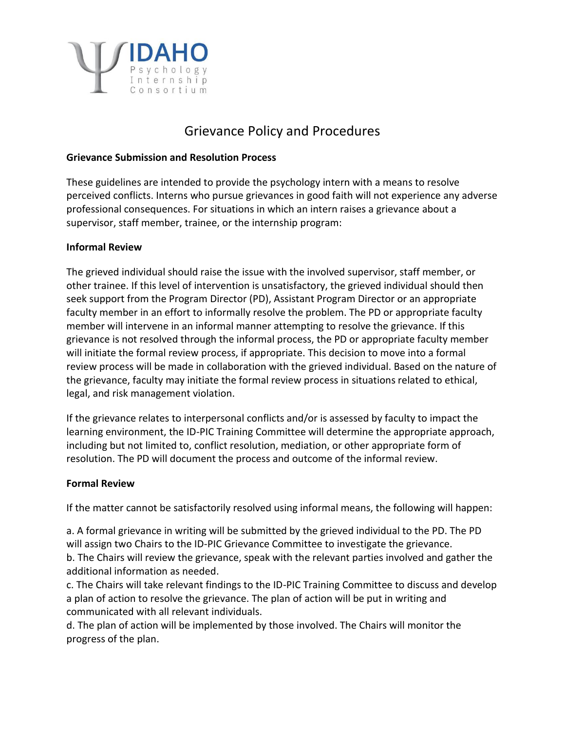IDAHO Psychology Internship Consortium

# Grievance Policy and Procedures

**Grievance Submission and Resolution Process**

These guidelines are intended to provide the psychology intern with a means to resolve perceived conflicts. Interns who pursue grievances in good faith will not experience any adverse professional consequences. For situations in which an intern raises a grievance about a supervisor, staff member, trainee, or the internship program:

**Informal Review**

The grieved individual should raise the issue with the involved supervisor, staff member, or other trainee. If this level of intervention is unsatisfactory, the grieved individual should then seek support from the Program Director (PD), Assistant Program Director or an appropriate faculty member in an effort to informally resolve the problem. The PD or appropriate faculty member will intervene in an informal manner attempting to resolve the grievance. If this grievance is not resolved through the informal process, the PD or appropriate faculty member will initiate the formal review process, if appropriate. This decision to move into a formal review process will be made in collaboration with the grieved individual. Based on the nature of the grievance, faculty may initiate the formal review process in situations related to ethical, legal, and risk management violation.

If the grievance relates to interpersonal conflicts and/or is assessed by faculty to impact the learning environment, the ID-PIC Training Committee will determine the appropriate approach, including but not limited to, conflict resolution, mediation, or other appropriate form of resolution. The PD will document the process and outcome of the informal review.

**Formal Review**

If the matter cannot be satisfactorily resolved using informal means, the following will happen:

a. A formal grievance in writing will be submitted by the grieved individual to the PD. The PD will assign two Chairs to the ID-PIC Grievance Committee to investigate the grievance.
b. The Chairs will review the grievance, speak with the relevant parties involved and gather the additional information as needed.
c. The Chairs will take relevant findings to the ID-PIC Training Committee to discuss and develop a plan of action to resolve the grievance. The plan of action will be put in writing and communicated with all relevant individuals.
d. The plan of action will be implemented by those involved. The Chairs will monitor the progress of the plan.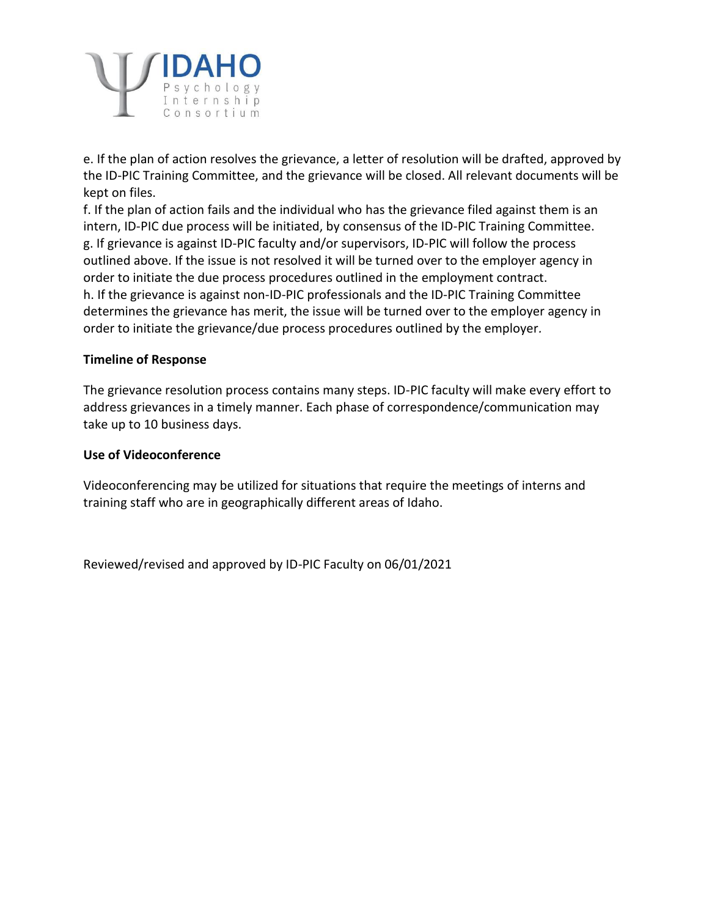e. If the plan of action resolves the grievance, a letter of resolution will be drafted, approved by the ID-PIC Training Committee, and the grievance will be closed. All relevant documents will be kept on files.
f. If the plan of action fails and the individual who has the grievance filed against them is an intern, ID-PIC due process will be initiated, by consensus of the ID-PIC Training Committee.
g. If grievance is against ID-PIC faculty and/or supervisors, ID-PIC will follow the process outlined above. If the issue is not resolved it will be turned over to the employer agency in order to initiate the due process procedures outlined in the employment contract.
h. If the grievance is against non-ID-PIC professionals and the ID-PIC Training Committee determines the grievance has merit, the issue will be turned over to the employer agency in order to initiate the grievance/due process procedures outlined by the employer.

**Timeline of Response**

The grievance resolution process contains many steps. ID-PIC faculty will make every effort to address grievances in a timely manner. Each phase of correspondence/communication may take up to 10 business days.

**Use of Videoconference**

Videoconferencing may be utilized for situations that require the meetings of interns and training staff who are in geographically different areas of Idaho.

Reviewed/revised and approved by ID-PIC Faculty on 06/01/2021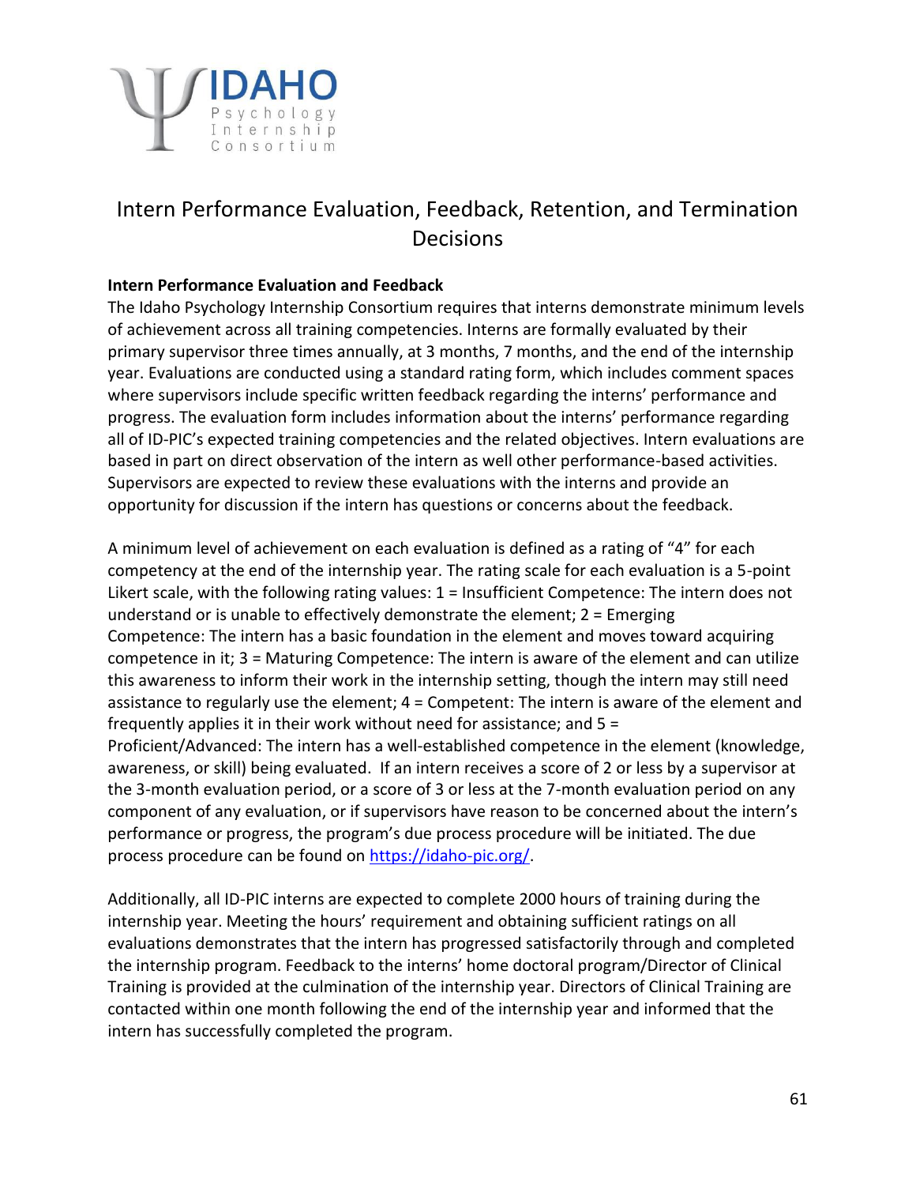# Intern Performance Evaluation, Feedback, Retention, and Termination Decisions

**Intern Performance Evaluation and Feedback**

The Idaho Psychology Internship Consortium requires that interns demonstrate minimum levels of achievement across all training competencies. Interns are formally evaluated by their primary supervisor three times annually, at 3 months, 7 months, and the end of the internship year. Evaluations are conducted using a standard rating form, which includes comment spaces where supervisors include specific written feedback regarding the interns' performance and progress. The evaluation form includes information about the interns' performance regarding all of ID-PIC's expected training competencies and the related objectives. Intern evaluations are based in part on direct observation of the intern as well other performance-based activities. Supervisors are expected to review these evaluations with the interns and provide an opportunity for discussion if the intern has questions or concerns about the feedback.

A minimum level of achievement on each evaluation is defined as a rating of "4" for each competency at the end of the internship year. The rating scale for each evaluation is a 5-point Likert scale, with the following rating values: 1 = Insufficient Competence: The intern does not understand or is unable to effectively demonstrate the element; 2 = Emerging Competence: The intern has a basic foundation in the element and moves toward acquiring competence in it; 3 = Maturing Competence: The intern is aware of the element and can utilize this awareness to inform their work in the internship setting, though the intern may still need assistance to regularly use the element; 4 = Competent: The intern is aware of the element and frequently applies it in their work without need for assistance; and 5 = Proficient/Advanced: The intern has a well-established competence in the element (knowledge, awareness, or skill) being evaluated. If an intern receives a score of 2 or less by a supervisor at the 3-month evaluation period, or a score of 3 or less at the 7-month evaluation period on any component of any evaluation, or if supervisors have reason to be concerned about the intern's performance or progress, the program's due process procedure will be initiated. The due process procedure can be found on [https://idaho-pic.org/](https://idaho-pic.org/).

Additionally, all ID-PIC interns are expected to complete 2000 hours of training during the internship year. Meeting the hours' requirement and obtaining sufficient ratings on all evaluations demonstrates that the intern has progressed satisfactorily through and completed the internship program. Feedback to the interns' home doctoral program/Director of Clinical Training is provided at the culmination of the internship year. Directors of Clinical Training are contacted within one month following the end of the internship year and informed that the intern has successfully completed the program.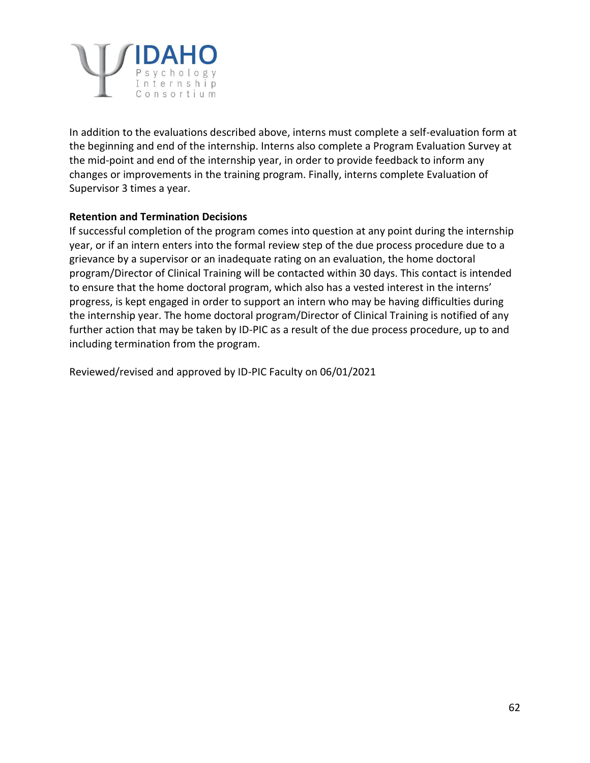In addition to the evaluations described above, interns must complete a self-evaluation form at the beginning and end of the internship. Interns also complete a Program Evaluation Survey at the mid-point and end of the internship year, in order to provide feedback to inform any changes or improvements in the training program. Finally, interns complete Evaluation of Supervisor 3 times a year.

**Retention and Termination Decisions**

If successful completion of the program comes into question at any point during the internship year, or if an intern enters into the formal review step of the due process procedure due to a grievance by a supervisor or an inadequate rating on an evaluation, the home doctoral program/Director of Clinical Training will be contacted within 30 days. This contact is intended to ensure that the home doctoral program, which also has a vested interest in the interns' progress, is kept engaged in order to support an intern who may be having difficulties during the internship year. The home doctoral program/Director of Clinical Training is notified of any further action that may be taken by ID-PIC as a result of the due process procedure, up to and including termination from the program.

Reviewed/revised and approved by ID-PIC Faculty on 06/01/2021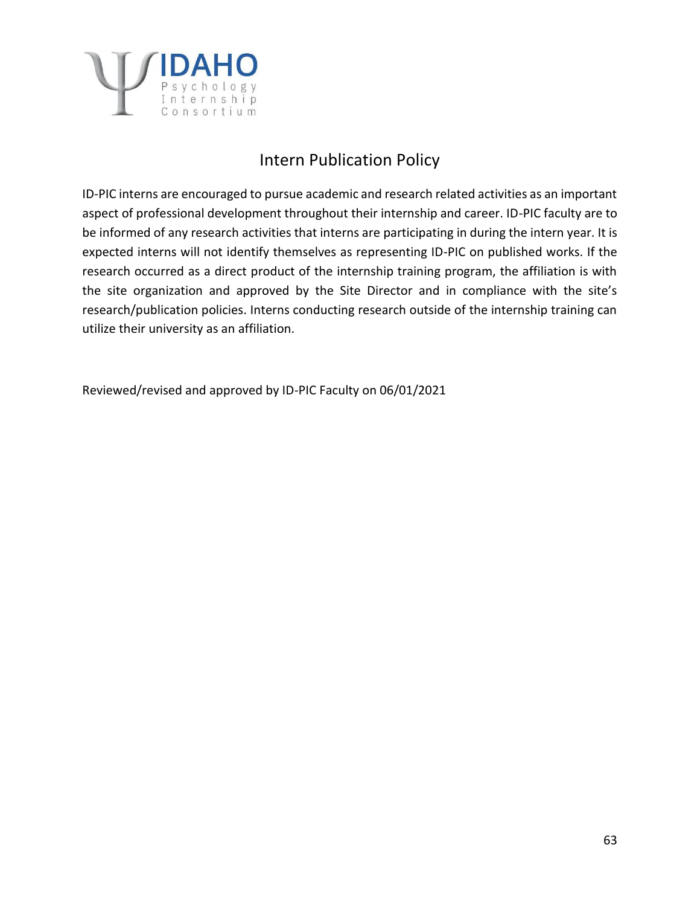# Intern Publication Policy

ID-PIC interns are encouraged to pursue academic and research related activities as an important aspect of professional development throughout their internship and career. ID-PIC faculty are to be informed of any research activities that interns are participating in during the intern year. It is expected interns will not identify themselves as representing ID-PIC on published works. If the research occurred as a direct product of the internship training program, the affiliation is with the site organization and approved by the Site Director and in compliance with the site's research/publication policies. Interns conducting research outside of the internship training can utilize their university as an affiliation.

Reviewed/revised and approved by ID-PIC Faculty on 06/01/2021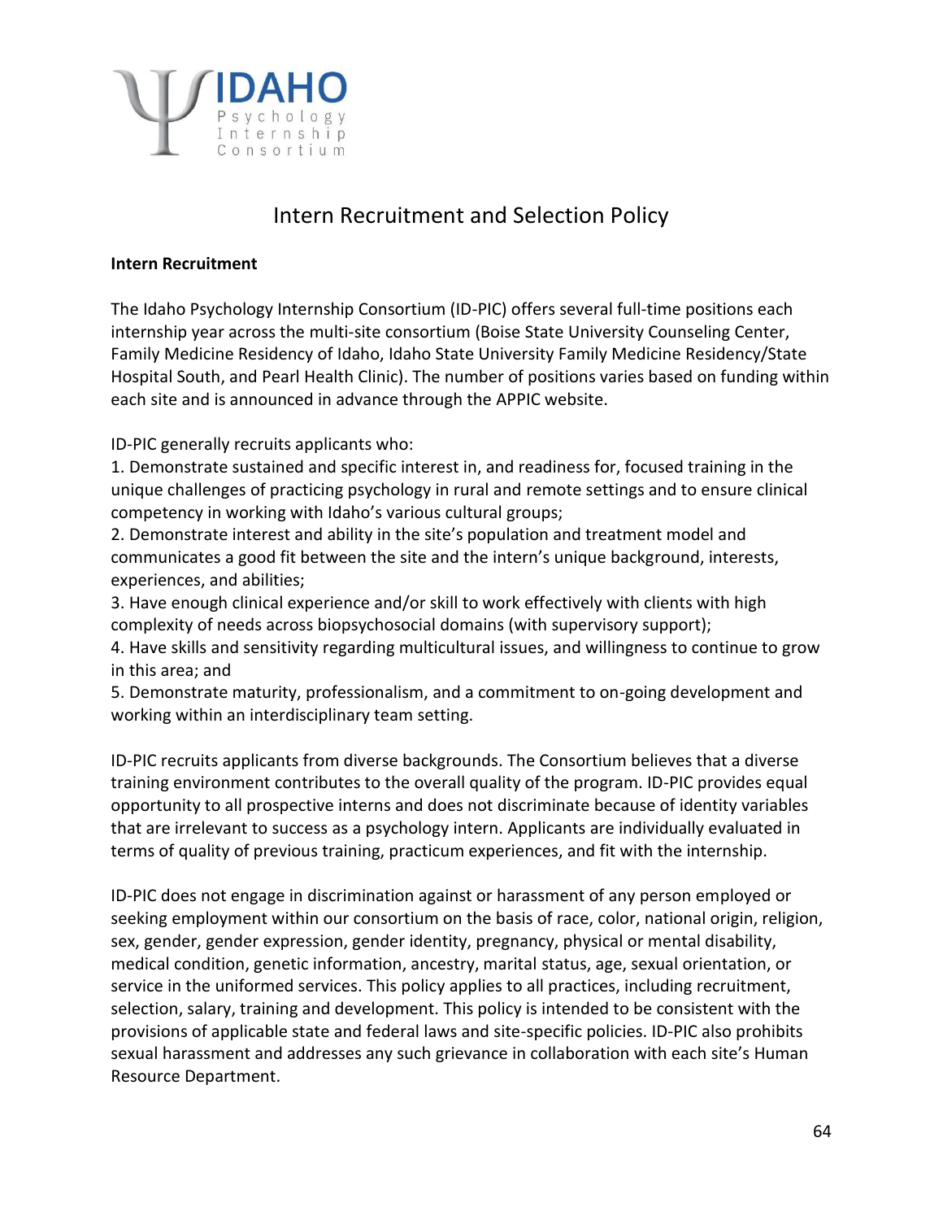# Intern Recruitment and Selection Policy

**Intern Recruitment**

The Idaho Psychology Internship Consortium (ID-PIC) offers several full-time positions each internship year across the multi-site consortium (Boise State University Counseling Center, Family Medicine Residency of Idaho, Idaho State University Family Medicine Residency/State Hospital South, and Pearl Health Clinic). The number of positions varies based on funding within each site and is announced in advance through the APPIC website.

ID-PIC generally recruits applicants who:

1. Demonstrate sustained and specific interest in, and readiness for, focused training in the unique challenges of practicing psychology in rural and remote settings and to ensure clinical competency in working with Idaho's various cultural groups;
2. Demonstrate interest and ability in the site's population and treatment model and communicates a good fit between the site and the intern's unique background, interests, experiences, and abilities;
3. Have enough clinical experience and/or skill to work effectively with clients with high complexity of needs across biopsychosocial domains (with supervisory support);
4. Have skills and sensitivity regarding multicultural issues, and willingness to continue to grow in this area; and
5. Demonstrate maturity, professionalism, and a commitment to on-going development and working within an interdisciplinary team setting.

ID-PIC recruits applicants from diverse backgrounds. The Consortium believes that a diverse training environment contributes to the overall quality of the program. ID-PIC provides equal opportunity to all prospective interns and does not discriminate because of identity variables that are irrelevant to success as a psychology intern. Applicants are individually evaluated in terms of quality of previous training, practicum experiences, and fit with the internship.

ID-PIC does not engage in discrimination against or harassment of any person employed or seeking employment within our consortium on the basis of race, color, national origin, religion, sex, gender, gender expression, gender identity, pregnancy, physical or mental disability, medical condition, genetic information, ancestry, marital status, age, sexual orientation, or service in the uniformed services. This policy applies to all practices, including recruitment, selection, salary, training and development. This policy is intended to be consistent with the provisions of applicable state and federal laws and site-specific policies. ID-PIC also prohibits sexual harassment and addresses any such grievance in collaboration with each site's Human Resource Department.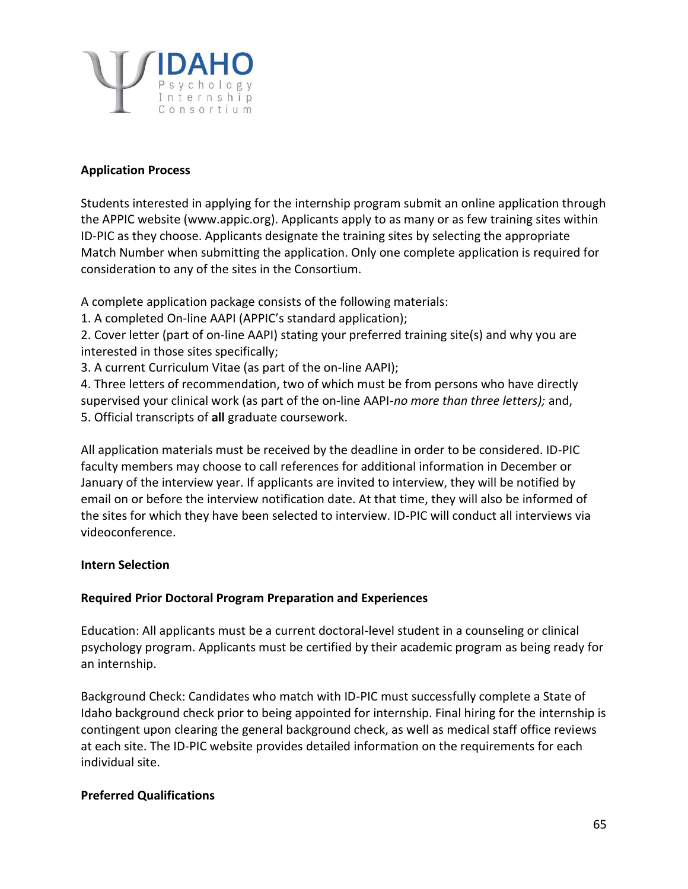**Application Process**

Students interested in applying for the internship program submit an online application through the APPIC website (www.appic.org). Applicants apply to as many or as few training sites within ID-PIC as they choose. Applicants designate the training sites by selecting the appropriate Match Number when submitting the application. Only one complete application is required for consideration to any of the sites in the Consortium.

A complete application package consists of the following materials:

1. A completed On-line AAPI (APPIC's standard application);
2. Cover letter (part of on-line AAPI) stating your preferred training site(s) and why you are interested in those sites specifically;
3. A current Curriculum Vitae (as part of the on-line AAPI);
4. Three letters of recommendation, two of which must be from persons who have directly supervised your clinical work (as part of the on-line AAPI-*no more than three letters);* and,
5. Official transcripts of **all** graduate coursework.

All application materials must be received by the deadline in order to be considered. ID-PIC faculty members may choose to call references for additional information in December or January of the interview year. If applicants are invited to interview, they will be notified by email on or before the interview notification date. At that time, they will also be informed of the sites for which they have been selected to interview. ID-PIC will conduct all interviews via videoconference.

**Intern Selection**

**Required Prior Doctoral Program Preparation and Experiences**

Education: All applicants must be a current doctoral-level student in a counseling or clinical psychology program. Applicants must be certified by their academic program as being ready for an internship.

Background Check: Candidates who match with ID-PIC must successfully complete a State of Idaho background check prior to being appointed for internship. Final hiring for the internship is contingent upon clearing the general background check, as well as medical staff office reviews at each site. The ID-PIC website provides detailed information on the requirements for each individual site.

**Preferred Qualifications**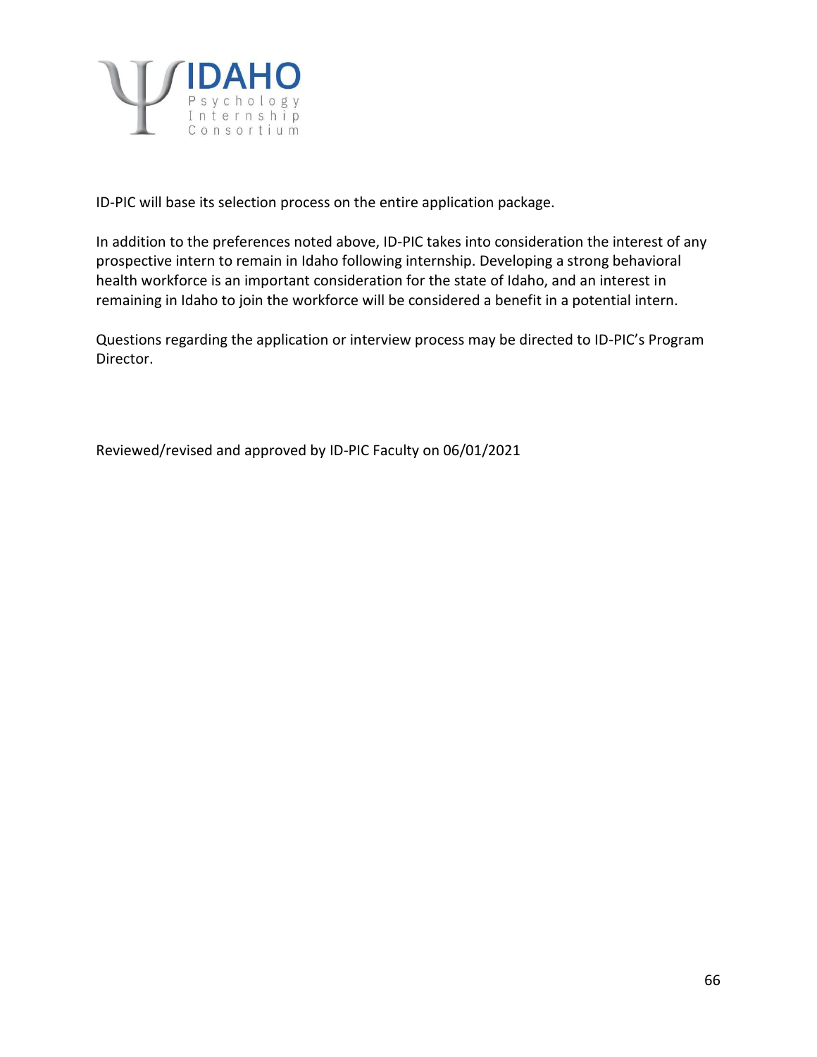ID-PIC will base its selection process on the entire application package.

In addition to the preferences noted above, ID-PIC takes into consideration the interest of any prospective intern to remain in Idaho following internship. Developing a strong behavioral health workforce is an important consideration for the state of Idaho, and an interest in remaining in Idaho to join the workforce will be considered a benefit in a potential intern.

Questions regarding the application or interview process may be directed to ID-PIC's Program Director.

Reviewed/revised and approved by ID-PIC Faculty on 06/01/2021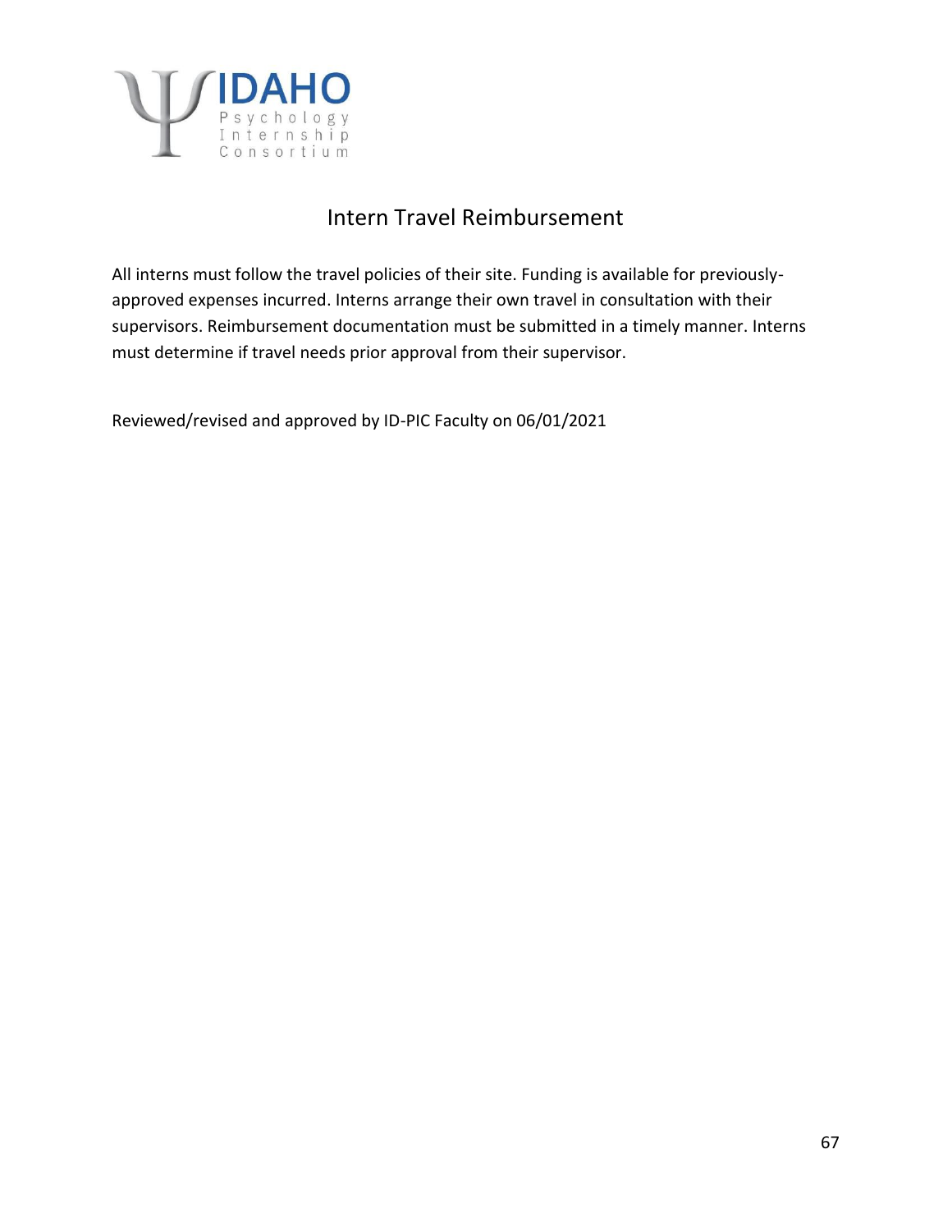## Intern Travel Reimbursement

All interns must follow the travel policies of their site. Funding is available for previously-approved expenses incurred. Interns arrange their own travel in consultation with their supervisors. Reimbursement documentation must be submitted in a timely manner. Interns must determine if travel needs prior approval from their supervisor.

Reviewed/revised and approved by ID-PIC Faculty on 06/01/2021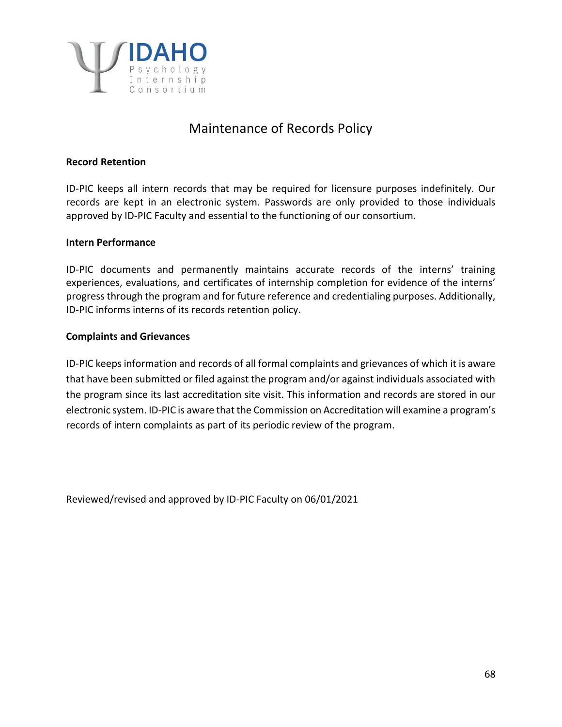# Maintenance of Records Policy

**Record Retention**

ID-PIC keeps all intern records that may be required for licensure purposes indefinitely. Our records are kept in an electronic system. Passwords are only provided to those individuals approved by ID-PIC Faculty and essential to the functioning of our consortium.

**Intern Performance**

ID-PIC documents and permanently maintains accurate records of the interns' training experiences, evaluations, and certificates of internship completion for evidence of the interns' progress through the program and for future reference and credentialing purposes. Additionally, ID-PIC informs interns of its records retention policy.

**Complaints and Grievances**

ID-PIC keeps information and records of all formal complaints and grievances of which it is aware that have been submitted or filed against the program and/or against individuals associated with the program since its last accreditation site visit. This information and records are stored in our electronic system. ID-PIC is aware that the Commission on Accreditation will examine a program's records of intern complaints as part of its periodic review of the program.

Reviewed/revised and approved by ID-PIC Faculty on 06/01/2021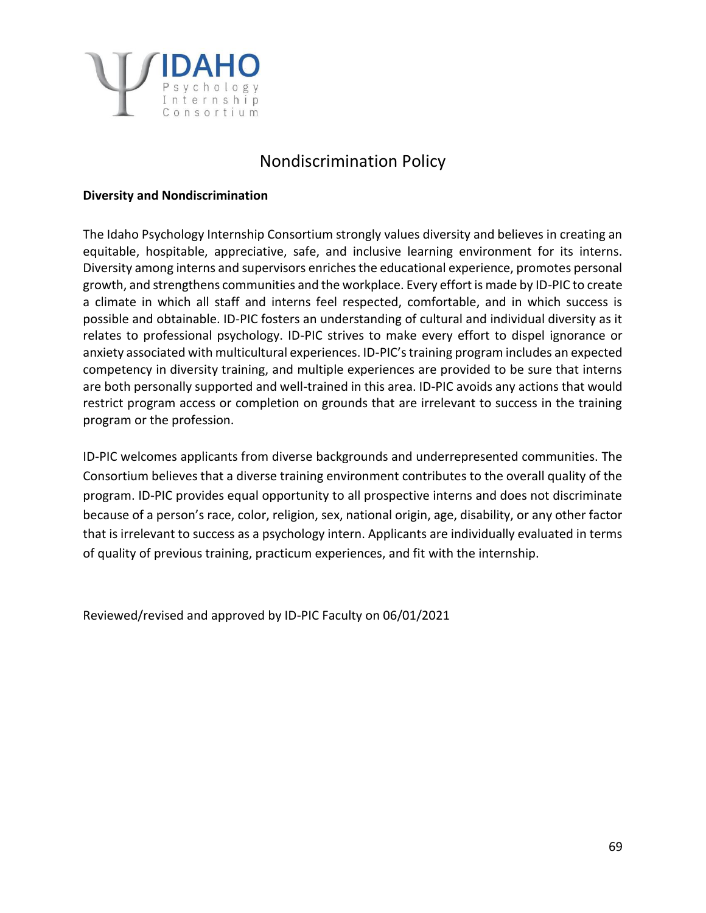# Nondiscrimination Policy

**Diversity and Nondiscrimination**

The Idaho Psychology Internship Consortium strongly values diversity and believes in creating an equitable, hospitable, appreciative, safe, and inclusive learning environment for its interns. Diversity among interns and supervisors enriches the educational experience, promotes personal growth, and strengthens communities and the workplace. Every effort is made by ID-PIC to create a climate in which all staff and interns feel respected, comfortable, and in which success is possible and obtainable. ID-PIC fosters an understanding of cultural and individual diversity as it relates to professional psychology. ID-PIC strives to make every effort to dispel ignorance or anxiety associated with multicultural experiences. ID-PIC's training program includes an expected competency in diversity training, and multiple experiences are provided to be sure that interns are both personally supported and well-trained in this area. ID-PIC avoids any actions that would restrict program access or completion on grounds that are irrelevant to success in the training program or the profession.

ID-PIC welcomes applicants from diverse backgrounds and underrepresented communities. The Consortium believes that a diverse training environment contributes to the overall quality of the program. ID-PIC provides equal opportunity to all prospective interns and does not discriminate because of a person's race, color, religion, sex, national origin, age, disability, or any other factor that is irrelevant to success as a psychology intern. Applicants are individually evaluated in terms of quality of previous training, practicum experiences, and fit with the internship.

Reviewed/revised and approved by ID-PIC Faculty on 06/01/2021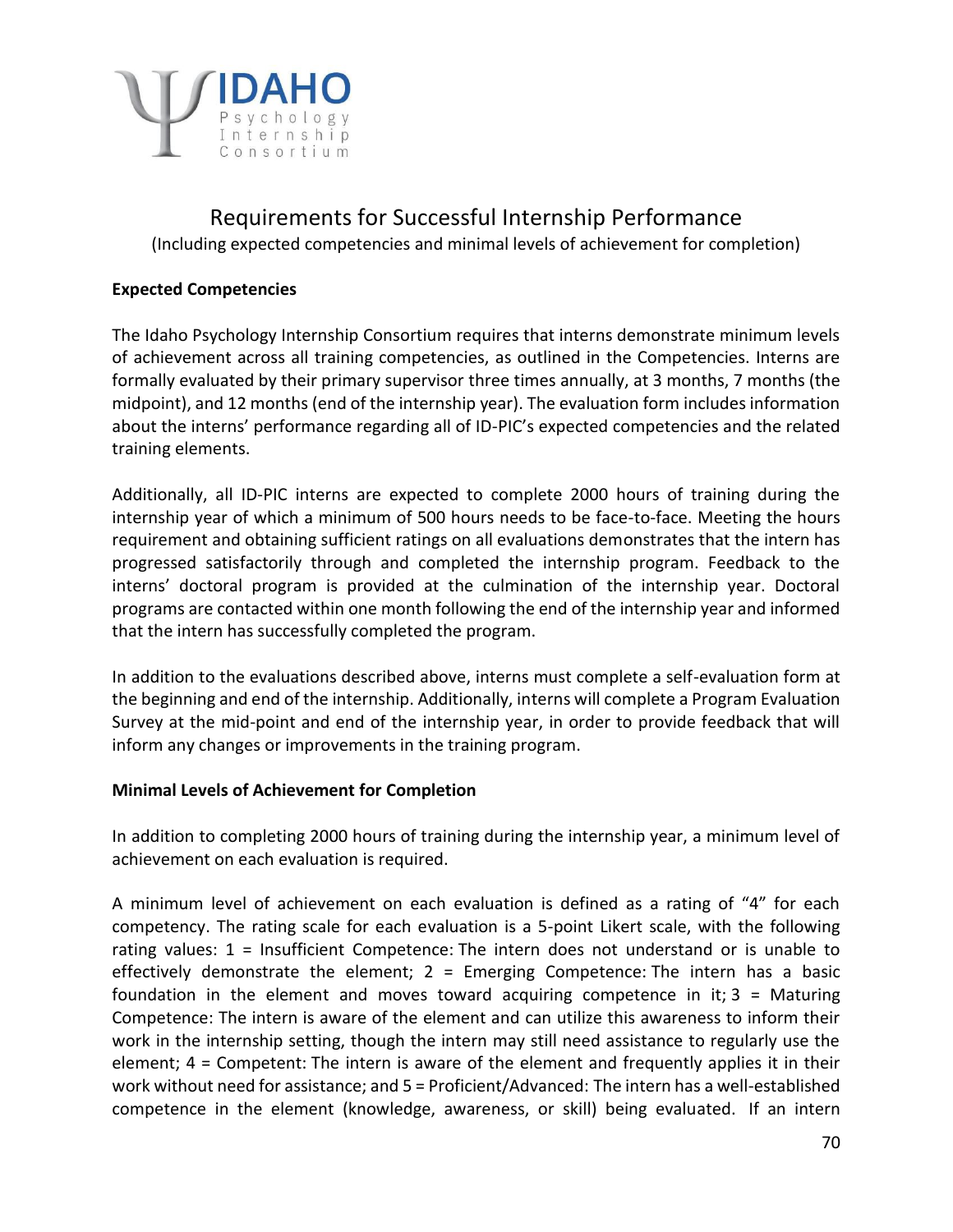# Requirements for Successful Internship Performance

(Including expected competencies and minimal levels of achievement for completion)

**Expected Competencies**

The Idaho Psychology Internship Consortium requires that interns demonstrate minimum levels of achievement across all training competencies, as outlined in the Competencies. Interns are formally evaluated by their primary supervisor three times annually, at 3 months, 7 months (the midpoint), and 12 months (end of the internship year). The evaluation form includes information about the interns' performance regarding all of ID-PIC's expected competencies and the related training elements.

Additionally, all ID-PIC interns are expected to complete 2000 hours of training during the internship year of which a minimum of 500 hours needs to be face-to-face. Meeting the hours requirement and obtaining sufficient ratings on all evaluations demonstrates that the intern has progressed satisfactorily through and completed the internship program. Feedback to the interns' doctoral program is provided at the culmination of the internship year. Doctoral programs are contacted within one month following the end of the internship year and informed that the intern has successfully completed the program.

In addition to the evaluations described above, interns must complete a self-evaluation form at the beginning and end of the internship. Additionally, interns will complete a Program Evaluation Survey at the mid-point and end of the internship year, in order to provide feedback that will inform any changes or improvements in the training program.

**Minimal Levels of Achievement for Completion**

In addition to completing 2000 hours of training during the internship year, a minimum level of achievement on each evaluation is required.

A minimum level of achievement on each evaluation is defined as a rating of "4" for each competency. The rating scale for each evaluation is a 5-point Likert scale, with the following rating values: 1 = Insufficient Competence: The intern does not understand or is unable to effectively demonstrate the element; 2 = Emerging Competence: The intern has a basic foundation in the element and moves toward acquiring competence in it; 3 = Maturing Competence: The intern is aware of the element and can utilize this awareness to inform their work in the internship setting, though the intern may still need assistance to regularly use the element; 4 = Competent: The intern is aware of the element and frequently applies it in their work without need for assistance; and 5 = Proficient/Advanced: The intern has a well-established competence in the element (knowledge, awareness, or skill) being evaluated. If an intern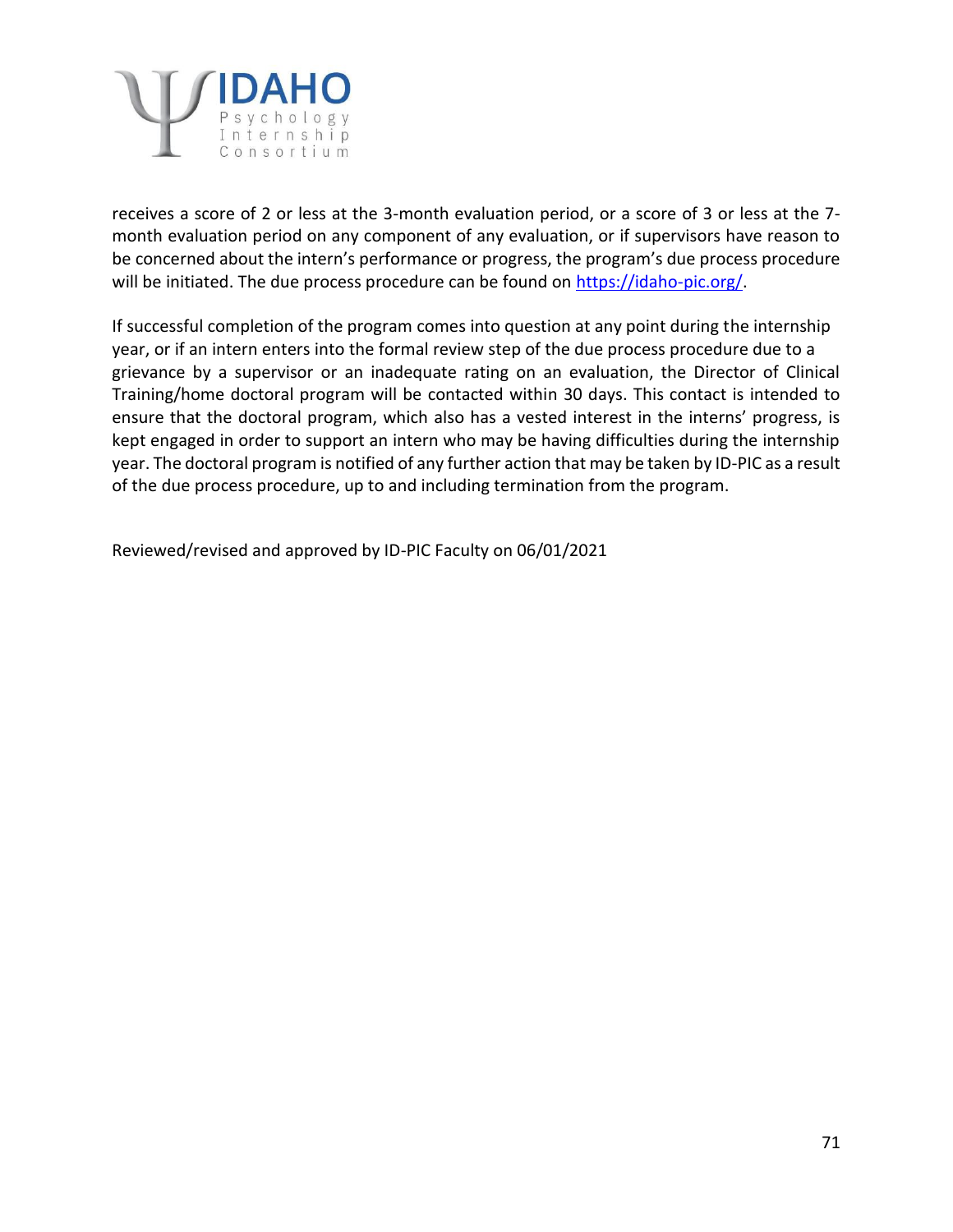receives a score of 2 or less at the 3-month evaluation period, or a score of 3 or less at the 7-month evaluation period on any component of any evaluation, or if supervisors have reason to be concerned about the intern's performance or progress, the program's due process procedure will be initiated. The due process procedure can be found on [https://idaho-pic.org/](https://idaho-pic.org/).

If successful completion of the program comes into question at any point during the internship year, or if an intern enters into the formal review step of the due process procedure due to a grievance by a supervisor or an inadequate rating on an evaluation, the Director of Clinical Training/home doctoral program will be contacted within 30 days. This contact is intended to ensure that the doctoral program, which also has a vested interest in the interns' progress, is kept engaged in order to support an intern who may be having difficulties during the internship year. The doctoral program is notified of any further action that may be taken by ID-PIC as a result of the due process procedure, up to and including termination from the program.

Reviewed/revised and approved by ID-PIC Faculty on 06/01/2021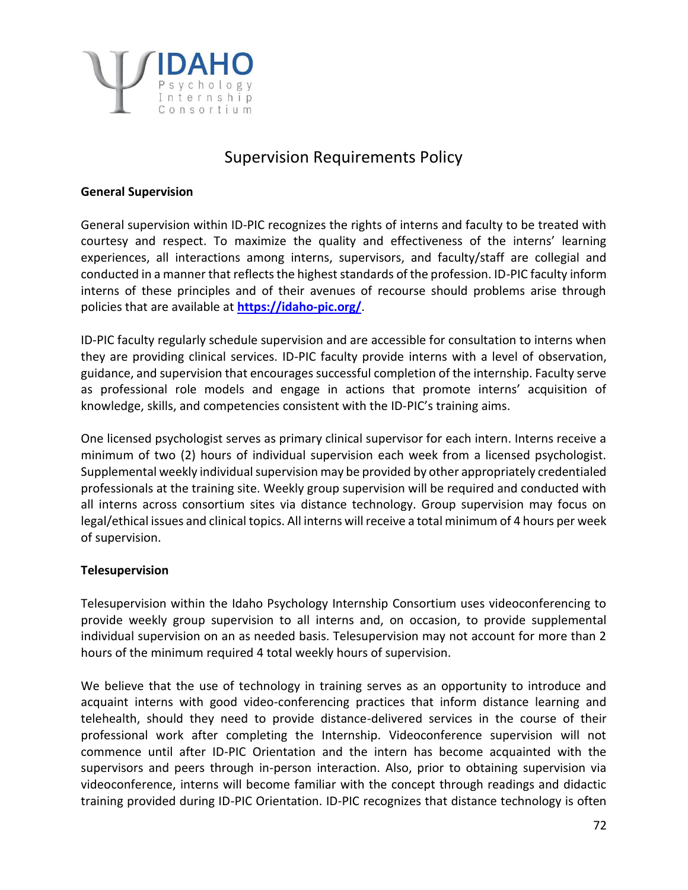# Supervision Requirements Policy

**General Supervision**

General supervision within ID-PIC recognizes the rights of interns and faculty to be treated with courtesy and respect. To maximize the quality and effectiveness of the interns' learning experiences, all interactions among interns, supervisors, and faculty/staff are collegial and conducted in a manner that reflects the highest standards of the profession. ID-PIC faculty inform interns of these principles and of their avenues of recourse should problems arise through policies that are available at **https://idaho-pic.org/**.

ID-PIC faculty regularly schedule supervision and are accessible for consultation to interns when they are providing clinical services. ID-PIC faculty provide interns with a level of observation, guidance, and supervision that encourages successful completion of the internship. Faculty serve as professional role models and engage in actions that promote interns' acquisition of knowledge, skills, and competencies consistent with the ID-PIC's training aims.

One licensed psychologist serves as primary clinical supervisor for each intern. Interns receive a minimum of two (2) hours of individual supervision each week from a licensed psychologist. Supplemental weekly individual supervision may be provided by other appropriately credentialed professionals at the training site. Weekly group supervision will be required and conducted with all interns across consortium sites via distance technology. Group supervision may focus on legal/ethical issues and clinical topics. All interns will receive a total minimum of 4 hours per week of supervision.

**Telesupervision**

Telesupervision within the Idaho Psychology Internship Consortium uses videoconferencing to provide weekly group supervision to all interns and, on occasion, to provide supplemental individual supervision on an as needed basis. Telesupervision may not account for more than 2 hours of the minimum required 4 total weekly hours of supervision.

We believe that the use of technology in training serves as an opportunity to introduce and acquaint interns with good video-conferencing practices that inform distance learning and telehealth, should they need to provide distance-delivered services in the course of their professional work after completing the Internship. Videoconference supervision will not commence until after ID-PIC Orientation and the intern has become acquainted with the supervisors and peers through in-person interaction. Also, prior to obtaining supervision via videoconference, interns will become familiar with the concept through readings and didactic training provided during ID-PIC Orientation. ID-PIC recognizes that distance technology is often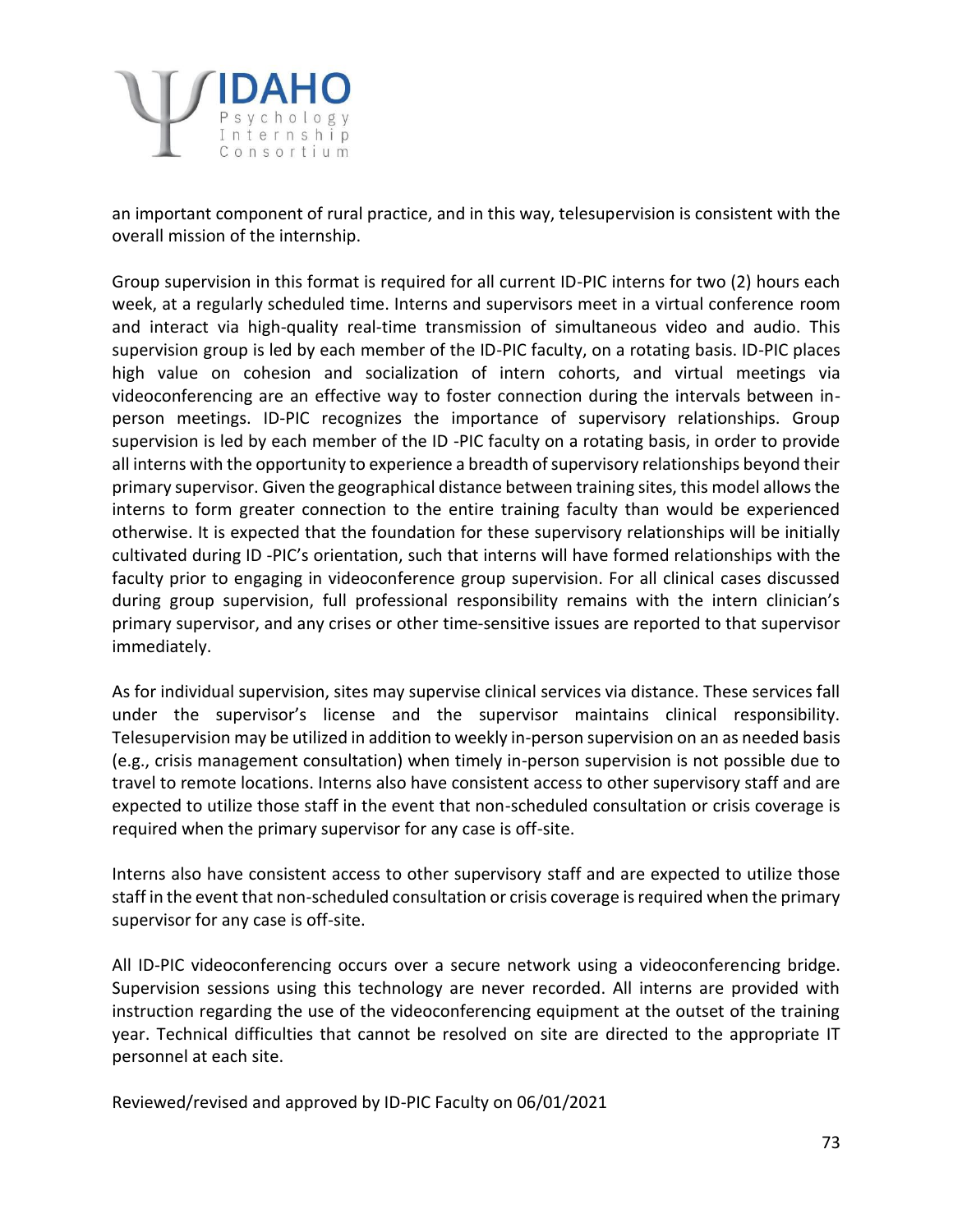an important component of rural practice, and in this way, telesupervision is consistent with the overall mission of the internship.

Group supervision in this format is required for all current ID-PIC interns for two (2) hours each week, at a regularly scheduled time. Interns and supervisors meet in a virtual conference room and interact via high-quality real-time transmission of simultaneous video and audio. This supervision group is led by each member of the ID-PIC faculty, on a rotating basis. ID-PIC places high value on cohesion and socialization of intern cohorts, and virtual meetings via videoconferencing are an effective way to foster connection during the intervals between in-person meetings. ID-PIC recognizes the importance of supervisory relationships. Group supervision is led by each member of the ID -PIC faculty on a rotating basis, in order to provide all interns with the opportunity to experience a breadth of supervisory relationships beyond their primary supervisor. Given the geographical distance between training sites, this model allows the interns to form greater connection to the entire training faculty than would be experienced otherwise. It is expected that the foundation for these supervisory relationships will be initially cultivated during ID -PIC's orientation, such that interns will have formed relationships with the faculty prior to engaging in videoconference group supervision. For all clinical cases discussed during group supervision, full professional responsibility remains with the intern clinician's primary supervisor, and any crises or other time-sensitive issues are reported to that supervisor immediately.

As for individual supervision, sites may supervise clinical services via distance. These services fall under the supervisor's license and the supervisor maintains clinical responsibility. Telesupervision may be utilized in addition to weekly in-person supervision on an as needed basis (e.g., crisis management consultation) when timely in-person supervision is not possible due to travel to remote locations. Interns also have consistent access to other supervisory staff and are expected to utilize those staff in the event that non-scheduled consultation or crisis coverage is required when the primary supervisor for any case is off-site.

Interns also have consistent access to other supervisory staff and are expected to utilize those staff in the event that non-scheduled consultation or crisis coverage is required when the primary supervisor for any case is off-site.

All ID-PIC videoconferencing occurs over a secure network using a videoconferencing bridge. Supervision sessions using this technology are never recorded. All interns are provided with instruction regarding the use of the videoconferencing equipment at the outset of the training year. Technical difficulties that cannot be resolved on site are directed to the appropriate IT personnel at each site.

Reviewed/revised and approved by ID-PIC Faculty on 06/01/2021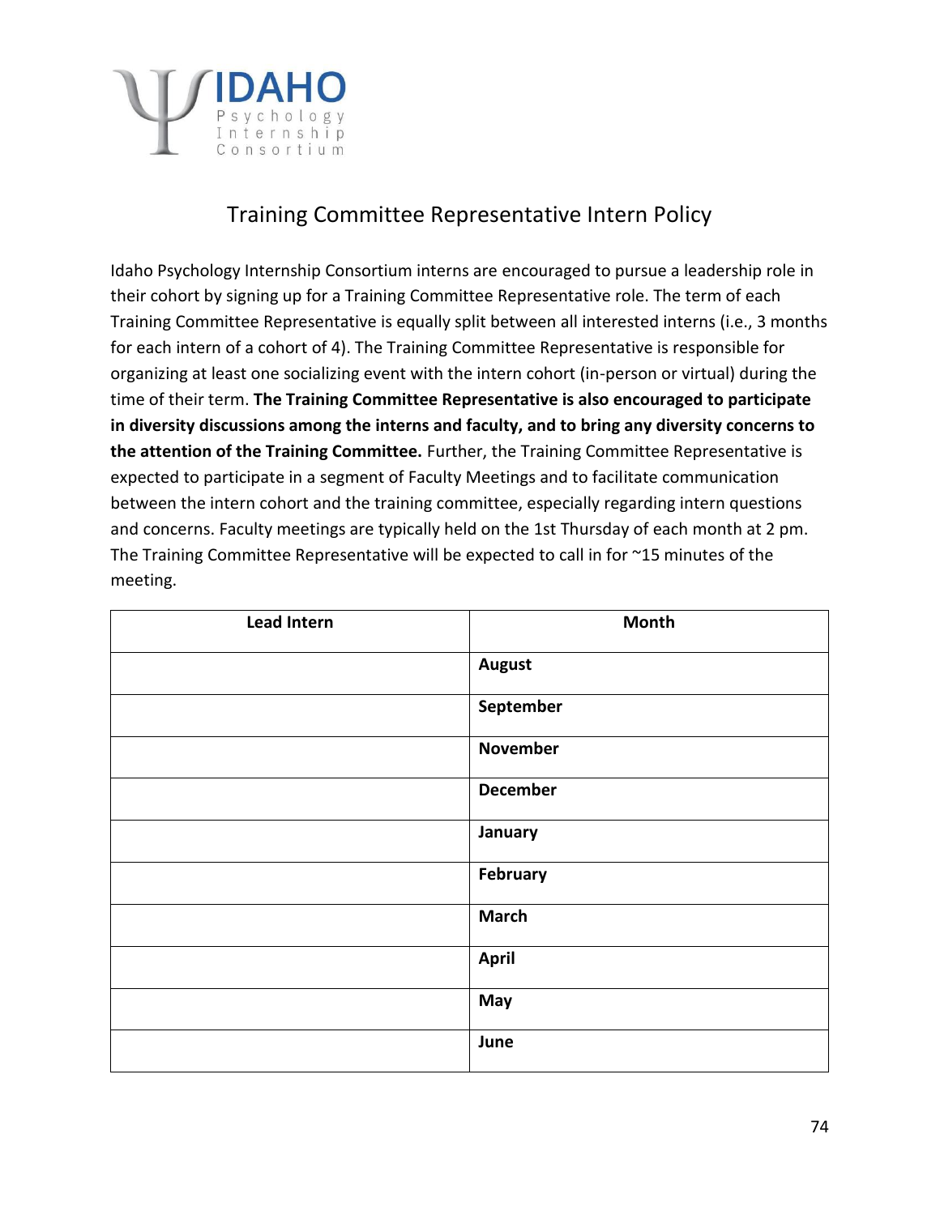# Training Committee Representative Intern Policy

Idaho Psychology Internship Consortium interns are encouraged to pursue a leadership role in their cohort by signing up for a Training Committee Representative role. The term of each Training Committee Representative is equally split between all interested interns (i.e., 3 months for each intern of a cohort of 4). The Training Committee Representative is responsible for organizing at least one socializing event with the intern cohort (in-person or virtual) during the time of their term. **The Training Committee Representative is also encouraged to participate in diversity discussions among the interns and faculty, and to bring any diversity concerns to the attention of the Training Committee.** Further, the Training Committee Representative is expected to participate in a segment of Faculty Meetings and to facilitate communication between the intern cohort and the training committee, especially regarding intern questions and concerns. Faculty meetings are typically held on the 1st Thursday of each month at 2 pm. The Training Committee Representative will be expected to call in for ~15 minutes of the meeting.

| Lead Intern | Month |
|---|---|
| | **August** |
| | **September** |
| | **November** |
| | **December** |
| | **January** |
| | **February** |
| | **March** |
| | **April** |
| | **May** |
| | **June** |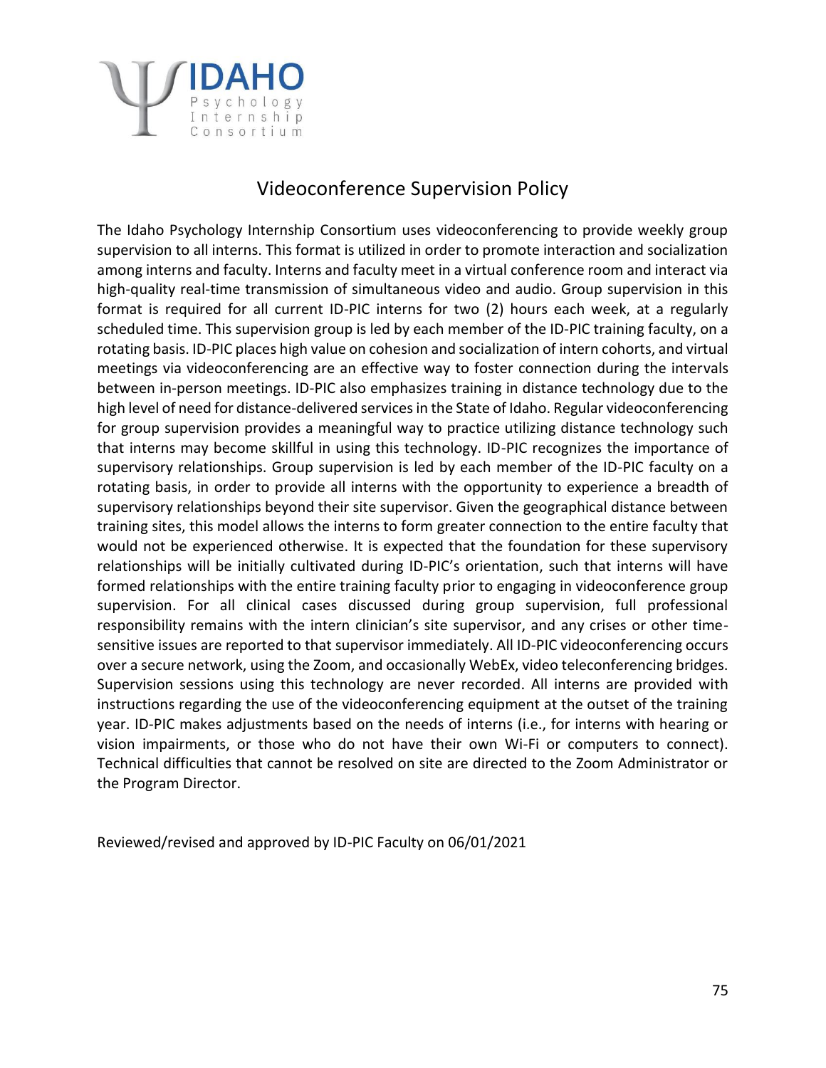# Videoconference Supervision Policy

The Idaho Psychology Internship Consortium uses videoconferencing to provide weekly group supervision to all interns. This format is utilized in order to promote interaction and socialization among interns and faculty. Interns and faculty meet in a virtual conference room and interact via high-quality real-time transmission of simultaneous video and audio. Group supervision in this format is required for all current ID-PIC interns for two (2) hours each week, at a regularly scheduled time. This supervision group is led by each member of the ID-PIC training faculty, on a rotating basis. ID-PIC places high value on cohesion and socialization of intern cohorts, and virtual meetings via videoconferencing are an effective way to foster connection during the intervals between in-person meetings. ID-PIC also emphasizes training in distance technology due to the high level of need for distance-delivered services in the State of Idaho. Regular videoconferencing for group supervision provides a meaningful way to practice utilizing distance technology such that interns may become skillful in using this technology. ID-PIC recognizes the importance of supervisory relationships. Group supervision is led by each member of the ID-PIC faculty on a rotating basis, in order to provide all interns with the opportunity to experience a breadth of supervisory relationships beyond their site supervisor. Given the geographical distance between training sites, this model allows the interns to form greater connection to the entire faculty that would not be experienced otherwise. It is expected that the foundation for these supervisory relationships will be initially cultivated during ID-PIC's orientation, such that interns will have formed relationships with the entire training faculty prior to engaging in videoconference group supervision. For all clinical cases discussed during group supervision, full professional responsibility remains with the intern clinician's site supervisor, and any crises or other time-sensitive issues are reported to that supervisor immediately. All ID-PIC videoconferencing occurs over a secure network, using the Zoom, and occasionally WebEx, video teleconferencing bridges. Supervision sessions using this technology are never recorded. All interns are provided with instructions regarding the use of the videoconferencing equipment at the outset of the training year. ID-PIC makes adjustments based on the needs of interns (i.e., for interns with hearing or vision impairments, or those who do not have their own Wi-Fi or computers to connect). Technical difficulties that cannot be resolved on site are directed to the Zoom Administrator or the Program Director.

Reviewed/revised and approved by ID-PIC Faculty on 06/01/2021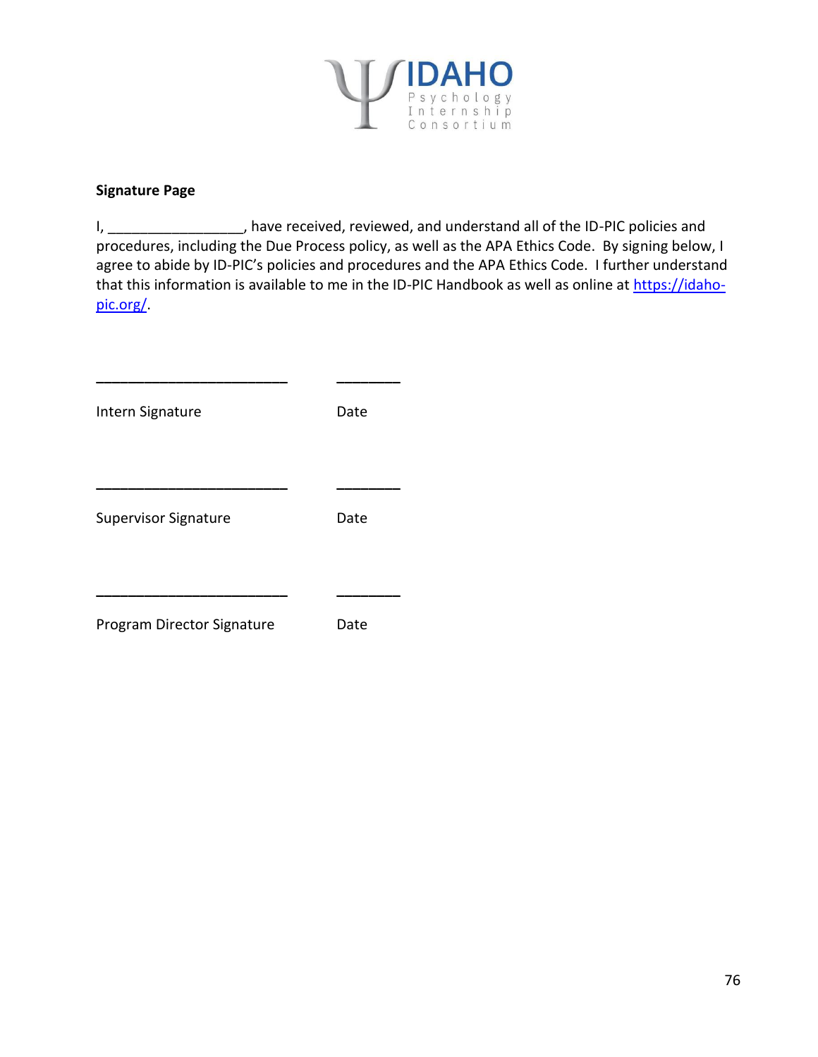**Signature Page**

I, _________________, have received, reviewed, and understand all of the ID-PIC policies and procedures, including the Due Process policy, as well as the APA Ethics Code. By signing below, I agree to abide by ID-PIC's policies and procedures and the APA Ethics Code. I further understand that this information is available to me in the ID-PIC Handbook as well as online at [https://idaho-pic.org/](https://idaho-pic.org/).

________________________ ________

Intern Signature Date

________________________ ________

Supervisor Signature Date

________________________ ________

Program Director Signature Date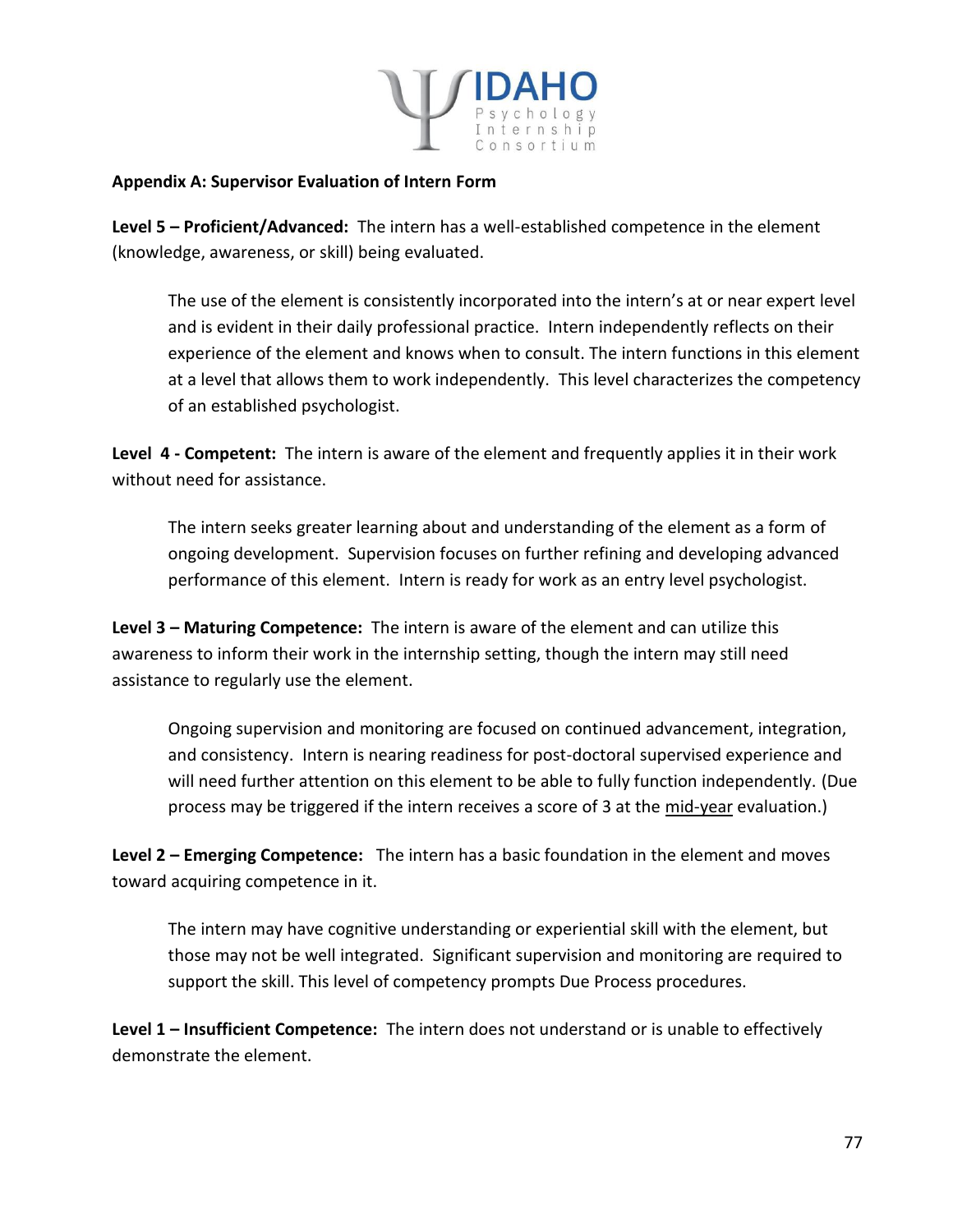**Appendix A: Supervisor Evaluation of Intern Form**

**Level 5 – Proficient/Advanced:** The intern has a well-established competence in the element (knowledge, awareness, or skill) being evaluated.

> The use of the element is consistently incorporated into the intern's at or near expert level and is evident in their daily professional practice. Intern independently reflects on their experience of the element and knows when to consult. The intern functions in this element at a level that allows them to work independently. This level characterizes the competency of an established psychologist.

**Level 4 - Competent:** The intern is aware of the element and frequently applies it in their work without need for assistance.

> The intern seeks greater learning about and understanding of the element as a form of ongoing development. Supervision focuses on further refining and developing advanced performance of this element. Intern is ready for work as an entry level psychologist.

**Level 3 – Maturing Competence:** The intern is aware of the element and can utilize this awareness to inform their work in the internship setting, though the intern may still need assistance to regularly use the element.

> Ongoing supervision and monitoring are focused on continued advancement, integration, and consistency. Intern is nearing readiness for post-doctoral supervised experience and will need further attention on this element to be able to fully function independently. (Due process may be triggered if the intern receives a score of 3 at the <u>mid-year</u> evaluation.)

**Level 2 – Emerging Competence:** The intern has a basic foundation in the element and moves toward acquiring competence in it.

> The intern may have cognitive understanding or experiential skill with the element, but those may not be well integrated. Significant supervision and monitoring are required to support the skill. This level of competency prompts Due Process procedures.

**Level 1 – Insufficient Competence:** The intern does not understand or is unable to effectively demonstrate the element.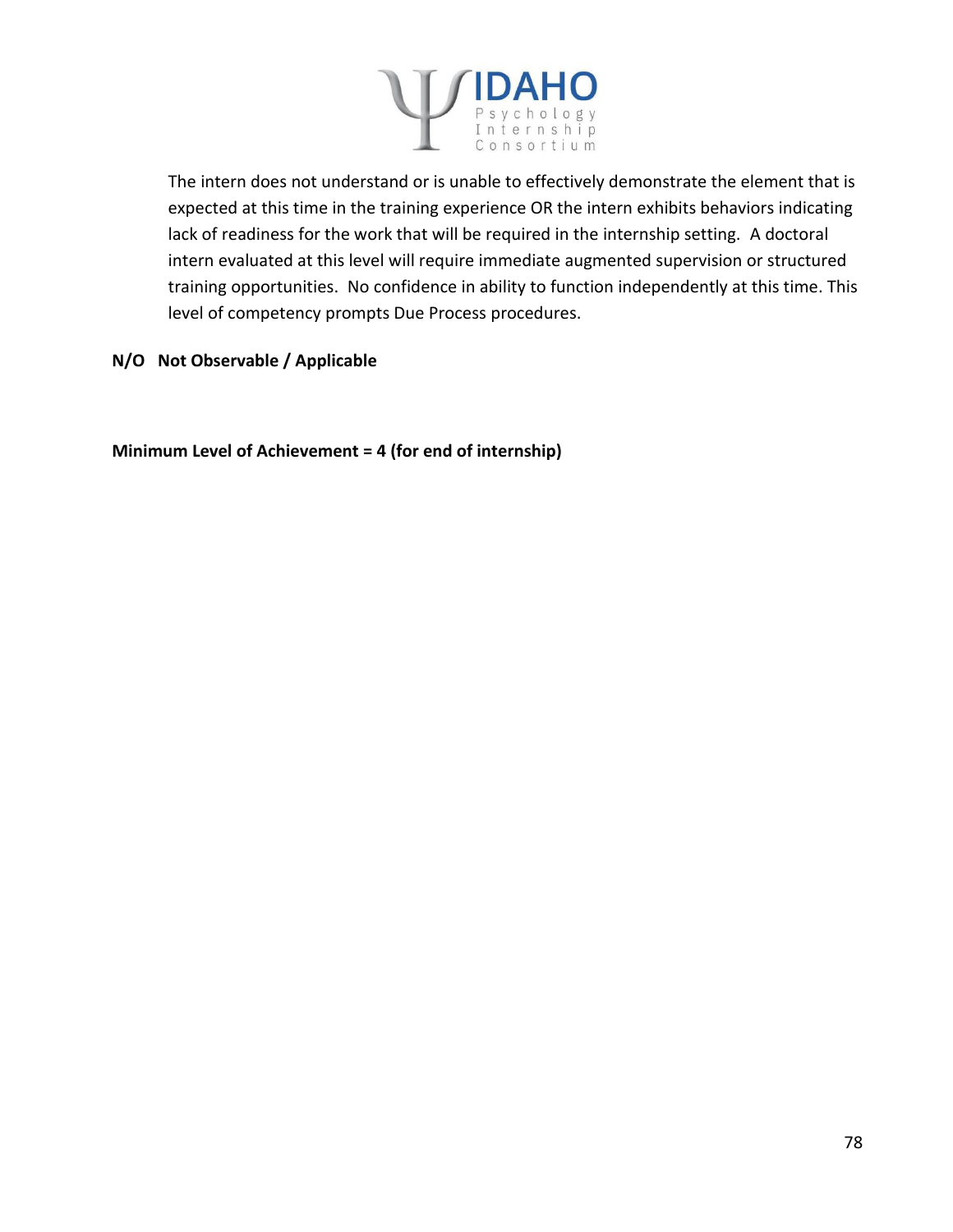The intern does not understand or is unable to effectively demonstrate the element that is expected at this time in the training experience OR the intern exhibits behaviors indicating lack of readiness for the work that will be required in the internship setting.  A doctoral intern evaluated at this level will require immediate augmented supervision or structured training opportunities.  No confidence in ability to function independently at this time. This level of competency prompts Due Process procedures.

**N/O   Not Observable / Applicable**

**Minimum Level of Achievement = 4 (for end of internship)**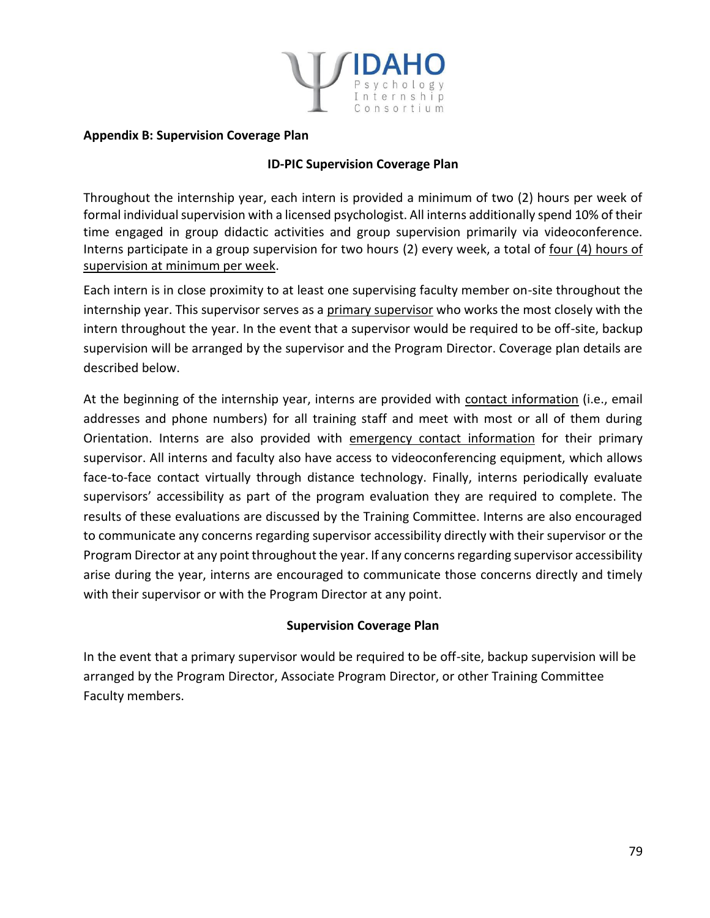**Appendix B: Supervision Coverage Plan**

**ID-PIC Supervision Coverage Plan**

Throughout the internship year, each intern is provided a minimum of two (2) hours per week of formal individual supervision with a licensed psychologist. All interns additionally spend 10% of their time engaged in group didactic activities and group supervision primarily via videoconference. Interns participate in a group supervision for two hours (2) every week, a total of four (4) hours of supervision at minimum per week.

Each intern is in close proximity to at least one supervising faculty member on-site throughout the internship year. This supervisor serves as a primary supervisor who works the most closely with the intern throughout the year. In the event that a supervisor would be required to be off-site, backup supervision will be arranged by the supervisor and the Program Director. Coverage plan details are described below.

At the beginning of the internship year, interns are provided with contact information (i.e., email addresses and phone numbers) for all training staff and meet with most or all of them during Orientation. Interns are also provided with emergency contact information for their primary supervisor. All interns and faculty also have access to videoconferencing equipment, which allows face-to-face contact virtually through distance technology. Finally, interns periodically evaluate supervisors' accessibility as part of the program evaluation they are required to complete. The results of these evaluations are discussed by the Training Committee. Interns are also encouraged to communicate any concerns regarding supervisor accessibility directly with their supervisor or the Program Director at any point throughout the year. If any concerns regarding supervisor accessibility arise during the year, interns are encouraged to communicate those concerns directly and timely with their supervisor or with the Program Director at any point.

**Supervision Coverage Plan**

In the event that a primary supervisor would be required to be off-site, backup supervision will be arranged by the Program Director, Associate Program Director, or other Training Committee Faculty members.